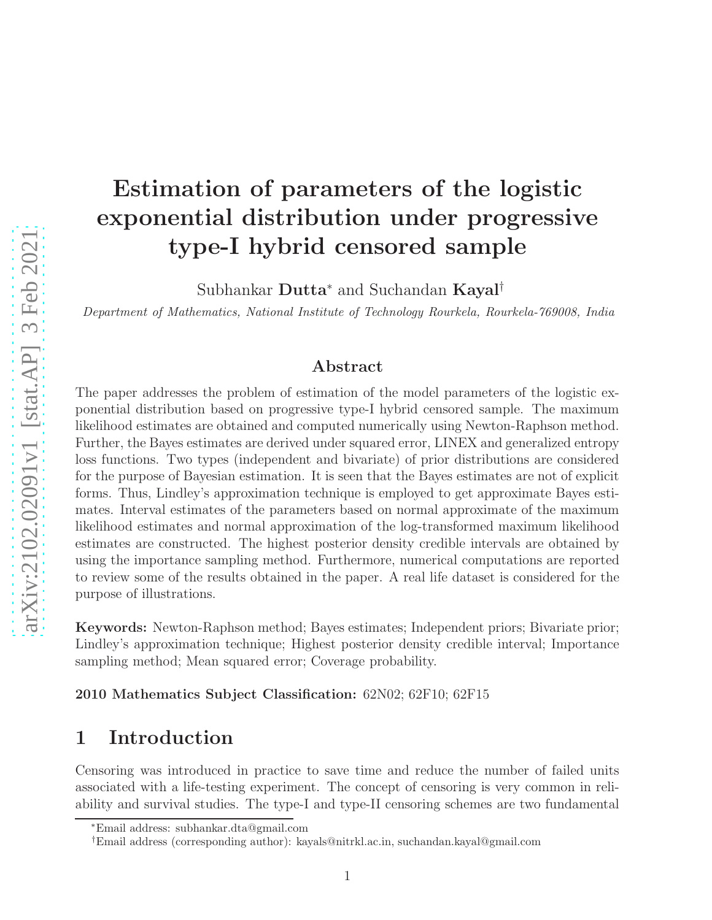# Estimation of parameters of the logistic exponential distribution under progressive type-I hybrid censored sample

Subhankar **Dutta**[*] and Suchandan **Kayal**[†]

*Department of Mathematics, National Institute of Technology Rourkela, Rourkela-769008, India*

## Abstract

The paper addresses the problem of estimation of the model parameters of the logistic exponential distribution based on progressive type-I hybrid censored sample. The maximum likelihood estimates are obtained and computed numerically using Newton-Raphson method. Further, the Bayes estimates are derived under squared error, LINEX and generalized entropy loss functions. Two types (independent and bivariate) of prior distributions are considered for the purpose of Bayesian estimation. It is seen that the Bayes estimates are not of explicit forms. Thus, Lindley's approximation technique is employed to get approximate Bayes estimates. Interval estimates of the parameters based on normal approximate of the maximum likelihood estimates and normal approximation of the log-transformed maximum likelihood estimates are constructed. The highest posterior density credible intervals are obtained by using the importance sampling method. Furthermore, numerical computations are reported to review some of the results obtained in the paper. A real life dataset is considered for the purpose of illustrations.

**Keywords:** Newton-Raphson method; Bayes estimates; Independent priors; Bivariate prior; Lindley's approximation technique; Highest posterior density credible interval; Importance sampling method; Mean squared error; Coverage probability.

**2010 Mathematics Subject Classification:** 62N02; 62F10; 62F15

## 1 Introduction

Censoring was introduced in practice to save time and reduce the number of failed units associated with a life-testing experiment. The concept of censoring is very common in reliability and survival studies. The type-I and type-II censoring schemes are two fundamental

---

[*] Email address: subhankar.dta@gmail.com

[†] Email address (corresponding author): kayals@nitrkl.ac.in, suchandan.kayal@gmail.com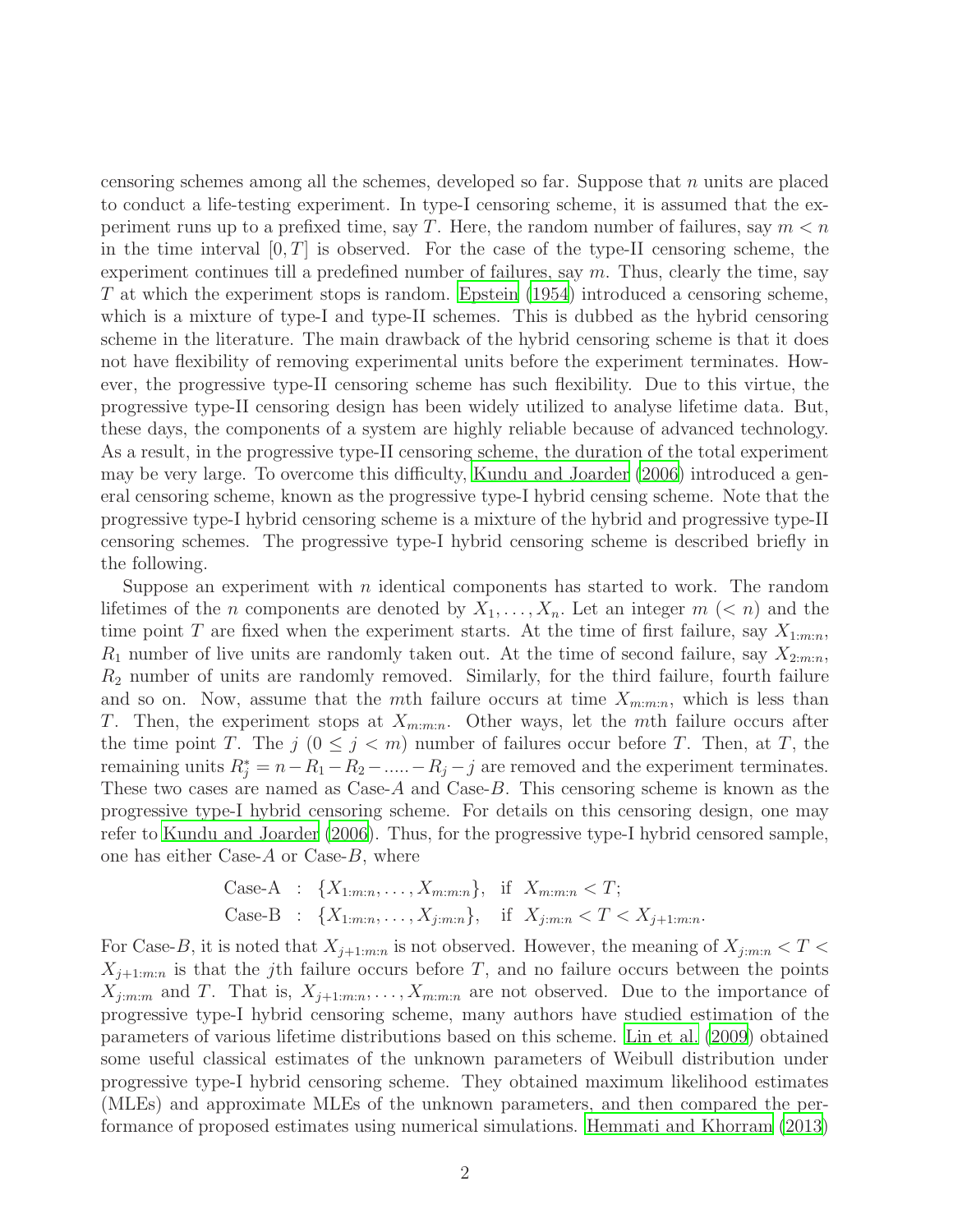censoring schemes among all the schemes, developed so far. Suppose that $n$ units are placed to conduct a life-testing experiment. In type-I censoring scheme, it is assumed that the experiment runs up to a prefixed time, say $T$. Here, the random number of failures, say $m < n$ in the time interval $[0, T]$ is observed. For the case of the type-II censoring scheme, the experiment continues till a predefined number of failures, say $m$. Thus, clearly the time, say $T$ at which the experiment stops is random. Epstein (1954) introduced a censoring scheme, which is a mixture of type-I and type-II schemes. This is dubbed as the hybrid censoring scheme in the literature. The main drawback of the hybrid censoring scheme is that it does not have flexibility of removing experimental units before the experiment terminates. However, the progressive type-II censoring scheme has such flexibility. Due to this virtue, the progressive type-II censoring design has been widely utilized to analyse lifetime data. But, these days, the components of a system are highly reliable because of advanced technology. As a result, in the progressive type-II censoring scheme, the duration of the total experiment may be very large. To overcome this difficulty, Kundu and Joarder (2006) introduced a general censoring scheme, known as the progressive type-I hybrid censing scheme. Note that the progressive type-I hybrid censoring scheme is a mixture of the hybrid and progressive type-II censoring schemes. The progressive type-I hybrid censoring scheme is described briefly in the following.

Suppose an experiment with $n$ identical components has started to work. The random lifetimes of the $n$ components are denoted by $X_1, \ldots, X_n$. Let an integer $m$ $(< n)$ and the time point $T$ are fixed when the experiment starts. At the time of first failure, say $X_{1:m:n}$, $R_1$ number of live units are randomly taken out. At the time of second failure, say $X_{2:m:n}$, $R_2$ number of units are randomly removed. Similarly, for the third failure, fourth failure and so on. Now, assume that the $m$th failure occurs at time $X_{m:m:n}$, which is less than $T$. Then, the experiment stops at $X_{m:m:n}$. Other ways, let the $m$th failure occurs after the time point $T$. The $j$ $(0 \leq j < m)$ number of failures occur before $T$. Then, at $T$, the remaining units $R_j^* = n - R_1 - R_2 - \ldots\ldots - R_j - j$ are removed and the experiment terminates. These two cases are named as Case-$A$ and Case-$B$. This censoring scheme is known as the progressive type-I hybrid censoring scheme. For details on this censoring design, one may refer to Kundu and Joarder (2006). Thus, for the progressive type-I hybrid censored sample, one has either Case-$A$ or Case-$B$, where

$$
\begin{aligned}
\text{Case-A} &: \{X_{1:m:n}, \ldots, X_{m:m:n}\}, \quad \text{if } X_{m:m:n} < T; \\
\text{Case-B} &: \{X_{1:m:n}, \ldots, X_{j:m:n}\}, \quad \text{if } X_{j:m:n} < T < X_{j+1:m:n}.
\end{aligned}
$$

For Case-$B$, it is noted that $X_{j+1:m:n}$ is not observed. However, the meaning of $X_{j:m:n} < T < X_{j+1:m:n}$ is that the $j$th failure occurs before $T$, and no failure occurs between the points $X_{j:m:m}$ and $T$. That is, $X_{j+1:m:n}, \ldots, X_{m:m:n}$ are not observed. Due to the importance of progressive type-I hybrid censoring scheme, many authors have studied estimation of the parameters of various lifetime distributions based on this scheme. Lin et al. (2009) obtained some useful classical estimates of the unknown parameters of Weibull distribution under progressive type-I hybrid censoring scheme. They obtained maximum likelihood estimates (MLEs) and approximate MLEs of the unknown parameters, and then compared the performance of proposed estimates using numerical simulations. Hemmati and Khorram (2013)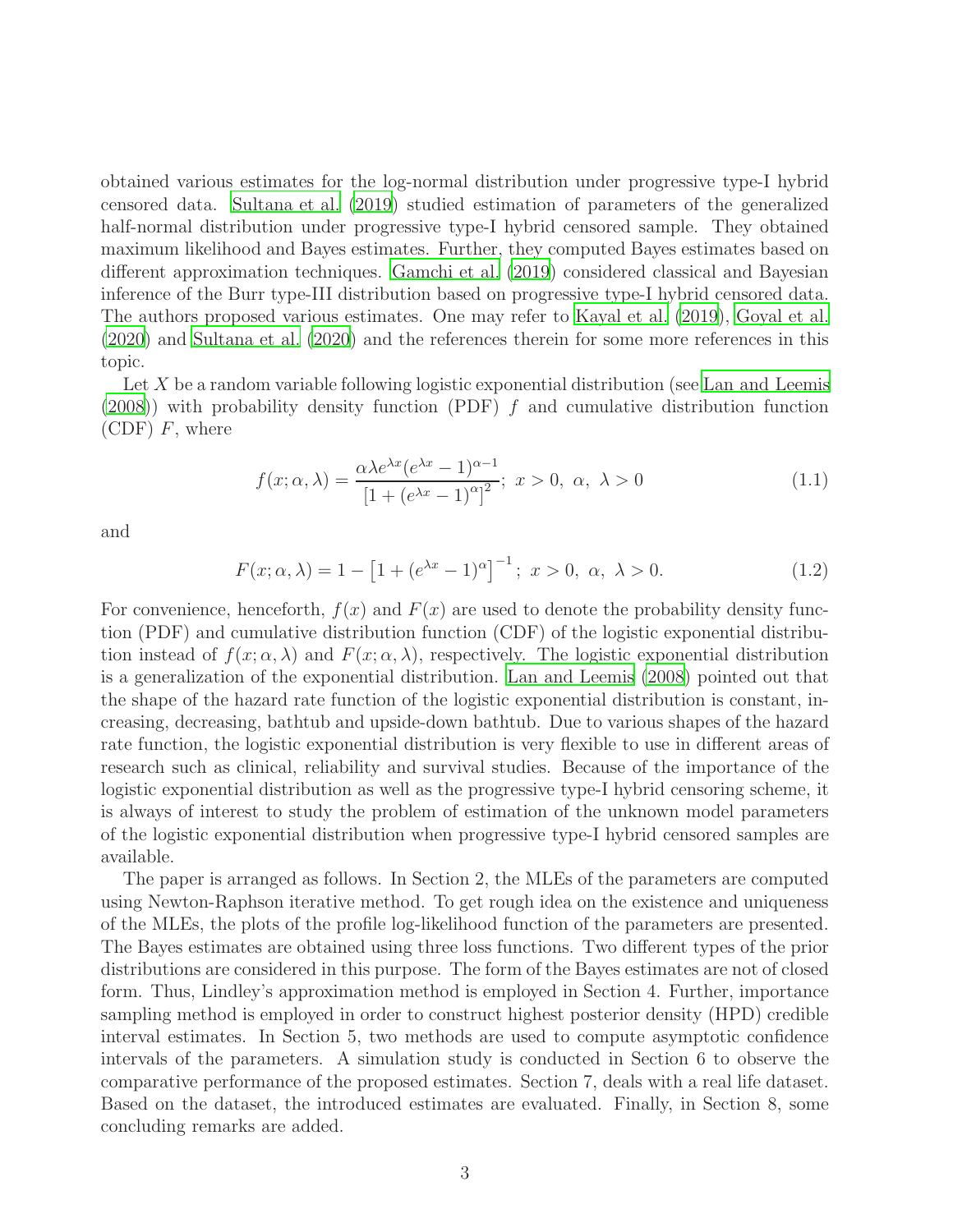obtained various estimates for the log-normal distribution under progressive type-I hybrid censored data. Sultana et al. (2019) studied estimation of parameters of the generalized half-normal distribution under progressive type-I hybrid censored sample. They obtained maximum likelihood and Bayes estimates. Further, they computed Bayes estimates based on different approximation techniques. Gamchi et al. (2019) considered classical and Bayesian inference of the Burr type-III distribution based on progressive type-I hybrid censored data. The authors proposed various estimates. One may refer to Kayal et al. (2019), Goyal et al. (2020) and Sultana et al. (2020) and the references therein for some more references in this topic.

Let $X$ be a random variable following logistic exponential distribution (see Lan and Leemis (2008)) with probability density function (PDF) $f$ and cumulative distribution function (CDF) $F$, where

$$f(x;\alpha,\lambda) = \frac{\alpha\lambda e^{\lambda x}(e^{\lambda x}-1)^{\alpha-1}}{\left[1+(e^{\lambda x}-1)^{\alpha}\right]^2};\ x>0,\ \alpha,\ \lambda>0 \tag{1.1}$$

and

$$F(x;\alpha,\lambda) = 1-\left[1+(e^{\lambda x}-1)^{\alpha}\right]^{-1};\ x>0,\ \alpha,\ \lambda>0. \tag{1.2}$$

For convenience, henceforth, $f(x)$ and $F(x)$ are used to denote the probability density function (PDF) and cumulative distribution function (CDF) of the logistic exponential distribution instead of $f(x;\alpha,\lambda)$ and $F(x;\alpha,\lambda)$, respectively. The logistic exponential distribution is a generalization of the exponential distribution. Lan and Leemis (2008) pointed out that the shape of the hazard rate function of the logistic exponential distribution is constant, increasing, decreasing, bathtub and upside-down bathtub. Due to various shapes of the hazard rate function, the logistic exponential distribution is very flexible to use in different areas of research such as clinical, reliability and survival studies. Because of the importance of the logistic exponential distribution as well as the progressive type-I hybrid censoring scheme, it is always of interest to study the problem of estimation of the unknown model parameters of the logistic exponential distribution when progressive type-I hybrid censored samples are available.

The paper is arranged as follows. In Section 2, the MLEs of the parameters are computed using Newton-Raphson iterative method. To get rough idea on the existence and uniqueness of the MLEs, the plots of the profile log-likelihood function of the parameters are presented. The Bayes estimates are obtained using three loss functions. Two different types of the prior distributions are considered in this purpose. The form of the Bayes estimates are not of closed form. Thus, Lindley's approximation method is employed in Section 4. Further, importance sampling method is employed in order to construct highest posterior density (HPD) credible interval estimates. In Section 5, two methods are used to compute asymptotic confidence intervals of the parameters. A simulation study is conducted in Section 6 to observe the comparative performance of the proposed estimates. Section 7, deals with a real life dataset. Based on the dataset, the introduced estimates are evaluated. Finally, in Section 8, some concluding remarks are added.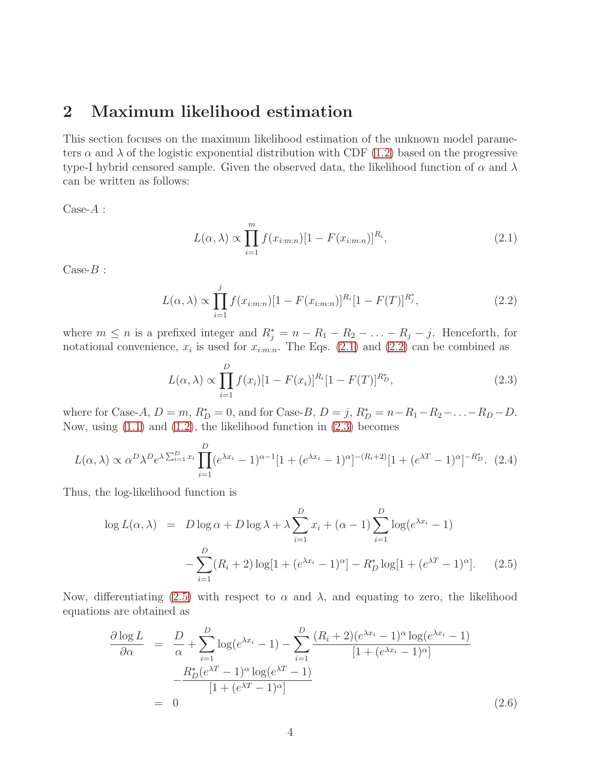## 2 Maximum likelihood estimation

This section focuses on the maximum likelihood estimation of the unknown model parameters $\alpha$ and $\lambda$ of the logistic exponential distribution with CDF (1.2) based on the progressive type-I hybrid censored sample. Given the observed data, the likelihood function of $\alpha$ and $\lambda$ can be written as follows:

Case-$A$ :

$$L(\alpha, \lambda) \propto \prod_{i=1}^{m} f(x_{i:m:n})[1 - F(x_{i:m:n})]^{R_i}, \tag{2.1}$$

Case-$B$ :

$$L(\alpha, \lambda) \propto \prod_{i=1}^{j} f(x_{i:m:n})[1 - F(x_{i:m:n})]^{R_i}[1 - F(T)]^{R_j^*}, \tag{2.2}$$

where $m \leq n$ is a prefixed integer and $R_j^* = n - R_1 - R_2 - \ldots - R_j - j$. Henceforth, for notational convenience, $x_i$ is used for $x_{i:m:n}$. The Eqs. (2.1) and (2.2) can be combined as

$$L(\alpha, \lambda) \propto \prod_{i=1}^{D} f(x_i)[1 - F(x_i)]^{R_i}[1 - F(T)]^{R_D^*}, \tag{2.3}$$

where for Case-$A$, $D = m$, $R_D^* = 0$, and for Case-$B$, $D = j$, $R_D^* = n - R_1 - R_2 - \ldots - R_D - D$. Now, using (1.1) and (1.2), the likelihood function in (2.3) becomes

$$L(\alpha, \lambda) \propto \alpha^D \lambda^D e^{\lambda \sum_{i=1}^{D} x_i} \prod_{i=1}^{D} (e^{\lambda x_i} - 1)^{\alpha - 1}[1 + (e^{\lambda x_i} - 1)^{\alpha}]^{-(R_i + 2)}[1 + (e^{\lambda T} - 1)^{\alpha}]^{-R_D^*}. \tag{2.4}$$

Thus, the log-likelihood function is

$$\begin{aligned} \log L(\alpha, \lambda) &= D \log \alpha + D \log \lambda + \lambda \sum_{i=1}^{D} x_i + (\alpha - 1) \sum_{i=1}^{D} \log(e^{\lambda x_i} - 1) \\ &\quad - \sum_{i=1}^{D} (R_i + 2) \log[1 + (e^{\lambda x_i} - 1)^{\alpha}] - R_D^* \log[1 + (e^{\lambda T} - 1)^{\alpha}]. \end{aligned} \tag{2.5}$$

Now, differentiating (2.5) with respect to $\alpha$ and $\lambda$, and equating to zero, the likelihood equations are obtained as

$$\begin{aligned} \frac{\partial \log L}{\partial \alpha} &= \frac{D}{\alpha} + \sum_{i=1}^{D} \log(e^{\lambda x_i} - 1) - \sum_{i=1}^{D} \frac{(R_i + 2)(e^{\lambda x_i} - 1)^{\alpha} \log(e^{\lambda x_i} - 1)}{[1 + (e^{\lambda x_i} - 1)^{\alpha}]} \\ &\quad - \frac{R_D^*(e^{\lambda T} - 1)^{\alpha} \log(e^{\lambda T} - 1)}{[1 + (e^{\lambda T} - 1)^{\alpha}]} \\ &= 0 \end{aligned} \tag{2.6}$$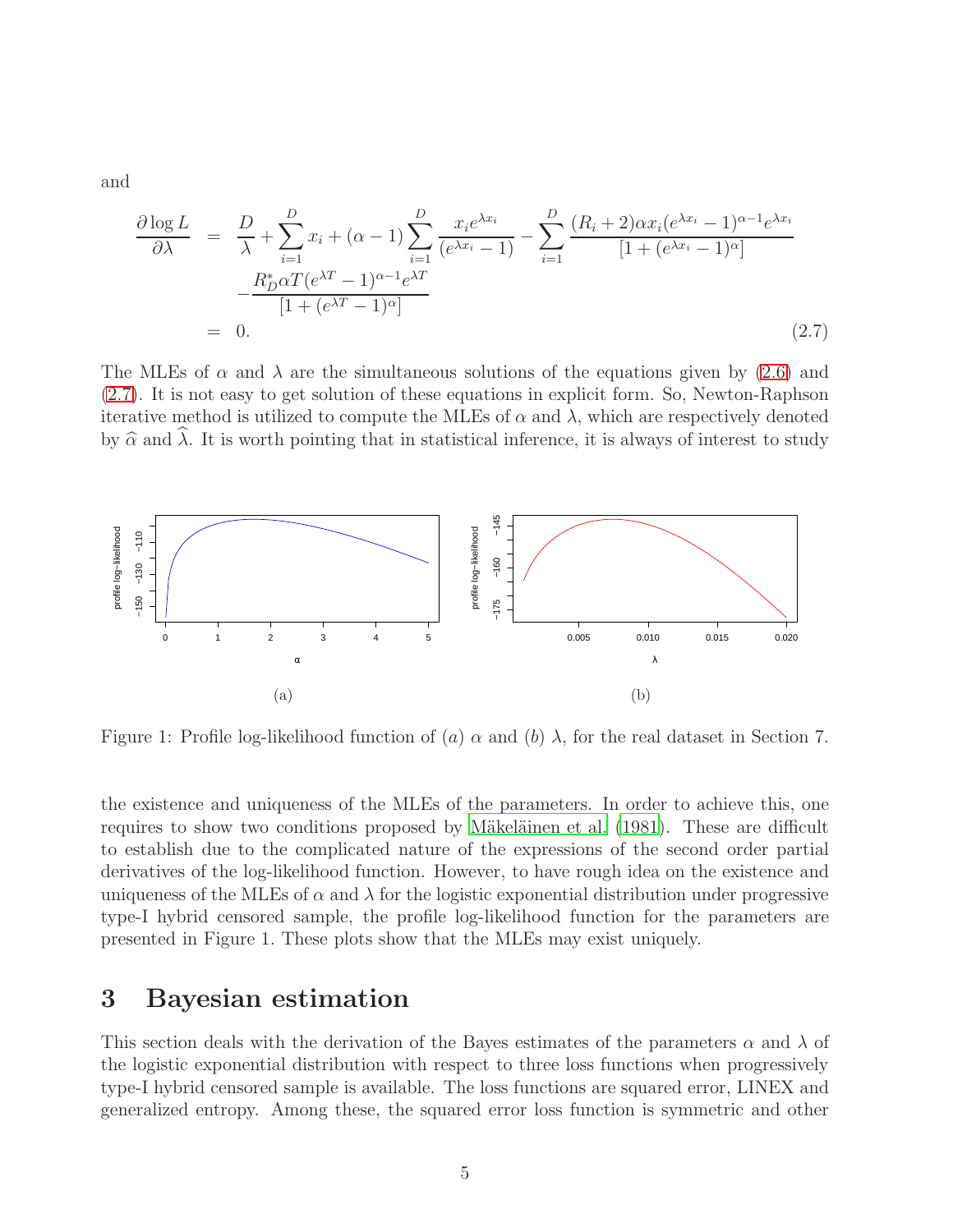and

$$
\begin{aligned}
\frac{\partial \log L}{\partial \lambda} &= \frac{D}{\lambda} + \sum_{i=1}^{D} x_i + (\alpha - 1) \sum_{i=1}^{D} \frac{x_i e^{\lambda x_i}}{(e^{\lambda x_i} - 1)} - \sum_{i=1}^{D} \frac{(R_i + 2)\alpha x_i (e^{\lambda x_i} - 1)^{\alpha - 1} e^{\lambda x_i}}{[1 + (e^{\lambda x_i} - 1)^{\alpha}]} \\
&\quad - \frac{R_D^* \alpha T (e^{\lambda T} - 1)^{\alpha - 1} e^{\lambda T}}{[1 + (e^{\lambda T} - 1)^{\alpha}]} \\
&= 0. \qquad (2.7)
\end{aligned}
$$

The MLEs of $\alpha$ and $\lambda$ are the simultaneous solutions of the equations given by (2.6) and (2.7). It is not easy to get solution of these equations in explicit form. So, Newton-Raphson iterative method is utilized to compute the MLEs of $\alpha$ and $\lambda$, which are respectively denoted by $\widehat{\alpha}$ and $\widehat{\lambda}$. It is worth pointing that in statistical inference, it is always of interest to study

(a)

(b)

Figure 1: Profile log-likelihood function of $(a)$ $\alpha$ and $(b)$ $\lambda$, for the real dataset in Section 7.

the existence and uniqueness of the MLEs of the parameters. In order to achieve this, one requires to show two conditions proposed by Mäkeläinen et al. (1981). These are difficult to establish due to the complicated nature of the expressions of the second order partial derivatives of the log-likelihood function. However, to have rough idea on the existence and uniqueness of the MLEs of $\alpha$ and $\lambda$ for the logistic exponential distribution under progressive type-I hybrid censored sample, the profile log-likelihood function for the parameters are presented in Figure 1. These plots show that the MLEs may exist uniquely.

# 3 Bayesian estimation

This section deals with the derivation of the Bayes estimates of the parameters $\alpha$ and $\lambda$ of the logistic exponential distribution with respect to three loss functions when progressively type-I hybrid censored sample is available. The loss functions are squared error, LINEX and generalized entropy. Among these, the squared error loss function is symmetric and other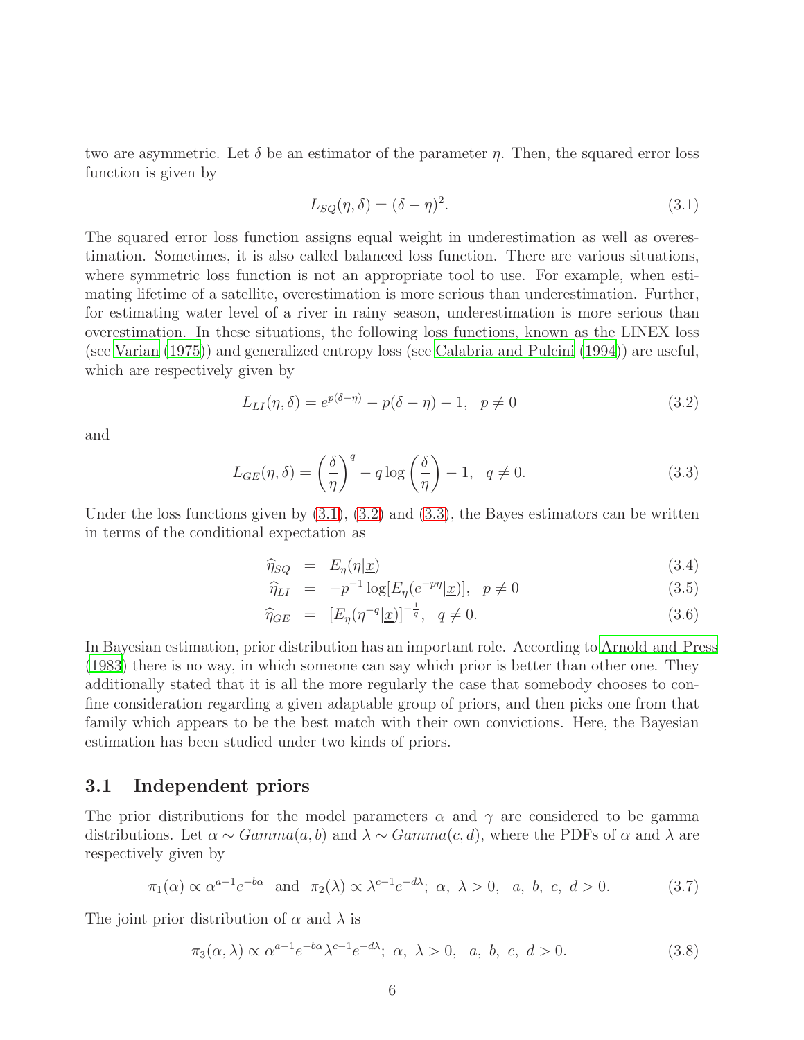two are asymmetric. Let $\delta$ be an estimator of the parameter $\eta$. Then, the squared error loss function is given by

$$L_{SQ}(\eta, \delta) = (\delta - \eta)^2. \tag{3.1}$$

The squared error loss function assigns equal weight in underestimation as well as overestimation. Sometimes, it is also called balanced loss function. There are various situations, where symmetric loss function is not an appropriate tool to use. For example, when estimating lifetime of a satellite, overestimation is more serious than underestimation. Further, for estimating water level of a river in rainy season, underestimation is more serious than overestimation. In these situations, the following loss functions, known as the LINEX loss (see Varian (1975)) and generalized entropy loss (see Calabria and Pulcini (1994)) are useful, which are respectively given by

$$L_{LI}(\eta, \delta) = e^{p(\delta-\eta)} - p(\delta - \eta) - 1, \quad p \neq 0 \tag{3.2}$$

and

$$L_{GE}(\eta, \delta) = \left(\frac{\delta}{\eta}\right)^q - q \log\left(\frac{\delta}{\eta}\right) - 1, \quad q \neq 0. \tag{3.3}$$

Under the loss functions given by (3.1), (3.2) and (3.3), the Bayes estimators can be written in terms of the conditional expectation as

$$\widehat{\eta}_{SQ} = E_\eta(\eta|\underline{x}) \tag{3.4}$$

$$\widehat{\eta}_{LI} = -p^{-1} \log[E_\eta(e^{-p\eta}|\underline{x})], \quad p \neq 0 \tag{3.5}$$

$$\widehat{\eta}_{GE} = [E_\eta(\eta^{-q}|\underline{x})]^{-\frac{1}{q}}, \quad q \neq 0. \tag{3.6}$$

In Bayesian estimation, prior distribution has an important role. According to Arnold and Press (1983) there is no way, in which someone can say which prior is better than other one. They additionally stated that it is all the more regularly the case that somebody chooses to confine consideration regarding a given adaptable group of priors, and then picks one from that family which appears to be the best match with their own convictions. Here, the Bayesian estimation has been studied under two kinds of priors.

## 3.1 Independent priors

The prior distributions for the model parameters $\alpha$ and $\gamma$ are considered to be gamma distributions. Let $\alpha \sim Gamma(a, b)$ and $\lambda \sim Gamma(c, d)$, where the PDFs of $\alpha$ and $\lambda$ are respectively given by

$$\pi_1(\alpha) \propto \alpha^{a-1}e^{-b\alpha} \;\text{ and }\; \pi_2(\lambda) \propto \lambda^{c-1}e^{-d\lambda};\; \alpha,\; \lambda > 0, \;\; a,\; b,\; c,\; d > 0. \tag{3.7}$$

The joint prior distribution of $\alpha$ and $\lambda$ is

$$\pi_3(\alpha, \lambda) \propto \alpha^{a-1}e^{-b\alpha}\lambda^{c-1}e^{-d\lambda};\; \alpha,\; \lambda > 0, \;\; a,\; b,\; c,\; d > 0. \tag{3.8}$$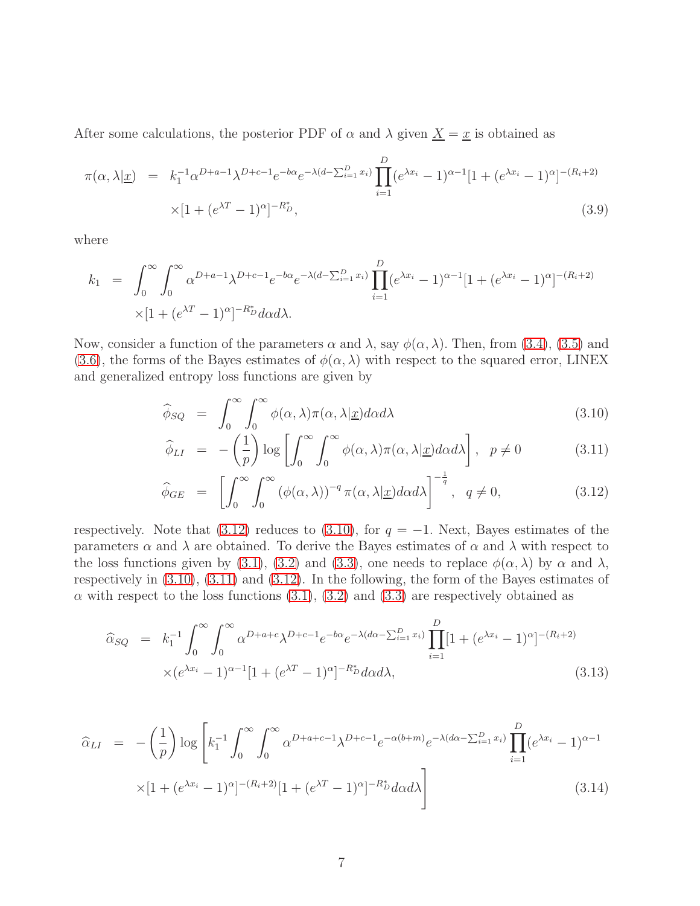After some calculations, the posterior PDF of $\alpha$ and $\lambda$ given $\underline{X} = \underline{x}$ is obtained as

$$
\begin{aligned}
\pi(\alpha, \lambda|\underline{x}) &= k_1^{-1} \alpha^{D+a-1} \lambda^{D+c-1} e^{-b\alpha} e^{-\lambda(d - \sum_{i=1}^{D} x_i)} \prod_{i=1}^{D} (e^{\lambda x_i} - 1)^{\alpha - 1} [1 + (e^{\lambda x_i} - 1)^{\alpha}]^{-(R_i+2)} \\
&\quad \times [1 + (e^{\lambda T} - 1)^{\alpha}]^{-R_D^*}, \qquad (3.9)
\end{aligned}
$$

where

$$
\begin{aligned}
k_1 &= \int_0^{\infty} \int_0^{\infty} \alpha^{D+a-1} \lambda^{D+c-1} e^{-b\alpha} e^{-\lambda(d - \sum_{i=1}^{D} x_i)} \prod_{i=1}^{D} (e^{\lambda x_i} - 1)^{\alpha - 1} [1 + (e^{\lambda x_i} - 1)^{\alpha}]^{-(R_i+2)} \\
&\quad \times [1 + (e^{\lambda T} - 1)^{\alpha}]^{-R_D^*} d\alpha d\lambda.
\end{aligned}
$$

Now, consider a function of the parameters $\alpha$ and $\lambda$, say $\phi(\alpha, \lambda)$. Then, from (3.4), (3.5) and (3.6), the forms of the Bayes estimates of $\phi(\alpha, \lambda)$ with respect to the squared error, LINEX and generalized entropy loss functions are given by

$$
\widehat{\phi}_{SQ} = \int_0^{\infty} \int_0^{\infty} \phi(\alpha, \lambda) \pi(\alpha, \lambda|\underline{x}) d\alpha d\lambda \qquad (3.10)
$$

$$
\widehat{\phi}_{LI} = -\left(\frac{1}{p}\right) \log \left[ \int_0^{\infty} \int_0^{\infty} \phi(\alpha, \lambda) \pi(\alpha, \lambda|\underline{x}) d\alpha d\lambda \right], \quad p \neq 0 \qquad (3.11)
$$

$$
\widehat{\phi}_{GE} = \left[ \int_0^{\infty} \int_0^{\infty} (\phi(\alpha, \lambda))^{-q} \pi(\alpha, \lambda|\underline{x}) d\alpha d\lambda \right]^{-\frac{1}{q}}, \quad q \neq 0, \qquad (3.12)
$$

respectively. Note that (3.12) reduces to (3.10), for $q = -1$. Next, Bayes estimates of the parameters $\alpha$ and $\lambda$ are obtained. To derive the Bayes estimates of $\alpha$ and $\lambda$ with respect to the loss functions given by (3.1), (3.2) and (3.3), one needs to replace $\phi(\alpha, \lambda)$ by $\alpha$ and $\lambda$, respectively in (3.10), (3.11) and (3.12). In the following, the form of the Bayes estimates of $\alpha$ with respect to the loss functions (3.1), (3.2) and (3.3) are respectively obtained as

$$
\begin{aligned}
\widehat{\alpha}_{SQ} &= k_1^{-1} \int_0^{\infty} \int_0^{\infty} \alpha^{D+a+c} \lambda^{D+c-1} e^{-b\alpha} e^{-\lambda(d\alpha - \sum_{i=1}^{D} x_i)} \prod_{i=1}^{D} [1 + (e^{\lambda x_i} - 1)^{\alpha}]^{-(R_i+2)} \\
&\quad \times (e^{\lambda x_i} - 1)^{\alpha - 1} [1 + (e^{\lambda T} - 1)^{\alpha}]^{-R_D^*} d\alpha d\lambda, \qquad (3.13)
\end{aligned}
$$

$$
\begin{aligned}
\widehat{\alpha}_{LI} &= -\left(\frac{1}{p}\right) \log \Bigg[ k_1^{-1} \int_0^{\infty} \int_0^{\infty} \alpha^{D+a+c-1} \lambda^{D+c-1} e^{-\alpha(b+m)} e^{-\lambda(d\alpha - \sum_{i=1}^{D} x_i)} \prod_{i=1}^{D} (e^{\lambda x_i} - 1)^{\alpha - 1} \\
&\quad \times [1 + (e^{\lambda x_i} - 1)^{\alpha}]^{-(R_i+2)} [1 + (e^{\lambda T} - 1)^{\alpha}]^{-R_D^*} d\alpha d\lambda \Bigg] \qquad (3.14)
\end{aligned}
$$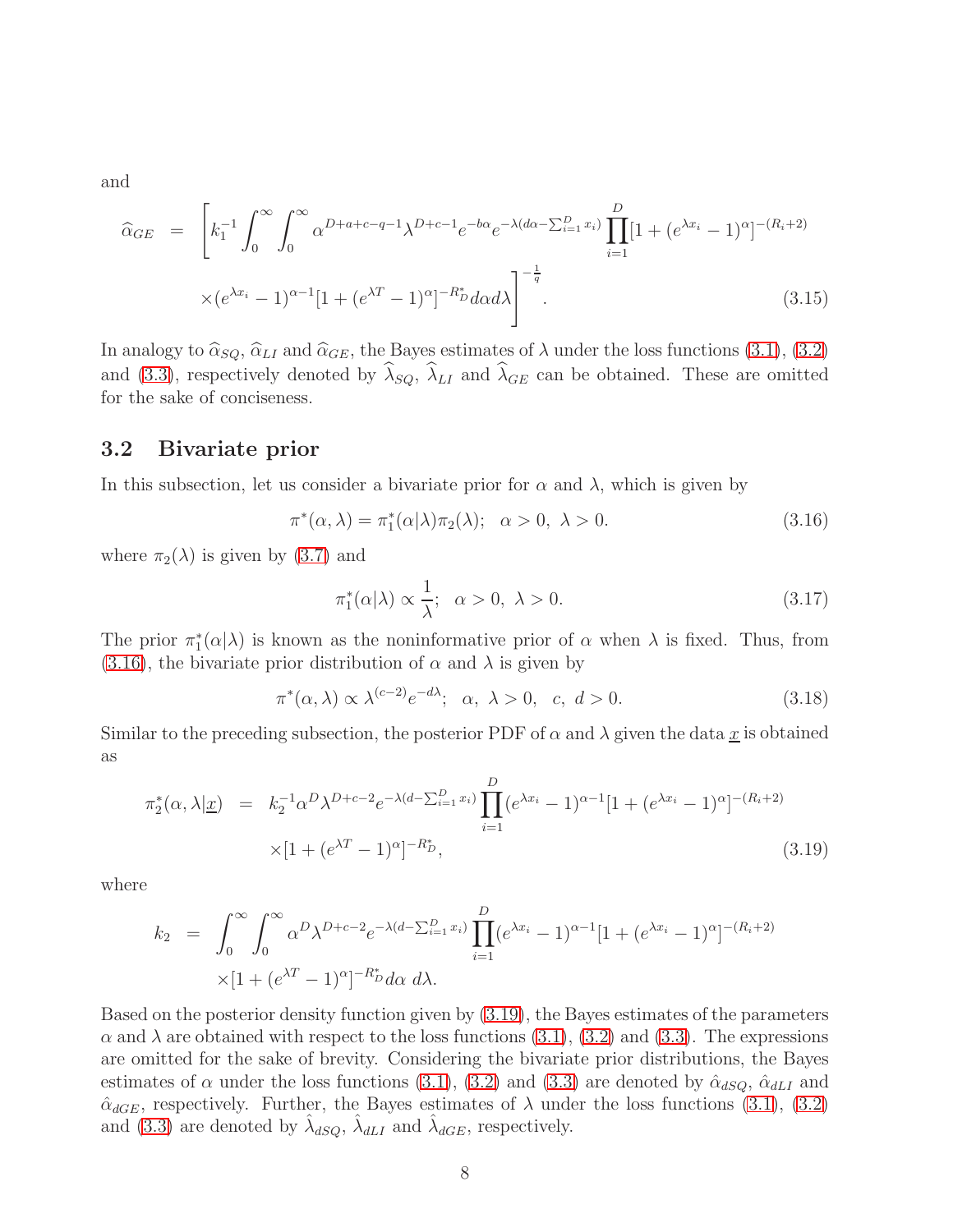and

$$
\begin{aligned}
\widehat{\alpha}_{GE} &= \Bigg[k_1^{-1}\int_0^\infty\int_0^\infty \alpha^{D+a+c-q-1}\lambda^{D+c-1}e^{-b\alpha}e^{-\lambda(d\alpha-\sum_{i=1}^D x_i)}\prod_{i=1}^D[1+(e^{\lambda x_i}-1)^\alpha]^{-(R_i+2)} \\
&\quad \times(e^{\lambda x_i}-1)^{\alpha-1}[1+(e^{\lambda T}-1)^\alpha]^{-R_D^*}d\alpha d\lambda\Bigg]^{-\frac{1}{q}}. \qquad (3.15)
\end{aligned}
$$

In analogy to $\widehat{\alpha}_{SQ}$, $\widehat{\alpha}_{LI}$ and $\widehat{\alpha}_{GE}$, the Bayes estimates of $\lambda$ under the loss functions (3.1), (3.2) and (3.3), respectively denoted by $\widehat{\lambda}_{SQ}$, $\widehat{\lambda}_{LI}$ and $\widehat{\lambda}_{GE}$ can be obtained. These are omitted for the sake of conciseness.

## 3.2 Bivariate prior

In this subsection, let us consider a bivariate prior for $\alpha$ and $\lambda$, which is given by

$$
\pi^*(\alpha,\lambda)=\pi_1^*(\alpha|\lambda)\pi_2(\lambda);\quad \alpha>0,\ \lambda>0. \qquad (3.16)
$$

where $\pi_2(\lambda)$ is given by (3.7) and

$$
\pi_1^*(\alpha|\lambda)\propto\frac{1}{\lambda};\quad \alpha>0,\ \lambda>0. \qquad (3.17)
$$

The prior $\pi_1^*(\alpha|\lambda)$ is known as the noninformative prior of $\alpha$ when $\lambda$ is fixed. Thus, from (3.16), the bivariate prior distribution of $\alpha$ and $\lambda$ is given by

$$
\pi^*(\alpha,\lambda)\propto\lambda^{(c-2)}e^{-d\lambda};\quad \alpha,\ \lambda>0,\quad c,\ d>0. \qquad (3.18)
$$

Similar to the preceding subsection, the posterior PDF of $\alpha$ and $\lambda$ given the data $\underline{x}$ is obtained as

$$
\begin{aligned}
\pi_2^*(\alpha,\lambda|\underline{x}) &= k_2^{-1}\alpha^D\lambda^{D+c-2}e^{-\lambda(d-\sum_{i=1}^D x_i)}\prod_{i=1}^D(e^{\lambda x_i}-1)^{\alpha-1}[1+(e^{\lambda x_i}-1)^\alpha]^{-(R_i+2)} \\
&\quad \times[1+(e^{\lambda T}-1)^\alpha]^{-R_D^*}, \qquad (3.19)
\end{aligned}
$$

where

$$
\begin{aligned}
k_2 &= \int_0^\infty\int_0^\infty \alpha^D\lambda^{D+c-2}e^{-\lambda(d-\sum_{i=1}^D x_i)}\prod_{i=1}^D(e^{\lambda x_i}-1)^{\alpha-1}[1+(e^{\lambda x_i}-1)^\alpha]^{-(R_i+2)} \\
&\quad \times[1+(e^{\lambda T}-1)^\alpha]^{-R_D^*}d\alpha\ d\lambda.
\end{aligned}
$$

Based on the posterior density function given by (3.19), the Bayes estimates of the parameters $\alpha$ and $\lambda$ are obtained with respect to the loss functions (3.1), (3.2) and (3.3). The expressions are omitted for the sake of brevity. Considering the bivariate prior distributions, the Bayes estimates of $\alpha$ under the loss functions (3.1), (3.2) and (3.3) are denoted by $\hat{\alpha}_{dSQ}$, $\hat{\alpha}_{dLI}$ and $\hat{\alpha}_{dGE}$, respectively. Further, the Bayes estimates of $\lambda$ under the loss functions (3.1), (3.2) and (3.3) are denoted by $\hat{\lambda}_{dSQ}$, $\hat{\lambda}_{dLI}$ and $\hat{\lambda}_{dGE}$, respectively.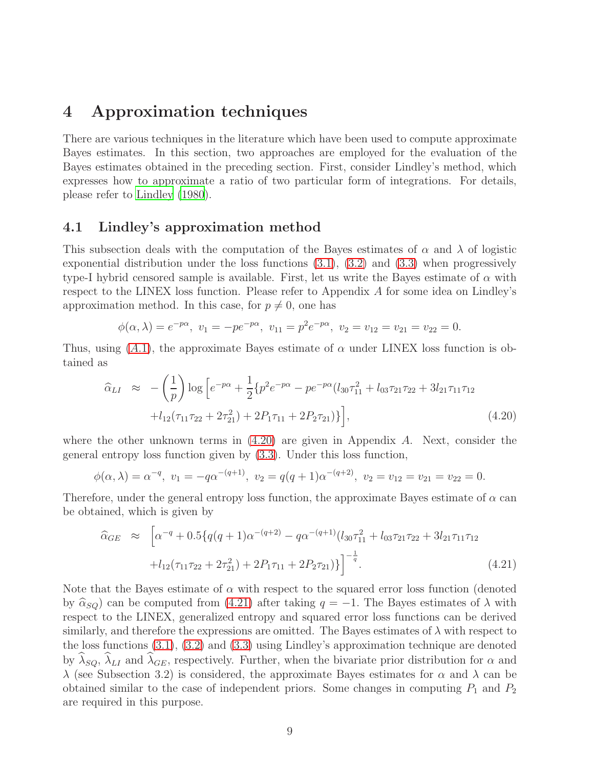# 4 Approximation techniques

There are various techniques in the literature which have been used to compute approximate Bayes estimates. In this section, two approaches are employed for the evaluation of the Bayes estimates obtained in the preceding section. First, consider Lindley's method, which expresses how to approximate a ratio of two particular form of integrations. For details, please refer to Lindley (1980).

## 4.1 Lindley's approximation method

This subsection deals with the computation of the Bayes estimates of $\alpha$ and $\lambda$ of logistic exponential distribution under the loss functions (3.1), (3.2) and (3.3) when progressively type-I hybrid censored sample is available. First, let us write the Bayes estimate of $\alpha$ with respect to the LINEX loss function. Please refer to Appendix $A$ for some idea on Lindley's approximation method. In this case, for $p \neq 0$, one has

$$\phi(\alpha, \lambda) = e^{-p\alpha},\ v_1 = -pe^{-p\alpha},\ v_{11} = p^2 e^{-p\alpha},\ v_2 = v_{12} = v_{21} = v_{22} = 0.$$

Thus, using ($A.1$), the approximate Bayes estimate of $\alpha$ under LINEX loss function is obtained as

$$\begin{aligned}\widehat{\alpha}_{LI} \;\approx\; & -\left(\frac{1}{p}\right)\log\Big[e^{-p\alpha} + \frac{1}{2}\{p^2 e^{-p\alpha} - pe^{-p\alpha}(l_{30}\tau_{11}^2 + l_{03}\tau_{21}\tau_{22} + 3l_{21}\tau_{11}\tau_{12} \\ & + l_{12}(\tau_{11}\tau_{22} + 2\tau_{21}^2) + 2P_1\tau_{11} + 2P_2\tau_{21})\}\Big], \end{aligned} \tag{4.20}$$

where the other unknown terms in (4.20) are given in Appendix $A$. Next, consider the general entropy loss function given by (3.3). Under this loss function,

$$\phi(\alpha, \lambda) = \alpha^{-q},\ v_1 = -q\alpha^{-(q+1)},\ v_2 = q(q+1)\alpha^{-(q+2)},\ v_2 = v_{12} = v_{21} = v_{22} = 0.$$

Therefore, under the general entropy loss function, the approximate Bayes estimate of $\alpha$ can be obtained, which is given by

$$\begin{aligned}\widehat{\alpha}_{GE} \;\approx\; & \Big[\alpha^{-q} + 0.5\{q(q+1)\alpha^{-(q+2)} - q\alpha^{-(q+1)}(l_{30}\tau_{11}^2 + l_{03}\tau_{21}\tau_{22} + 3l_{21}\tau_{11}\tau_{12} \\ & + l_{12}(\tau_{11}\tau_{22} + 2\tau_{21}^2) + 2P_1\tau_{11} + 2P_2\tau_{21})\}\Big]^{-\frac{1}{q}}. \end{aligned} \tag{4.21}$$

Note that the Bayes estimate of $\alpha$ with respect to the squared error loss function (denoted by $\widehat{\alpha}_{SQ}$) can be computed from (4.21) after taking $q = -1$. The Bayes estimates of $\lambda$ with respect to the LINEX, generalized entropy and squared error loss functions can be derived similarly, and therefore the expressions are omitted. The Bayes estimates of $\lambda$ with respect to the loss functions (3.1), (3.2) and (3.3) using Lindley's approximation technique are denoted by $\widehat{\lambda}_{SQ}$, $\widehat{\lambda}_{LI}$ and $\widehat{\lambda}_{GE}$, respectively. Further, when the bivariate prior distribution for $\alpha$ and $\lambda$ (see Subsection 3.2) is considered, the approximate Bayes estimates for $\alpha$ and $\lambda$ can be obtained similar to the case of independent priors. Some changes in computing $P_1$ and $P_2$ are required in this purpose.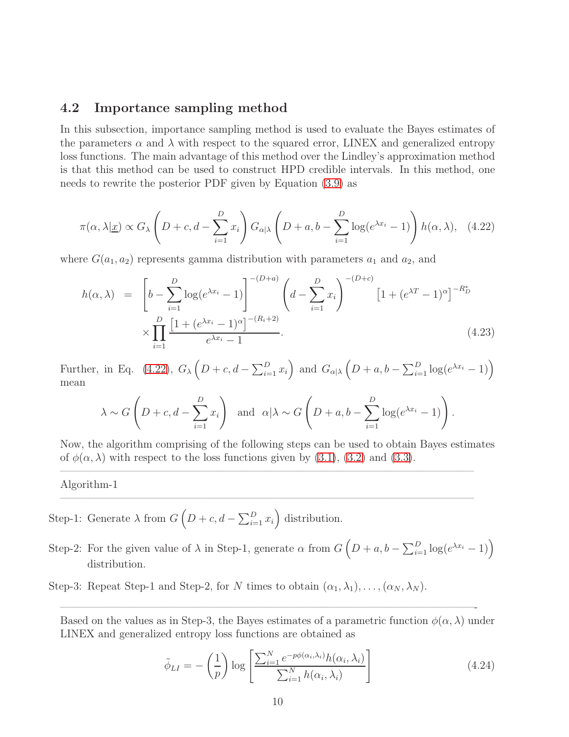## 4.2 Importance sampling method

In this subsection, importance sampling method is used to evaluate the Bayes estimates of the parameters $\alpha$ and $\lambda$ with respect to the squared error, LINEX and generalized entropy loss functions. The main advantage of this method over the Lindley's approximation method is that this method can be used to construct HPD credible intervals. In this method, one needs to rewrite the posterior PDF given by Equation (3.9) as

$$\pi(\alpha, \lambda|\underline{x}) \propto G_{\lambda}\left(D + c, d - \sum_{i=1}^{D} x_i\right) G_{\alpha|\lambda}\left(D + a, b - \sum_{i=1}^{D} \log(e^{\lambda x_i} - 1)\right) h(\alpha, \lambda), \quad (4.22)$$

where $G(a_1, a_2)$ represents gamma distribution with parameters $a_1$ and $a_2$, and

$$\begin{aligned} h(\alpha, \lambda) &= \left[b - \sum_{i=1}^{D} \log(e^{\lambda x_i} - 1)\right]^{-(D+a)} \left(d - \sum_{i=1}^{D} x_i\right)^{-(D+c)} \left[1 + (e^{\lambda T} - 1)^{\alpha}\right]^{-R_D^*} \\ &\quad \times \prod_{i=1}^{D} \frac{\left[1 + (e^{\lambda x_i} - 1)^{\alpha}\right]^{-(R_i+2)}}{e^{\lambda x_i} - 1}. \end{aligned} \quad (4.23)$$

Further, in Eq. (4.22), $G_{\lambda}\left(D + c, d - \sum_{i=1}^{D} x_i\right)$ and $G_{\alpha|\lambda}\left(D + a, b - \sum_{i=1}^{D} \log(e^{\lambda x_i} - 1)\right)$ mean

$$\lambda \sim G\left(D + c, d - \sum_{i=1}^{D} x_i\right) \quad \text{and} \quad \alpha|\lambda \sim G\left(D + a, b - \sum_{i=1}^{D} \log(e^{\lambda x_i} - 1)\right).$$

Now, the algorithm comprising of the following steps can be used to obtain Bayes estimates of $\phi(\alpha, \lambda)$ with respect to the loss functions given by (3.1), (3.2) and (3.3).

---

Algorithm-1

---

Step-1: Generate $\lambda$ from $G\left(D + c, d - \sum_{i=1}^{D} x_i\right)$ distribution.

Step-2: For the given value of $\lambda$ in Step-1, generate $\alpha$ from $G\left(D + a, b - \sum_{i=1}^{D} \log(e^{\lambda x_i} - 1)\right)$ distribution.

Step-3: Repeat Step-1 and Step-2, for $N$ times to obtain $(\alpha_1, \lambda_1), \ldots, (\alpha_N, \lambda_N)$.

---

Based on the values as in Step-3, the Bayes estimates of a parametric function $\phi(\alpha, \lambda)$ under LINEX and generalized entropy loss functions are obtained as

$$\tilde{\phi}_{LI} = -\left(\frac{1}{p}\right) \log\left[\frac{\sum_{i=1}^{N} e^{-p\phi(\alpha_i, \lambda_i)} h(\alpha_i, \lambda_i)}{\sum_{i=1}^{N} h(\alpha_i, \lambda_i)}\right] \quad (4.24)$$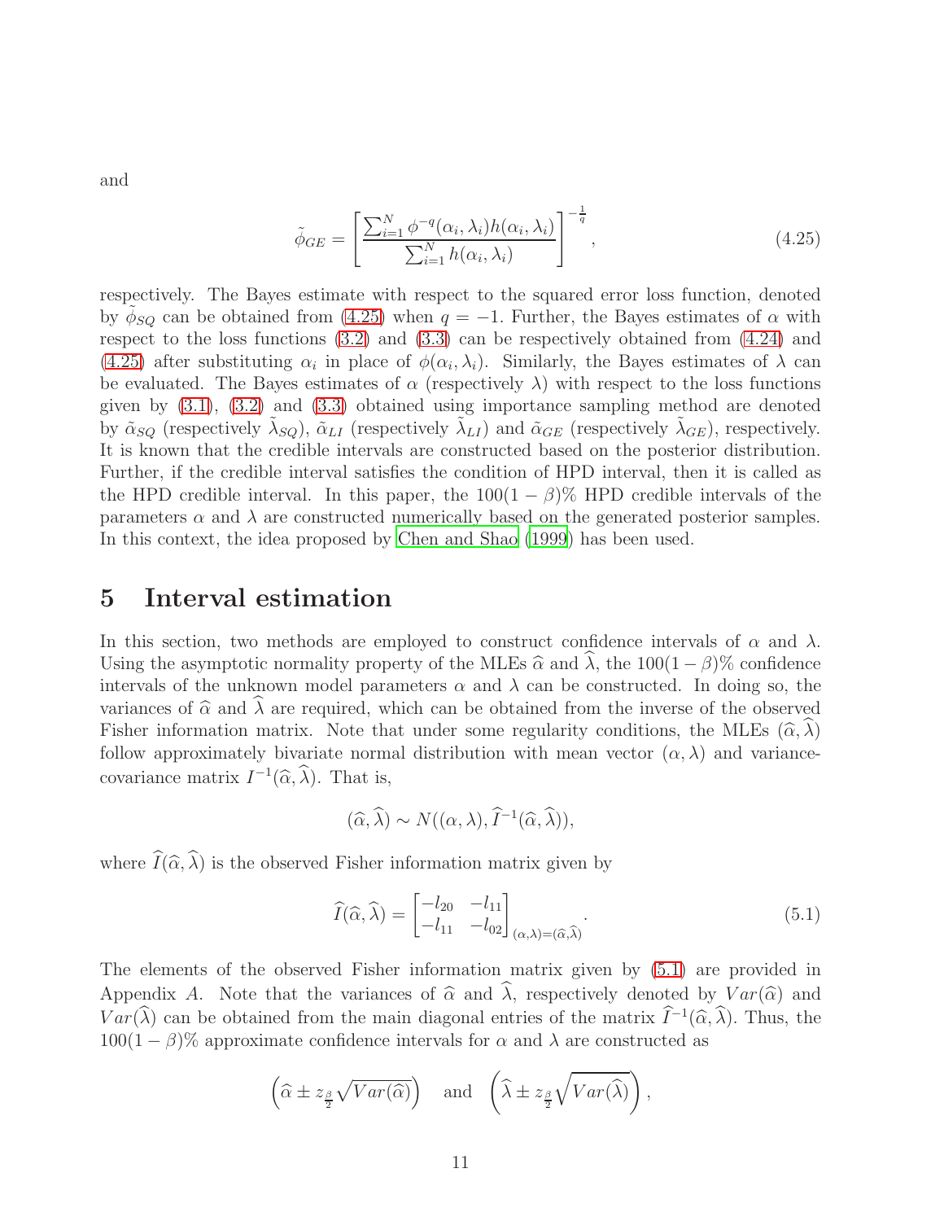and

$$\tilde{\phi}_{GE} = \left[ \frac{\sum_{i=1}^{N} \phi^{-q}(\alpha_i, \lambda_i) h(\alpha_i, \lambda_i)}{\sum_{i=1}^{N} h(\alpha_i, \lambda_i)} \right]^{-\frac{1}{q}}, \tag{4.25}$$

respectively. The Bayes estimate with respect to the squared error loss function, denoted by $\tilde{\phi}_{SQ}$ can be obtained from (4.25) when $q = -1$. Further, the Bayes estimates of $\alpha$ with respect to the loss functions (3.2) and (3.3) can be respectively obtained from (4.24) and (4.25) after substituting $\alpha_i$ in place of $\phi(\alpha_i, \lambda_i)$. Similarly, the Bayes estimates of $\lambda$ can be evaluated. The Bayes estimates of $\alpha$ (respectively $\lambda$) with respect to the loss functions given by (3.1), (3.2) and (3.3) obtained using importance sampling method are denoted by $\tilde{\alpha}_{SQ}$ (respectively $\tilde{\lambda}_{SQ}$), $\tilde{\alpha}_{LI}$ (respectively $\tilde{\lambda}_{LI}$) and $\tilde{\alpha}_{GE}$ (respectively $\tilde{\lambda}_{GE}$), respectively. It is known that the credible intervals are constructed based on the posterior distribution. Further, if the credible interval satisfies the condition of HPD interval, then it is called as the HPD credible interval. In this paper, the $100(1-\beta)\%$ HPD credible intervals of the parameters $\alpha$ and $\lambda$ are constructed numerically based on the generated posterior samples. In this context, the idea proposed by Chen and Shao (1999) has been used.

# 5 Interval estimation

In this section, two methods are employed to construct confidence intervals of $\alpha$ and $\lambda$. Using the asymptotic normality property of the MLEs $\widehat{\alpha}$ and $\widehat{\lambda}$, the $100(1-\beta)\%$ confidence intervals of the unknown model parameters $\alpha$ and $\lambda$ can be constructed. In doing so, the variances of $\widehat{\alpha}$ and $\widehat{\lambda}$ are required, which can be obtained from the inverse of the observed Fisher information matrix. Note that under some regularity conditions, the MLEs $(\widehat{\alpha}, \widehat{\lambda})$ follow approximately bivariate normal distribution with mean vector $(\alpha, \lambda)$ and variance-covariance matrix $I^{-1}(\widehat{\alpha}, \widehat{\lambda})$. That is,

$$(\widehat{\alpha}, \widehat{\lambda}) \sim N((\alpha, \lambda), \widehat{I}^{-1}(\widehat{\alpha}, \widehat{\lambda})),$$

where $\widehat{I}(\widehat{\alpha}, \widehat{\lambda})$ is the observed Fisher information matrix given by

$$\widehat{I}(\widehat{\alpha}, \widehat{\lambda}) = \begin{bmatrix} -l_{20} & -l_{11} \\ -l_{11} & -l_{02} \end{bmatrix}_{(\alpha,\lambda)=(\widehat{\alpha},\widehat{\lambda})}. \tag{5.1}$$

The elements of the observed Fisher information matrix given by (5.1) are provided in Appendix *A*. Note that the variances of $\widehat{\alpha}$ and $\widehat{\lambda}$, respectively denoted by $Var(\widehat{\alpha})$ and $Var(\widehat{\lambda})$ can be obtained from the main diagonal entries of the matrix $\widehat{I}^{-1}(\widehat{\alpha}, \widehat{\lambda})$. Thus, the $100(1-\beta)\%$ approximate confidence intervals for $\alpha$ and $\lambda$ are constructed as

$$\left(\widehat{\alpha} \pm z_{\frac{\beta}{2}} \sqrt{Var(\widehat{\alpha})}\right) \quad \text{and} \quad \left(\widehat{\lambda} \pm z_{\frac{\beta}{2}} \sqrt{Var(\widehat{\lambda})}\right),$$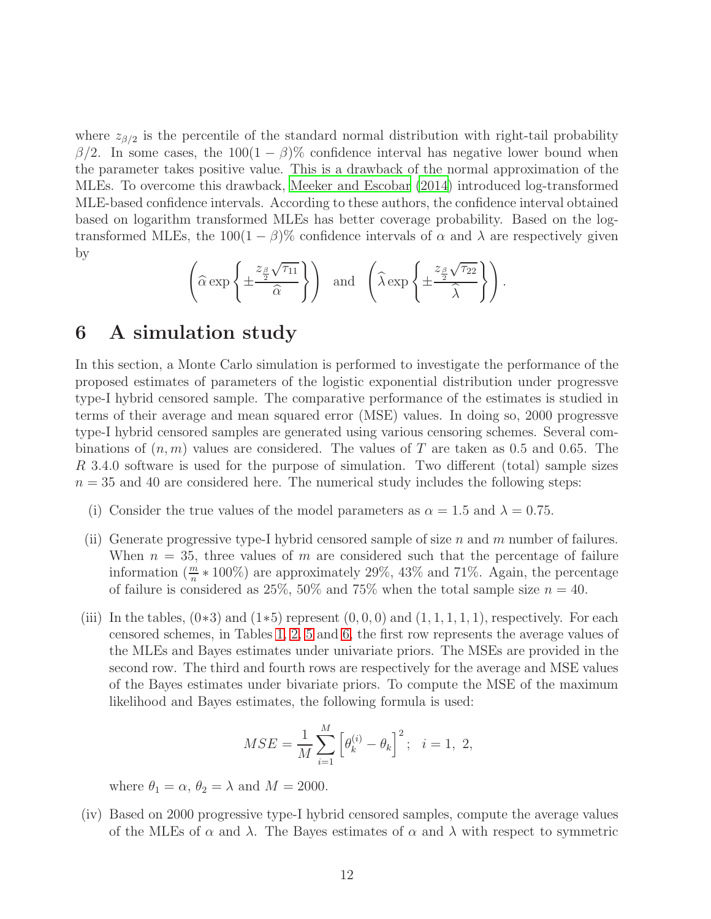where $z_{\beta/2}$ is the percentile of the standard normal distribution with right-tail probability $\beta/2$. In some cases, the $100(1-\beta)\%$ confidence interval has negative lower bound when the parameter takes positive value. This is a drawback of the normal approximation of the MLEs. To overcome this drawback, Meeker and Escobar (2014) introduced log-transformed MLE-based confidence intervals. According to these authors, the confidence interval obtained based on logarithm transformed MLEs has better coverage probability. Based on the log-transformed MLEs, the $100(1-\beta)\%$ confidence intervals of $\alpha$ and $\lambda$ are respectively given by

$$\left(\widehat{\alpha}\exp\left\{\pm\frac{z_{\frac{\beta}{2}}\sqrt{\tau_{11}}}{\widehat{\alpha}}\right\}\right) \quad \text{and} \quad \left(\widehat{\lambda}\exp\left\{\pm\frac{z_{\frac{\beta}{2}}\sqrt{\tau_{22}}}{\widehat{\lambda}}\right\}\right).$$

# 6 A simulation study

In this section, a Monte Carlo simulation is performed to investigate the performance of the proposed estimates of parameters of the logistic exponential distribution under progressve type-I hybrid censored sample. The comparative performance of the estimates is studied in terms of their average and mean squared error (MSE) values. In doing so, 2000 progressve type-I hybrid censored samples are generated using various censoring schemes. Several combinations of $(n, m)$ values are considered. The values of $T$ are taken as 0.5 and 0.65. The $R$ 3.4.0 software is used for the purpose of simulation. Two different (total) sample sizes $n = 35$ and 40 are considered here. The numerical study includes the following steps:

(i) Consider the true values of the model parameters as $\alpha = 1.5$ and $\lambda = 0.75$.

(ii) Generate progressive type-I hybrid censored sample of size $n$ and $m$ number of failures. When $n = 35$, three values of $m$ are considered such that the percentage of failure information ($\frac{m}{n} * 100\%$) are approximately 29%, 43% and 71%. Again, the percentage of failure is considered as 25%, 50% and 75% when the total sample size $n = 40$.

(iii) In the tables, $(0*3)$ and $(1*5)$ represent $(0, 0, 0)$ and $(1, 1, 1, 1, 1)$, respectively. For each censored schemes, in Tables 1, 2, 5 and 6, the first row represents the average values of the MLEs and Bayes estimates under univariate priors. The MSEs are provided in the second row. The third and fourth rows are respectively for the average and MSE values of the Bayes estimates under bivariate priors. To compute the MSE of the maximum likelihood and Bayes estimates, the following formula is used:

$$MSE = \frac{1}{M}\sum_{i=1}^{M}\left[\theta_k^{(i)} - \theta_k\right]^2; \quad i = 1,\ 2,$$

where $\theta_1 = \alpha$, $\theta_2 = \lambda$ and $M = 2000$.

(iv) Based on 2000 progressive type-I hybrid censored samples, compute the average values of the MLEs of $\alpha$ and $\lambda$. The Bayes estimates of $\alpha$ and $\lambda$ with respect to symmetric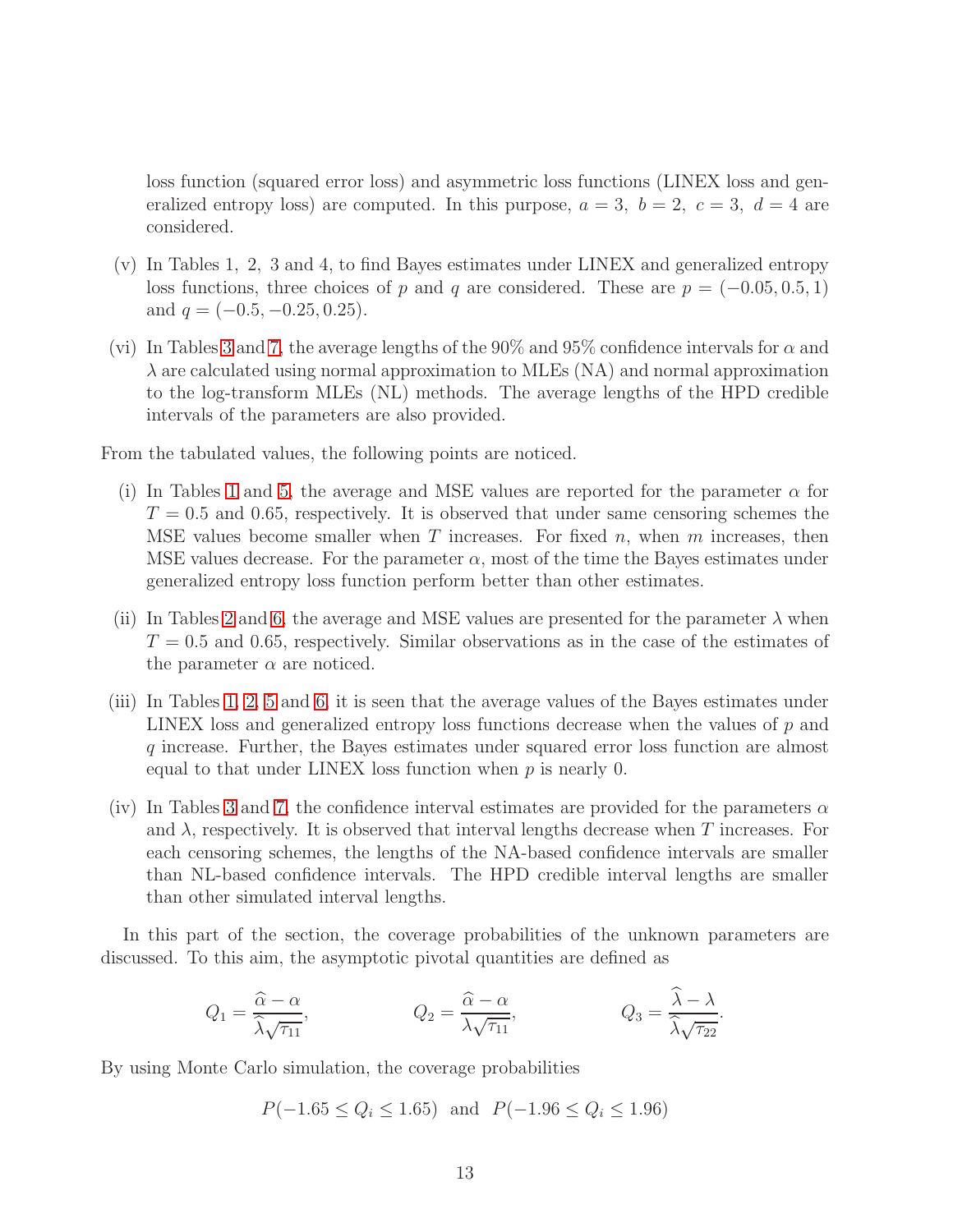loss function (squared error loss) and asymmetric loss functions (LINEX loss and generalized entropy loss) are computed. In this purpose, $a = 3,\ b = 2,\ c = 3,\ d = 4$ are considered.

(v) In Tables 1, 2, 3 and 4, to find Bayes estimates under LINEX and generalized entropy loss functions, three choices of $p$ and $q$ are considered. These are $p = (-0.05, 0.5, 1)$ and $q = (-0.5, -0.25, 0.25)$.

(vi) In Tables 3 and 7, the average lengths of the 90% and 95% confidence intervals for $\alpha$ and $\lambda$ are calculated using normal approximation to MLEs (NA) and normal approximation to the log-transform MLEs (NL) methods. The average lengths of the HPD credible intervals of the parameters are also provided.

From the tabulated values, the following points are noticed.

(i) In Tables 1 and 5, the average and MSE values are reported for the parameter $\alpha$ for $T = 0.5$ and 0.65, respectively. It is observed that under same censoring schemes the MSE values become smaller when $T$ increases. For fixed $n$, when $m$ increases, then MSE values decrease. For the parameter $\alpha$, most of the time the Bayes estimates under generalized entropy loss function perform better than other estimates.

(ii) In Tables 2 and 6, the average and MSE values are presented for the parameter $\lambda$ when $T = 0.5$ and 0.65, respectively. Similar observations as in the case of the estimates of the parameter $\alpha$ are noticed.

(iii) In Tables 1, 2, 5 and 6, it is seen that the average values of the Bayes estimates under LINEX loss and generalized entropy loss functions decrease when the values of $p$ and $q$ increase. Further, the Bayes estimates under squared error loss function are almost equal to that under LINEX loss function when $p$ is nearly 0.

(iv) In Tables 3 and 7, the confidence interval estimates are provided for the parameters $\alpha$ and $\lambda$, respectively. It is observed that interval lengths decrease when $T$ increases. For each censoring schemes, the lengths of the NA-based confidence intervals are smaller than NL-based confidence intervals. The HPD credible interval lengths are smaller than other simulated interval lengths.

In this part of the section, the coverage probabilities of the unknown parameters are discussed. To this aim, the asymptotic pivotal quantities are defined as

$$Q_1 = \frac{\widehat{\alpha} - \alpha}{\widehat{\lambda}\sqrt{\tau_{11}}}, \qquad Q_2 = \frac{\widehat{\alpha} - \alpha}{\lambda\sqrt{\tau_{11}}}, \qquad Q_3 = \frac{\widehat{\lambda} - \lambda}{\widehat{\lambda}\sqrt{\tau_{22}}}.$$

By using Monte Carlo simulation, the coverage probabilities

$$P(-1.65 \leq Q_i \leq 1.65) \ \text{ and } \ P(-1.96 \leq Q_i \leq 1.96)$$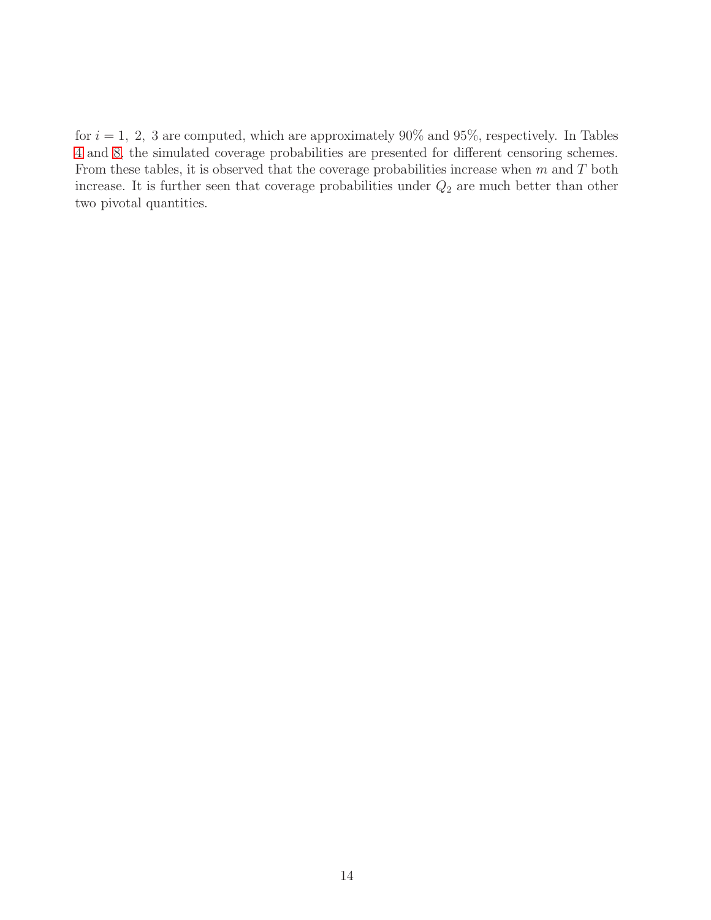for $i = 1,\ 2,\ 3$ are computed, which are approximately 90% and 95%, respectively. In Tables 4 and 8, the simulated coverage probabilities are presented for different censoring schemes. From these tables, it is observed that the coverage probabilities increase when $m$ and $T$ both increase. It is further seen that coverage probabilities under $Q_2$ are much better than other two pivotal quantities.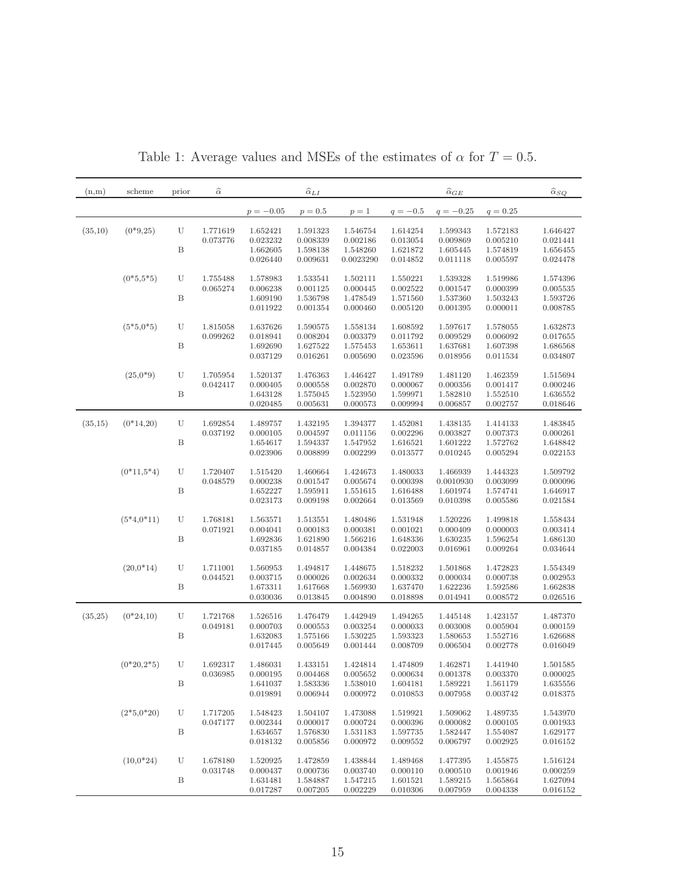Table 1: Average values and MSEs of the estimates of $\alpha$ for $T = 0.5$.

| (n,m) | scheme | prior | $\widehat{\alpha}$ | $\widehat{\alpha}_{LI}$ | | | $\widehat{\alpha}_{GE}$ | | | $\widehat{\alpha}_{SQ}$ |
|---|---|---|---|---|---|---|---|---|---|---|
| | | | | $p=-0.05$ | $p=0.5$ | $p=1$ | $q=-0.5$ | $q=-0.25$ | $q=0.25$ | |
| (35,10) | (0*9,25) | U | 1.771619 | 1.652421 | 1.591323 | 1.546754 | 1.614254 | 1.599343 | 1.572183 | 1.646427 |
| | | | 0.073776 | 0.023232 | 0.008339 | 0.002186 | 0.013054 | 0.009869 | 0.005210 | 0.021441 |
| | | B | | 1.662605 | 1.598138 | 1.548260 | 1.621872 | 1.605445 | 1.574819 | 1.656455 |
| | | | | 0.026440 | 0.009631 | 0.0023290 | 0.014852 | 0.011118 | 0.005597 | 0.024478 |
| | (0*5,5*5) | U | 1.755488 | 1.578983 | 1.533541 | 1.502111 | 1.550221 | 1.539328 | 1.519986 | 1.574396 |
| | | | 0.065274 | 0.006238 | 0.001125 | 0.000445 | 0.002522 | 0.001547 | 0.000399 | 0.005535 |
| | | B | | 1.609190 | 1.536798 | 1.478549 | 1.571560 | 1.537360 | 1.503243 | 1.593726 |
| | | | | 0.011922 | 0.001354 | 0.000460 | 0.005120 | 0.001395 | 0.000011 | 0.008785 |
| | (5*5,0*5) | U | 1.815058 | 1.637626 | 1.590575 | 1.558134 | 1.608592 | 1.597617 | 1.578055 | 1.632873 |
| | | | 0.099262 | 0.018941 | 0.008204 | 0.003379 | 0.011792 | 0.009529 | 0.006092 | 0.017655 |
| | | B | | 1.692690 | 1.627522 | 1.575453 | 1.653611 | 1.637681 | 1.607398 | 1.686568 |
| | | | | 0.037129 | 0.016261 | 0.005690 | 0.023596 | 0.018956 | 0.011534 | 0.034807 |
| | (25,0*9) | U | 1.705954 | 1.520137 | 1.476363 | 1.446427 | 1.491789 | 1.481120 | 1.462359 | 1.515694 |
| | | | 0.042417 | 0.000405 | 0.000558 | 0.002870 | 0.000067 | 0.000356 | 0.001417 | 0.000246 |
| | | B | | 1.643128 | 1.575045 | 1.523950 | 1.599971 | 1.582810 | 1.552510 | 1.636552 |
| | | | | 0.020485 | 0.005631 | 0.000573 | 0.009994 | 0.006857 | 0.002757 | 0.018646 |
| (35,15) | (0*14,20) | U | 1.692854 | 1.489757 | 1.432195 | 1.394377 | 1.452081 | 1.438135 | 1.414133 | 1.483845 |
| | | | 0.037192 | 0.000105 | 0.004597 | 0.011156 | 0.002296 | 0.003827 | 0.007373 | 0.000261 |
| | | B | | 1.654617 | 1.594337 | 1.547952 | 1.616521 | 1.601222 | 1.572762 | 1.648842 |
| | | | | 0.023906 | 0.008899 | 0.002299 | 0.013577 | 0.010245 | 0.005294 | 0.022153 |
| | (0*11,5*4) | U | 1.720407 | 1.515420 | 1.460664 | 1.424673 | 1.480033 | 1.466939 | 1.444323 | 1.509792 |
| | | | 0.048579 | 0.000238 | 0.001547 | 0.005674 | 0.000398 | 0.0010930 | 0.003099 | 0.000096 |
| | | B | | 1.652227 | 1.595911 | 1.551615 | 1.616488 | 1.601974 | 1.574741 | 1.646917 |
| | | | | 0.023173 | 0.009198 | 0.002664 | 0.013569 | 0.010398 | 0.005586 | 0.021584 |
| | (5*4,0*11) | U | 1.768181 | 1.563571 | 1.513551 | 1.480486 | 1.531948 | 1.520226 | 1.499818 | 1.558434 |
| | | | 0.071921 | 0.004041 | 0.000183 | 0.000381 | 0.001021 | 0.000409 | 0.000003 | 0.003414 |
| | | B | | 1.692836 | 1.621890 | 1.566216 | 1.648336 | 1.630235 | 1.596254 | 1.686130 |
| | | | | 0.037185 | 0.014857 | 0.004384 | 0.022003 | 0.016961 | 0.009264 | 0.034644 |
| | (20,0*14) | U | 1.711001 | 1.560953 | 1.494817 | 1.448675 | 1.518232 | 1.501868 | 1.472823 | 1.554349 |
| | | | 0.044521 | 0.003715 | 0.000026 | 0.002634 | 0.000332 | 0.000034 | 0.000738 | 0.002953 |
| | | B | | 1.673311 | 1.617668 | 1.569930 | 1.637470 | 1.622236 | 1.592586 | 1.662838 |
| | | | | 0.030036 | 0.013845 | 0.004890 | 0.018898 | 0.014941 | 0.008572 | 0.026516 |
| (35,25) | (0*24,10) | U | 1.721768 | 1.526516 | 1.476479 | 1.442949 | 1.494265 | 1.445148 | 1.423157 | 1.487370 |
| | | | 0.049181 | 0.000703 | 0.000553 | 0.003254 | 0.000033 | 0.003008 | 0.005904 | 0.000159 |
| | | B | | 1.632083 | 1.575166 | 1.530225 | 1.593323 | 1.580653 | 1.552716 | 1.626688 |
| | | | | 0.017445 | 0.005649 | 0.001444 | 0.008709 | 0.006504 | 0.002778 | 0.016049 |
| | (0*20,2*5) | U | 1.692317 | 1.486031 | 1.433151 | 1.424814 | 1.474809 | 1.462871 | 1.441940 | 1.501585 |
| | | | 0.036985 | 0.000195 | 0.004468 | 0.005652 | 0.000634 | 0.001378 | 0.003370 | 0.000025 |
| | | B | | 1.641037 | 1.583336 | 1.538010 | 1.604181 | 1.589221 | 1.561179 | 1.635556 |
| | | | | 0.019891 | 0.006944 | 0.000972 | 0.010853 | 0.007958 | 0.003742 | 0.018375 |
| | (2*5,0*20) | U | 1.717205 | 1.548423 | 1.504107 | 1.473088 | 1.519921 | 1.509062 | 1.489735 | 1.543970 |
| | | | 0.047177 | 0.002344 | 0.000017 | 0.000724 | 0.000396 | 0.000082 | 0.000105 | 0.001933 |
| | | B | | 1.634657 | 1.576830 | 1.531183 | 1.597735 | 1.582447 | 1.554087 | 1.629177 |
| | | | | 0.018132 | 0.005856 | 0.000972 | 0.009552 | 0.006797 | 0.002925 | 0.016152 |
| | (10,0*24) | U | 1.678180 | 1.520925 | 1.472859 | 1.438844 | 1.489468 | 1.477395 | 1.455875 | 1.516124 |
| | | | 0.031748 | 0.000437 | 0.000736 | 0.003740 | 0.000110 | 0.000510 | 0.001946 | 0.000259 |
| | | B | | 1.631481 | 1.584887 | 1.547215 | 1.601521 | 1.589215 | 1.565864 | 1.627094 |
| | | | | 0.017287 | 0.007205 | 0.002229 | 0.010306 | 0.007959 | 0.004338 | 0.016152 |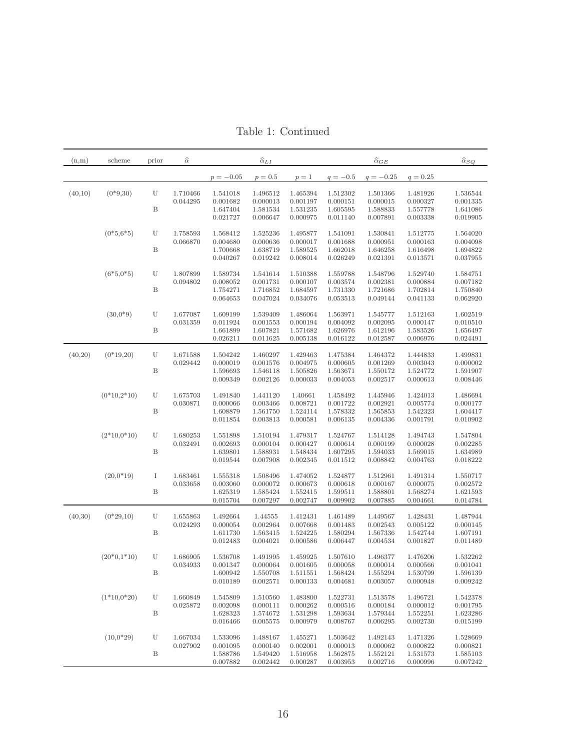Table 1: Continued

| (n,m) | scheme | prior | $\widehat{\alpha}$ | $\widehat{\alpha}_{LI}$ | | | $\widehat{\alpha}_{GE}$ | | | $\widehat{\alpha}_{SQ}$ |
|---|---|---|---|---|---|---|---|---|---|---|
| | | | | $p=-0.05$ | $p=0.5$ | $p=1$ | $q=-0.5$ | $q=-0.25$ | $q=0.25$ | |
| (40,10) | (0*9,30) | U | 1.710466 | 1.541018 | 1.496512 | 1.465394 | 1.512302 | 1.501366 | 1.481926 | 1.536544 |
| | | | 0.044295 | 0.001682 | 0.000013 | 0.001197 | 0.000151 | 0.000015 | 0.000327 | 0.001335 |
| | | B | | 1.647404 | 1.581534 | 1.531235 | 1.605595 | 1.588833 | 1.557778 | 1.641086 |
| | | | | 0.021727 | 0.006647 | 0.000975 | 0.011140 | 0.007891 | 0.003338 | 0.019905 |
| | (0*5,6*5) | U | 1.758593 | 1.568412 | 1.525236 | 1.495877 | 1.541091 | 1.530841 | 1.512775 | 1.564020 |
| | | | 0.066870 | 0.004680 | 0.000636 | 0.000017 | 0.001688 | 0.000951 | 0.000163 | 0.004098 |
| | | B | | 1.700668 | 1.638719 | 1.589525 | 1.662018 | 1.646258 | 1.616498 | 1.694822 |
| | | | | 0.040267 | 0.019242 | 0.008014 | 0.026249 | 0.021391 | 0.013571 | 0.037955 |
| | (6*5,0*5) | U | 1.807899 | 1.589734 | 1.541614 | 1.510388 | 1.559788 | 1.548796 | 1.529740 | 1.584751 |
| | | | 0.094802 | 0.008052 | 0.001731 | 0.000107 | 0.003574 | 0.002381 | 0.000884 | 0.007182 |
| | | B | | 1.754271 | 1.716852 | 1.684597 | 1.731330 | 1.721686 | 1.702814 | 1.750840 |
| | | | | 0.064653 | 0.047024 | 0.034076 | 0.053513 | 0.049144 | 0.041133 | 0.062920 |
| | (30,0*9) | U | 1.677087 | 1.609199 | 1.539409 | 1.486064 | 1.563971 | 1.545777 | 1.512163 | 1.602519 |
| | | | 0.031359 | 0.011924 | 0.001553 | 0.000194 | 0.004092 | 0.002095 | 0.000147 | 0.010510 |
| | | B | | 1.661899 | 1.607821 | 1.571682 | 1.626976 | 1.612196 | 1.583526 | 1.656497 |
| | | | | 0.026211 | 0.011625 | 0.005138 | 0.016122 | 0.012587 | 0.006976 | 0.024491 |
| (40,20) | (0*19,20) | U | 1.671588 | 1.504242 | 1.460297 | 1.429463 | 1.475384 | 1.464372 | 1.444833 | 1.499831 |
| | | | 0.029442 | 0.000019 | 0.001576 | 0.004975 | 0.000605 | 0.001269 | 0.003043 | 0.000002 |
| | | B | | 1.596693 | 1.546118 | 1.505826 | 1.563671 | 1.550172 | 1.524772 | 1.591907 |
| | | | | 0.009349 | 0.002126 | 0.000033 | 0.004053 | 0.002517 | 0.000613 | 0.008446 |
| | (0*10,2*10) | U | 1.675703 | 1.491840 | 1.441120 | 1.40661 | 1.458492 | 1.445946 | 1.424013 | 1.486694 |
| | | | 0.030871 | 0.000066 | 0.003466 | 0.008721 | 0.001722 | 0.002921 | 0.005774 | 0.000177 |
| | | B | | 1.608879 | 1.561750 | 1.524114 | 1.578332 | 1.565853 | 1.542323 | 1.604417 |
| | | | | 0.011854 | 0.003813 | 0.000581 | 0.006135 | 0.004336 | 0.001791 | 0.010902 |
| | (2*10,0*10) | U | 1.680253 | 1.551898 | 1.510194 | 1.479317 | 1.524767 | 1.514128 | 1.494743 | 1.547804 |
| | | | 0.032491 | 0.002693 | 0.000104 | 0.000427 | 0.000614 | 0.000199 | 0.000028 | 0.002285 |
| | | B | | 1.639801 | 1.588931 | 1.548434 | 1.607295 | 1.594033 | 1.569015 | 1.634989 |
| | | | | 0.019544 | 0.007908 | 0.002345 | 0.011512 | 0.008842 | 0.004763 | 0.018222 |
| | (20,0*19) | I | 1.683461 | 1.555318 | 1.508496 | 1.474052 | 1.524877 | 1.512961 | 1.491314 | 1.550717 |
| | | | 0.033658 | 0.003060 | 0.000072 | 0.000673 | 0.000618 | 0.000167 | 0.000075 | 0.002572 |
| | | B | | 1.625319 | 1.585424 | 1.552415 | 1.599511 | 1.588801 | 1.568274 | 1.621593 |
| | | | | 0.015704 | 0.007297 | 0.002747 | 0.009902 | 0.007885 | 0.004661 | 0.014784 |
| (40,30) | (0*29,10) | U | 1.655863 | 1.492664 | 1.44555 | 1.412431 | 1.461489 | 1.449567 | 1.428431 | 1.487944 |
| | | | 0.024293 | 0.000054 | 0.002964 | 0.007668 | 0.001483 | 0.002543 | 0.005122 | 0.000145 |
| | | B | | 1.611730 | 1.563415 | 1.524225 | 1.580294 | 1.567336 | 1.542744 | 1.607191 |
| | | | | 0.012483 | 0.004021 | 0.000586 | 0.006447 | 0.004534 | 0.001827 | 0.011489 |
| | (20*0,1*10) | U | 1.686905 | 1.536708 | 1.491995 | 1.459925 | 1.507610 | 1.496377 | 1.476206 | 1.532262 |
| | | | 0.034933 | 0.001347 | 0.000064 | 0.001605 | 0.000058 | 0.000014 | 0.000566 | 0.001041 |
| | | B | | 1.600942 | 1.550708 | 1.511551 | 1.568424 | 1.555294 | 1.530799 | 1.596139 |
| | | | | 0.010189 | 0.002571 | 0.000133 | 0.004681 | 0.003057 | 0.000948 | 0.009242 |
| | (1*10,0*20) | U | 1.660849 | 1.545809 | 1.510560 | 1.483800 | 1.522731 | 1.513578 | 1.496721 | 1.542378 |
| | | | 0.025872 | 0.002098 | 0.000111 | 0.000262 | 0.000516 | 0.000184 | 0.000012 | 0.001795 |
| | | B | | 1.628323 | 1.574672 | 1.531298 | 1.593634 | 1.579344 | 1.552251 | 1.623286 |
| | | | | 0.016466 | 0.005575 | 0.000979 | 0.008767 | 0.006295 | 0.002730 | 0.015199 |
| | (10,0*29) | U | 1.667034 | 1.533096 | 1.488167 | 1.455271 | 1.503642 | 1.492143 | 1.471326 | 1.528669 |
| | | | 0.027902 | 0.001095 | 0.000140 | 0.002001 | 0.000013 | 0.000062 | 0.000822 | 0.000821 |
| | | B | | 1.588786 | 1.549420 | 1.516958 | 1.562875 | 1.552121 | 1.531573 | 1.585103 |
| | | | | 0.007882 | 0.002442 | 0.000287 | 0.003953 | 0.002716 | 0.000996 | 0.007242 |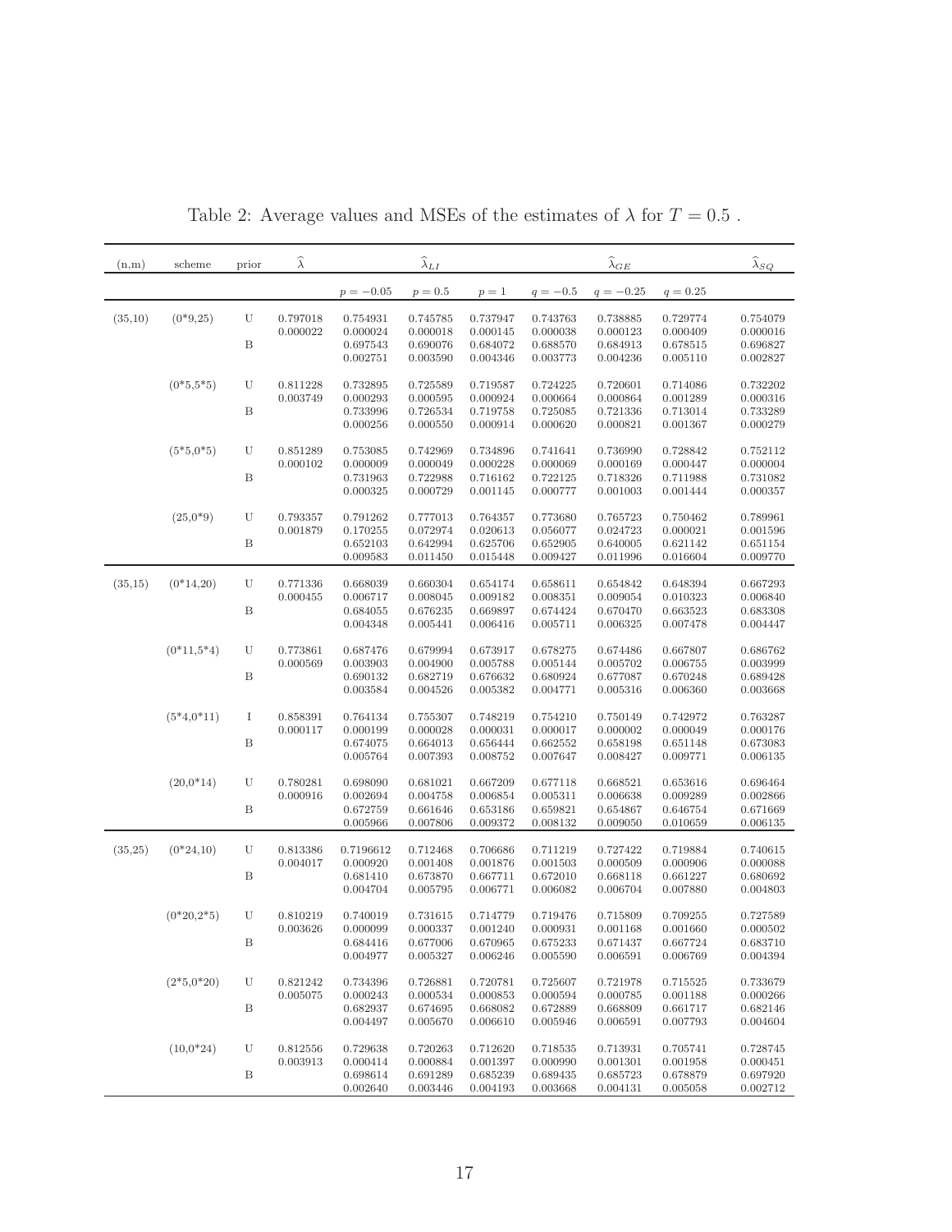Table 2: Average values and MSEs of the estimates of $\lambda$ for $T = 0.5$ .

| (n,m) | scheme | prior | $\widehat{\lambda}$ | $\widehat{\lambda}_{LI}$ | | | $\widehat{\lambda}_{GE}$ | | | $\widehat{\lambda}_{SQ}$ |
|---|---|---|---|---|---|---|---|---|---|---|
| | | | | $p=-0.05$ | $p=0.5$ | $p=1$ | $q=-0.5$ | $q=-0.25$ | $q=0.25$ | |
| (35,10) | (0*9,25) | U | 0.797018 | 0.754931 | 0.745785 | 0.737947 | 0.743763 | 0.738885 | 0.729774 | 0.754079 |
| | | | 0.000022 | 0.000024 | 0.000018 | 0.000145 | 0.000038 | 0.000123 | 0.000409 | 0.000016 |
| | | B | | 0.697543 | 0.690076 | 0.684072 | 0.688570 | 0.684913 | 0.678515 | 0.696827 |
| | | | | 0.002751 | 0.003590 | 0.004346 | 0.003773 | 0.004236 | 0.005110 | 0.002827 |
| | (0*5,5*5) | U | 0.811228 | 0.732895 | 0.725589 | 0.719587 | 0.724225 | 0.720601 | 0.714086 | 0.732202 |
| | | | 0.003749 | 0.000293 | 0.000595 | 0.000924 | 0.000664 | 0.000864 | 0.001289 | 0.000316 |
| | | B | | 0.733996 | 0.726534 | 0.719758 | 0.725085 | 0.721336 | 0.713014 | 0.733289 |
| | | | | 0.000256 | 0.000550 | 0.000914 | 0.000620 | 0.000821 | 0.001367 | 0.000279 |
| | (5*5,0*5) | U | 0.851289 | 0.753085 | 0.742969 | 0.734896 | 0.741641 | 0.736990 | 0.728842 | 0.752112 |
| | | | 0.000102 | 0.000009 | 0.000049 | 0.000228 | 0.000069 | 0.000169 | 0.000447 | 0.000004 |
| | | B | | 0.731963 | 0.722988 | 0.716162 | 0.722125 | 0.718326 | 0.711988 | 0.731082 |
| | | | | 0.000325 | 0.000729 | 0.001145 | 0.000777 | 0.001003 | 0.001444 | 0.000357 |
| | (25,0*9) | U | 0.793357 | 0.791262 | 0.777013 | 0.764357 | 0.773680 | 0.765723 | 0.750462 | 0.789961 |
| | | | 0.001879 | 0.170255 | 0.072974 | 0.020613 | 0.056077 | 0.024723 | 0.000021 | 0.001596 |
| | | B | | 0.652103 | 0.642994 | 0.625706 | 0.652905 | 0.640005 | 0.621142 | 0.651154 |
| | | | | 0.009583 | 0.011450 | 0.015448 | 0.009427 | 0.011996 | 0.016604 | 0.009770 |
| (35,15) | (0*14,20) | U | 0.771336 | 0.668039 | 0.660304 | 0.654174 | 0.658611 | 0.654842 | 0.648394 | 0.667293 |
| | | | 0.000455 | 0.006717 | 0.008045 | 0.009182 | 0.008351 | 0.009054 | 0.010323 | 0.006840 |
| | | B | | 0.684055 | 0.676235 | 0.669897 | 0.674424 | 0.670470 | 0.663523 | 0.683308 |
| | | | | 0.004348 | 0.005441 | 0.006416 | 0.005711 | 0.006325 | 0.007478 | 0.004447 |
| | (0*11,5*4) | U | 0.773861 | 0.687476 | 0.679994 | 0.673917 | 0.678275 | 0.674486 | 0.667807 | 0.686762 |
| | | | 0.000569 | 0.003903 | 0.004900 | 0.005788 | 0.005144 | 0.005702 | 0.006755 | 0.003999 |
| | | B | | 0.690132 | 0.682719 | 0.676632 | 0.680924 | 0.677087 | 0.670248 | 0.689428 |
| | | | | 0.003584 | 0.004526 | 0.005382 | 0.004771 | 0.005316 | 0.006360 | 0.003668 |
| | (5*4,0*11) | I | 0.858391 | 0.764134 | 0.755307 | 0.748219 | 0.754210 | 0.750149 | 0.742972 | 0.763287 |
| | | | 0.000117 | 0.000199 | 0.000028 | 0.000031 | 0.000017 | 0.000002 | 0.000049 | 0.000176 |
| | | B | | 0.674075 | 0.664013 | 0.656444 | 0.662552 | 0.658198 | 0.651148 | 0.673083 |
| | | | | 0.005764 | 0.007393 | 0.008752 | 0.007647 | 0.008427 | 0.009771 | 0.006135 |
| | (20,0*14) | U | 0.780281 | 0.698090 | 0.681021 | 0.667209 | 0.677118 | 0.668521 | 0.653616 | 0.696464 |
| | | | 0.000916 | 0.002694 | 0.004758 | 0.006854 | 0.005311 | 0.006638 | 0.009289 | 0.002866 |
| | | B | | 0.672759 | 0.661646 | 0.653186 | 0.659821 | 0.654867 | 0.646754 | 0.671669 |
| | | | | 0.005966 | 0.007806 | 0.009372 | 0.008132 | 0.009050 | 0.010659 | 0.006135 |
| (35,25) | (0*24,10) | U | 0.813386 | 0.7196612 | 0.712468 | 0.706686 | 0.711219 | 0.727422 | 0.719884 | 0.740615 |
| | | | 0.004017 | 0.000920 | 0.001408 | 0.001876 | 0.001503 | 0.000509 | 0.000906 | 0.000088 |
| | | B | | 0.681410 | 0.673870 | 0.667711 | 0.672010 | 0.668118 | 0.661227 | 0.680692 |
| | | | | 0.004704 | 0.005795 | 0.006771 | 0.006082 | 0.006704 | 0.007880 | 0.004803 |
| | (0*20,2*5) | U | 0.810219 | 0.740019 | 0.731615 | 0.714779 | 0.719476 | 0.715809 | 0.709255 | 0.727589 |
| | | | 0.003626 | 0.000099 | 0.000337 | 0.001240 | 0.000931 | 0.001168 | 0.001660 | 0.000502 |
| | | B | | 0.684416 | 0.677006 | 0.670965 | 0.675233 | 0.671437 | 0.667724 | 0.683710 |
| | | | | 0.004977 | 0.005327 | 0.006246 | 0.005590 | 0.006591 | 0.006769 | 0.004394 |
| | (2*5,0*20) | U | 0.821242 | 0.734396 | 0.726881 | 0.720781 | 0.725607 | 0.721978 | 0.715525 | 0.733679 |
| | | | 0.005075 | 0.000243 | 0.000534 | 0.000853 | 0.000594 | 0.000785 | 0.001188 | 0.000266 |
| | | B | | 0.682937 | 0.674695 | 0.668082 | 0.672889 | 0.668809 | 0.661717 | 0.682146 |
| | | | | 0.004497 | 0.005670 | 0.006610 | 0.005946 | 0.006591 | 0.007793 | 0.004604 |
| | (10,0*24) | U | 0.812556 | 0.729638 | 0.720263 | 0.712620 | 0.718535 | 0.713931 | 0.705741 | 0.728745 |
| | | | 0.003913 | 0.000414 | 0.000884 | 0.001397 | 0.000990 | 0.001301 | 0.001958 | 0.000451 |
| | | B | | 0.698614 | 0.691289 | 0.685239 | 0.689435 | 0.685723 | 0.678879 | 0.697920 |
| | | | | 0.002640 | 0.003446 | 0.004193 | 0.003668 | 0.004131 | 0.005058 | 0.002712 |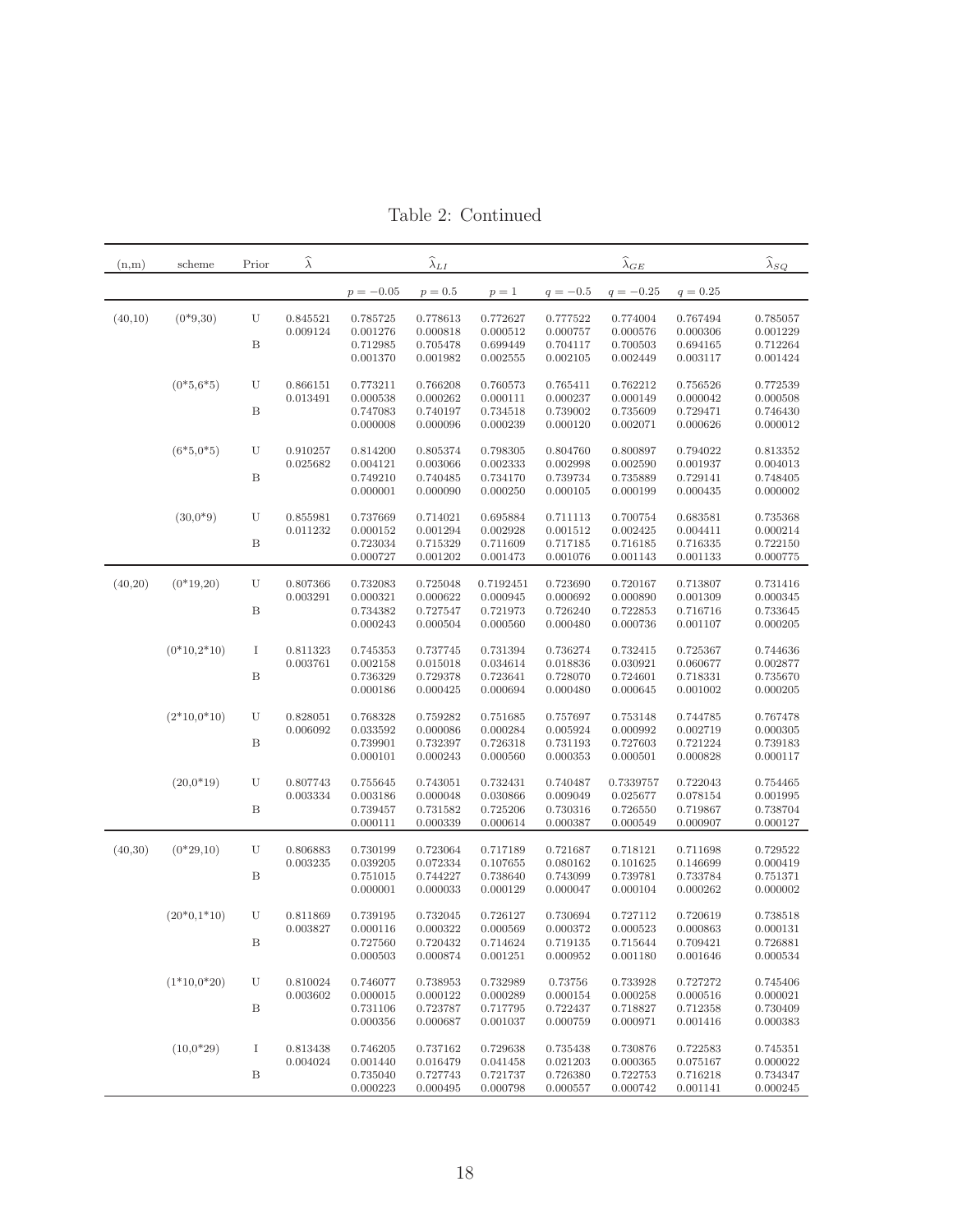Table 2: Continued

| (n,m) | scheme | Prior | $\widehat{\lambda}$ | $\widehat{\lambda}_{LI}$ | | | $\widehat{\lambda}_{GE}$ | | | $\widehat{\lambda}_{SQ}$ |
|---|---|---|---|---|---|---|---|---|---|---|
| | | | | $p=-0.05$ | $p=0.5$ | $p=1$ | $q=-0.5$ | $q=-0.25$ | $q=0.25$ | |
| (40,10) | (0*9,30) | U | 0.845521 | 0.785725 | 0.778613 | 0.772627 | 0.777522 | 0.774004 | 0.767494 | 0.785057 |
| | | | 0.009124 | 0.001276 | 0.000818 | 0.000512 | 0.000757 | 0.000576 | 0.000306 | 0.001229 |
| | | B | | 0.712985 | 0.705478 | 0.699449 | 0.704117 | 0.700503 | 0.694165 | 0.712264 |
| | | | | 0.001370 | 0.001982 | 0.002555 | 0.002105 | 0.002449 | 0.003117 | 0.001424 |
| | (0*5,6*5) | U | 0.866151 | 0.773211 | 0.766208 | 0.760573 | 0.765411 | 0.762212 | 0.756526 | 0.772539 |
| | | | 0.013491 | 0.000538 | 0.000262 | 0.000111 | 0.000237 | 0.000149 | 0.000042 | 0.000508 |
| | | B | | 0.747083 | 0.740197 | 0.734518 | 0.739002 | 0.735609 | 0.729471 | 0.746430 |
| | | | | 0.000008 | 0.000096 | 0.000239 | 0.000120 | 0.002071 | 0.000626 | 0.000012 |
| | (6*5,0*5) | U | 0.910257 | 0.814200 | 0.805374 | 0.798305 | 0.804760 | 0.800897 | 0.794022 | 0.813352 |
| | | | 0.025682 | 0.004121 | 0.003066 | 0.002333 | 0.002998 | 0.002590 | 0.001937 | 0.004013 |
| | | B | | 0.749210 | 0.740485 | 0.734170 | 0.739734 | 0.735889 | 0.729141 | 0.748405 |
| | | | | 0.000001 | 0.000090 | 0.000250 | 0.000105 | 0.000199 | 0.000435 | 0.000002 |
| | (30,0*9) | U | 0.855981 | 0.737669 | 0.714021 | 0.695884 | 0.711113 | 0.700754 | 0.683581 | 0.735368 |
| | | | 0.011232 | 0.000152 | 0.001294 | 0.002928 | 0.001512 | 0.002425 | 0.004411 | 0.000214 |
| | | B | | 0.723034 | 0.715329 | 0.711609 | 0.717185 | 0.716185 | 0.716335 | 0.722150 |
| | | | | 0.000727 | 0.001202 | 0.001473 | 0.001076 | 0.001143 | 0.001133 | 0.000775 |
| (40,20) | (0*19,20) | U | 0.807366 | 0.732083 | 0.725048 | 0.7192451 | 0.723690 | 0.720167 | 0.713807 | 0.731416 |
| | | | 0.003291 | 0.000321 | 0.000622 | 0.000945 | 0.000692 | 0.000890 | 0.001309 | 0.000345 |
| | | B | | 0.734382 | 0.727547 | 0.721973 | 0.726240 | 0.722853 | 0.716716 | 0.733645 |
| | | | | 0.000243 | 0.000504 | 0.000560 | 0.000480 | 0.000736 | 0.001107 | 0.000205 |
| | (0*10,2*10) | I | 0.811323 | 0.745353 | 0.737745 | 0.731394 | 0.736274 | 0.732415 | 0.725367 | 0.744636 |
| | | | 0.003761 | 0.002158 | 0.015018 | 0.034614 | 0.018836 | 0.030921 | 0.060677 | 0.002877 |
| | | B | | 0.736329 | 0.729378 | 0.723641 | 0.728070 | 0.724601 | 0.718331 | 0.735670 |
| | | | | 0.000186 | 0.000425 | 0.000694 | 0.000480 | 0.000645 | 0.001002 | 0.000205 |
| | (2*10,0*10) | U | 0.828051 | 0.768328 | 0.759282 | 0.751685 | 0.757697 | 0.753148 | 0.744785 | 0.767478 |
| | | | 0.006092 | 0.033592 | 0.000086 | 0.000284 | 0.005924 | 0.000992 | 0.002719 | 0.000305 |
| | | B | | 0.739901 | 0.732397 | 0.726318 | 0.731193 | 0.727603 | 0.721224 | 0.739183 |
| | | | | 0.000101 | 0.000243 | 0.000560 | 0.000353 | 0.000501 | 0.000828 | 0.000117 |
| | (20,0*19) | U | 0.807743 | 0.755645 | 0.743051 | 0.732431 | 0.740487 | 0.7339757 | 0.722043 | 0.754465 |
| | | | 0.003334 | 0.003186 | 0.000048 | 0.030866 | 0.009049 | 0.025677 | 0.078154 | 0.001995 |
| | | B | | 0.739457 | 0.731582 | 0.725206 | 0.730316 | 0.726550 | 0.719867 | 0.738704 |
| | | | | 0.000111 | 0.000339 | 0.000614 | 0.000387 | 0.000549 | 0.000907 | 0.000127 |
| (40,30) | (0*29,10) | U | 0.806883 | 0.730199 | 0.723064 | 0.717189 | 0.721687 | 0.718121 | 0.711698 | 0.729522 |
| | | | 0.003235 | 0.039205 | 0.072334 | 0.107655 | 0.080162 | 0.101625 | 0.146699 | 0.000419 |
| | | B | | 0.751015 | 0.744227 | 0.738640 | 0.743099 | 0.739781 | 0.733784 | 0.751371 |
| | | | | 0.000001 | 0.000033 | 0.000129 | 0.000047 | 0.000104 | 0.000262 | 0.000002 |
| | (20*0,1*10) | U | 0.811869 | 0.739195 | 0.732045 | 0.726127 | 0.730694 | 0.727112 | 0.720619 | 0.738518 |
| | | | 0.003827 | 0.000116 | 0.000322 | 0.000569 | 0.000372 | 0.000523 | 0.000863 | 0.000131 |
| | | B | | 0.727560 | 0.720432 | 0.714624 | 0.719135 | 0.715644 | 0.709421 | 0.726881 |
| | | | | 0.000503 | 0.000874 | 0.001251 | 0.000952 | 0.001180 | 0.001646 | 0.000534 |
| | (1*10,0*20) | U | 0.810024 | 0.746077 | 0.738953 | 0.732989 | 0.73756 | 0.733928 | 0.727272 | 0.745406 |
| | | | 0.003602 | 0.000015 | 0.000122 | 0.000289 | 0.000154 | 0.000258 | 0.000516 | 0.000021 |
| | | B | | 0.731106 | 0.723787 | 0.717795 | 0.722437 | 0.718827 | 0.712358 | 0.730409 |
| | | | | 0.000356 | 0.000687 | 0.001037 | 0.000759 | 0.000971 | 0.001416 | 0.000383 |
| | (10,0*29) | I | 0.813438 | 0.746205 | 0.737162 | 0.729638 | 0.735438 | 0.730876 | 0.722583 | 0.745351 |
| | | | 0.004024 | 0.001440 | 0.016479 | 0.041458 | 0.021203 | 0.000365 | 0.075167 | 0.000022 |
| | | B | | 0.735040 | 0.727743 | 0.721737 | 0.726380 | 0.722753 | 0.716218 | 0.734347 |
| | | | | 0.000223 | 0.000495 | 0.000798 | 0.000557 | 0.000742 | 0.001141 | 0.000245 |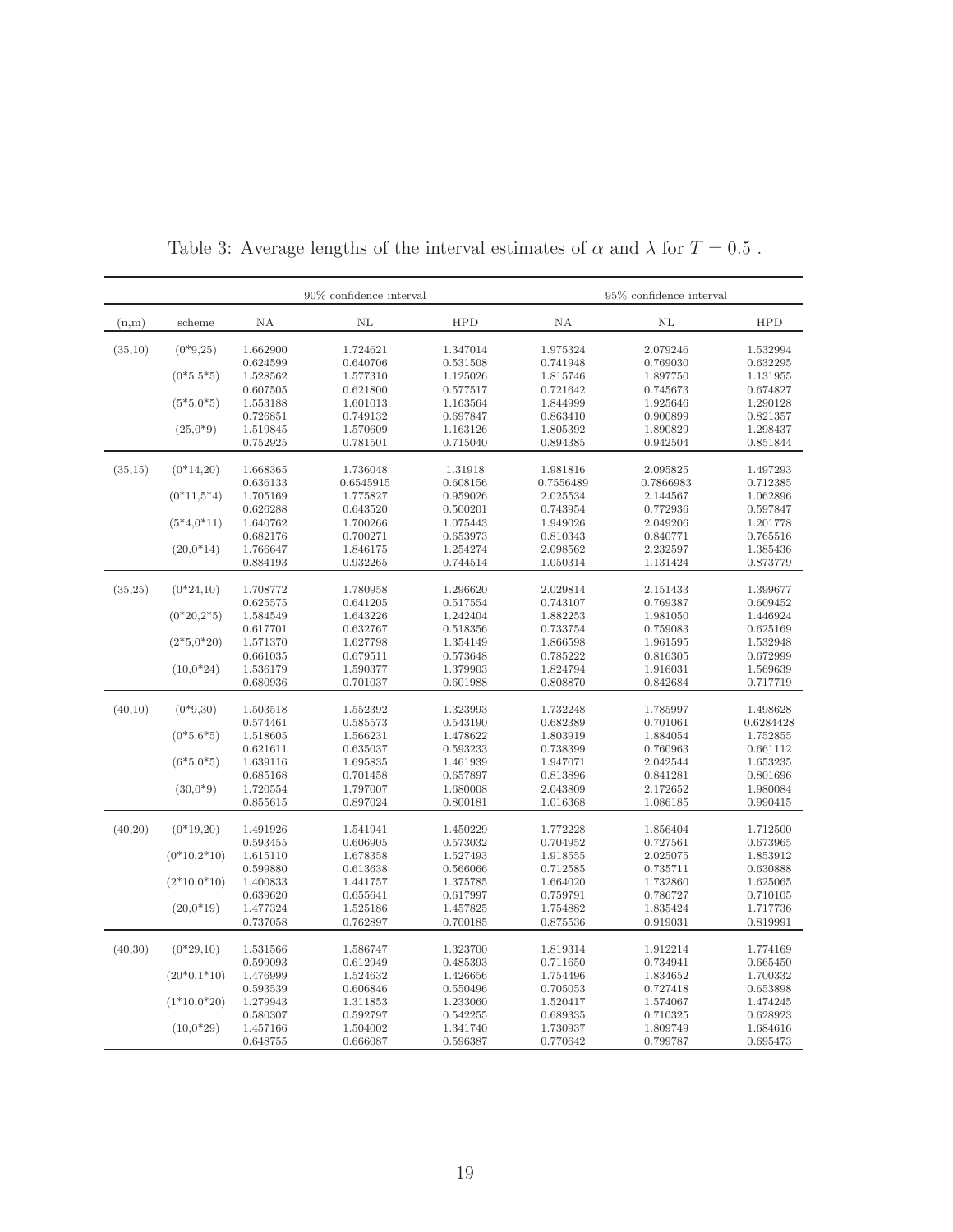Table 3: Average lengths of the interval estimates of $\alpha$ and $\lambda$ for $T = 0.5$ .

| | | 90% confidence interval | | | 95% confidence interval | | |
|---|---|---|---|---|---|---|---|
| (n,m) | scheme | NA | NL | HPD | NA | NL | HPD |
| (35,10) | (0*9,25) | 1.662900 | 1.724621 | 1.347014 | 1.975324 | 2.079246 | 1.532994 |
| | | 0.624599 | 0.640706 | 0.531508 | 0.741948 | 0.769030 | 0.632295 |
| | (0*5,5*5) | 1.528562 | 1.577310 | 1.125026 | 1.815746 | 1.897750 | 1.131955 |
| | | 0.607505 | 0.621800 | 0.577517 | 0.721642 | 0.745673 | 0.674827 |
| | (5*5,0*5) | 1.553188 | 1.601013 | 1.163564 | 1.844999 | 1.925646 | 1.290128 |
| | | 0.726851 | 0.749132 | 0.697847 | 0.863410 | 0.900899 | 0.821357 |
| | (25,0*9) | 1.519845 | 1.570609 | 1.163126 | 1.805392 | 1.890829 | 1.298437 |
| | | 0.752925 | 0.781501 | 0.715040 | 0.894385 | 0.942504 | 0.851844 |
| (35,15) | (0*14,20) | 1.668365 | 1.736048 | 1.31918 | 1.981816 | 2.095825 | 1.497293 |
| | | 0.636133 | 0.6545915 | 0.608156 | 0.7556489 | 0.7866983 | 0.712385 |
| | (0*11,5*4) | 1.705169 | 1.775827 | 0.959026 | 2.025534 | 2.144567 | 1.062896 |
| | | 0.626288 | 0.643520 | 0.500201 | 0.743954 | 0.772936 | 0.597847 |
| | (5*4,0*11) | 1.640762 | 1.700266 | 1.075443 | 1.949026 | 2.049206 | 1.201778 |
| | | 0.682176 | 0.700271 | 0.653973 | 0.810343 | 0.840771 | 0.765516 |
| | (20,0*14) | 1.766647 | 1.846175 | 1.254274 | 2.098562 | 2.232597 | 1.385436 |
| | | 0.884193 | 0.932265 | 0.744514 | 1.050314 | 1.131424 | 0.873779 |
| (35,25) | (0*24,10) | 1.708772 | 1.780958 | 1.296620 | 2.029814 | 2.151433 | 1.399677 |
| | | 0.625575 | 0.641205 | 0.517554 | 0.743107 | 0.769387 | 0.609452 |
| | (0*20,2*5) | 1.584549 | 1.643226 | 1.242404 | 1.882253 | 1.981050 | 1.446924 |
| | | 0.617701 | 0.632767 | 0.518356 | 0.733754 | 0.759083 | 0.625169 |
| | (2*5,0*20) | 1.571370 | 1.627798 | 1.354149 | 1.866598 | 1.961595 | 1.532948 |
| | | 0.661035 | 0.679511 | 0.573648 | 0.785222 | 0.816305 | 0.672999 |
| | (10,0*24) | 1.536179 | 1.590377 | 1.379903 | 1.824794 | 1.916031 | 1.569639 |
| | | 0.680936 | 0.701037 | 0.601988 | 0.808870 | 0.842684 | 0.717719 |
| (40,10) | (0*9,30) | 1.503518 | 1.552392 | 1.323993 | 1.732248 | 1.785997 | 1.498628 |
| | | 0.574461 | 0.585573 | 0.543190 | 0.682389 | 0.701061 | 0.6284428 |
| | (0*5,6*5) | 1.518605 | 1.566231 | 1.478622 | 1.803919 | 1.884054 | 1.752855 |
| | | 0.621611 | 0.635037 | 0.593233 | 0.738399 | 0.760963 | 0.661112 |
| | (6*5,0*5) | 1.639116 | 1.695835 | 1.461939 | 1.947071 | 2.042544 | 1.653235 |
| | | 0.685168 | 0.701458 | 0.657897 | 0.813896 | 0.841281 | 0.801696 |
| | (30,0*9) | 1.720554 | 1.797007 | 1.680008 | 2.043809 | 2.172652 | 1.980084 |
| | | 0.855615 | 0.897024 | 0.800181 | 1.016368 | 1.086185 | 0.990415 |
| (40,20) | (0*19,20) | 1.491926 | 1.541941 | 1.450229 | 1.772228 | 1.856404 | 1.712500 |
| | | 0.593455 | 0.606905 | 0.573032 | 0.704952 | 0.727561 | 0.673965 |
| | (0*10,2*10) | 1.615110 | 1.678358 | 1.527493 | 1.918555 | 2.025075 | 1.853912 |
| | | 0.599880 | 0.613638 | 0.566066 | 0.712585 | 0.735711 | 0.630888 |
| | (2*10,0*10) | 1.400833 | 1.441757 | 1.375785 | 1.664020 | 1.732860 | 1.625065 |
| | | 0.639620 | 0.655641 | 0.617997 | 0.759791 | 0.786727 | 0.710105 |
| | (20,0*19) | 1.477324 | 1.525186 | 1.457825 | 1.754882 | 1.835424 | 1.717736 |
| | | 0.737058 | 0.762897 | 0.700185 | 0.875536 | 0.919031 | 0.819991 |
| (40,30) | (0*29,10) | 1.531566 | 1.586747 | 1.323700 | 1.819314 | 1.912214 | 1.774169 |
| | | 0.599093 | 0.612949 | 0.485393 | 0.711650 | 0.734941 | 0.665450 |
| | (20*0,1*10) | 1.476999 | 1.524632 | 1.426656 | 1.754496 | 1.834652 | 1.700332 |
| | | 0.593539 | 0.606846 | 0.550496 | 0.705053 | 0.727418 | 0.653898 |
| | (1*10,0*20) | 1.279943 | 1.311853 | 1.233060 | 1.520417 | 1.574067 | 1.474245 |
| | | 0.580307 | 0.592797 | 0.542255 | 0.689335 | 0.710325 | 0.628923 |
| | (10,0*29) | 1.457166 | 1.504002 | 1.341740 | 1.730937 | 1.809749 | 1.684616 |
| | | 0.648755 | 0.666087 | 0.596387 | 0.770642 | 0.799787 | 0.695473 |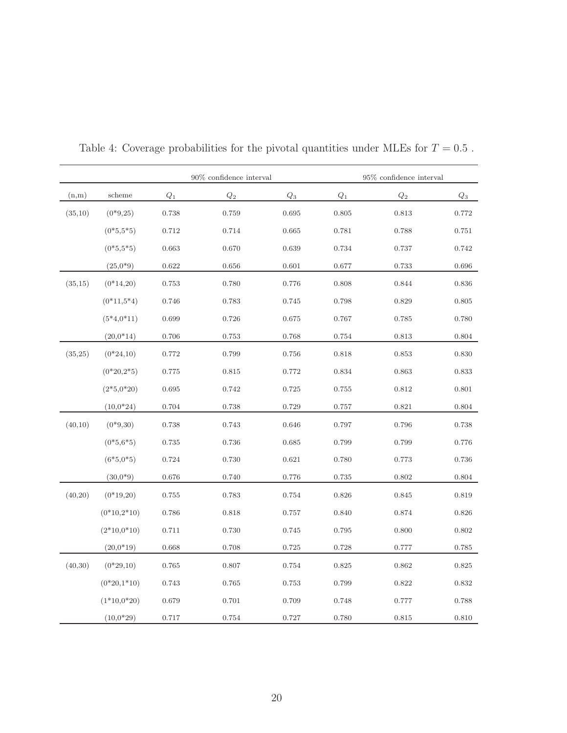Table 4: Coverage probabilities for the pivotal quantities under MLEs for $T = 0.5$ .

| | | 90% confidence interval | | | 95% confidence interval | | |
|---|---|---|---|---|---|---|---|
| (n,m) | scheme | $Q_1$ | $Q_2$ | $Q_3$ | $Q_1$ | $Q_2$ | $Q_3$ |
| (35,10) | (0*9,25) | 0.738 | 0.759 | 0.695 | 0.805 | 0.813 | 0.772 |
| | (0*5,5*5) | 0.712 | 0.714 | 0.665 | 0.781 | 0.788 | 0.751 |
| | (0*5,5*5) | 0.663 | 0.670 | 0.639 | 0.734 | 0.737 | 0.742 |
| | (25,0*9) | 0.622 | 0.656 | 0.601 | 0.677 | 0.733 | 0.696 |
| (35,15) | (0*14,20) | 0.753 | 0.780 | 0.776 | 0.808 | 0.844 | 0.836 |
| | (0*11,5*4) | 0.746 | 0.783 | 0.745 | 0.798 | 0.829 | 0.805 |
| | (5*4,0*11) | 0.699 | 0.726 | 0.675 | 0.767 | 0.785 | 0.780 |
| | (20,0*14) | 0.706 | 0.753 | 0.768 | 0.754 | 0.813 | 0.804 |
| (35,25) | (0*24,10) | 0.772 | 0.799 | 0.756 | 0.818 | 0.853 | 0.830 |
| | (0*20,2*5) | 0.775 | 0.815 | 0.772 | 0.834 | 0.863 | 0.833 |
| | (2*5,0*20) | 0.695 | 0.742 | 0.725 | 0.755 | 0.812 | 0.801 |
| | (10,0*24) | 0.704 | 0.738 | 0.729 | 0.757 | 0.821 | 0.804 |
| (40,10) | (0*9,30) | 0.738 | 0.743 | 0.646 | 0.797 | 0.796 | 0.738 |
| | (0*5,6*5) | 0.735 | 0.736 | 0.685 | 0.799 | 0.799 | 0.776 |
| | (6*5,0*5) | 0.724 | 0.730 | 0.621 | 0.780 | 0.773 | 0.736 |
| | (30,0*9) | 0.676 | 0.740 | 0.776 | 0.735 | 0.802 | 0.804 |
| (40,20) | (0*19,20) | 0.755 | 0.783 | 0.754 | 0.826 | 0.845 | 0.819 |
| | (0*10,2*10) | 0.786 | 0.818 | 0.757 | 0.840 | 0.874 | 0.826 |
| | (2*10,0*10) | 0.711 | 0.730 | 0.745 | 0.795 | 0.800 | 0.802 |
| | (20,0*19) | 0.668 | 0.708 | 0.725 | 0.728 | 0.777 | 0.785 |
| (40,30) | (0*29,10) | 0.765 | 0.807 | 0.754 | 0.825 | 0.862 | 0.825 |
| | (0*20,1*10) | 0.743 | 0.765 | 0.753 | 0.799 | 0.822 | 0.832 |
| | (1*10,0*20) | 0.679 | 0.701 | 0.709 | 0.748 | 0.777 | 0.788 |
| | (10,0*29) | 0.717 | 0.754 | 0.727 | 0.780 | 0.815 | 0.810 |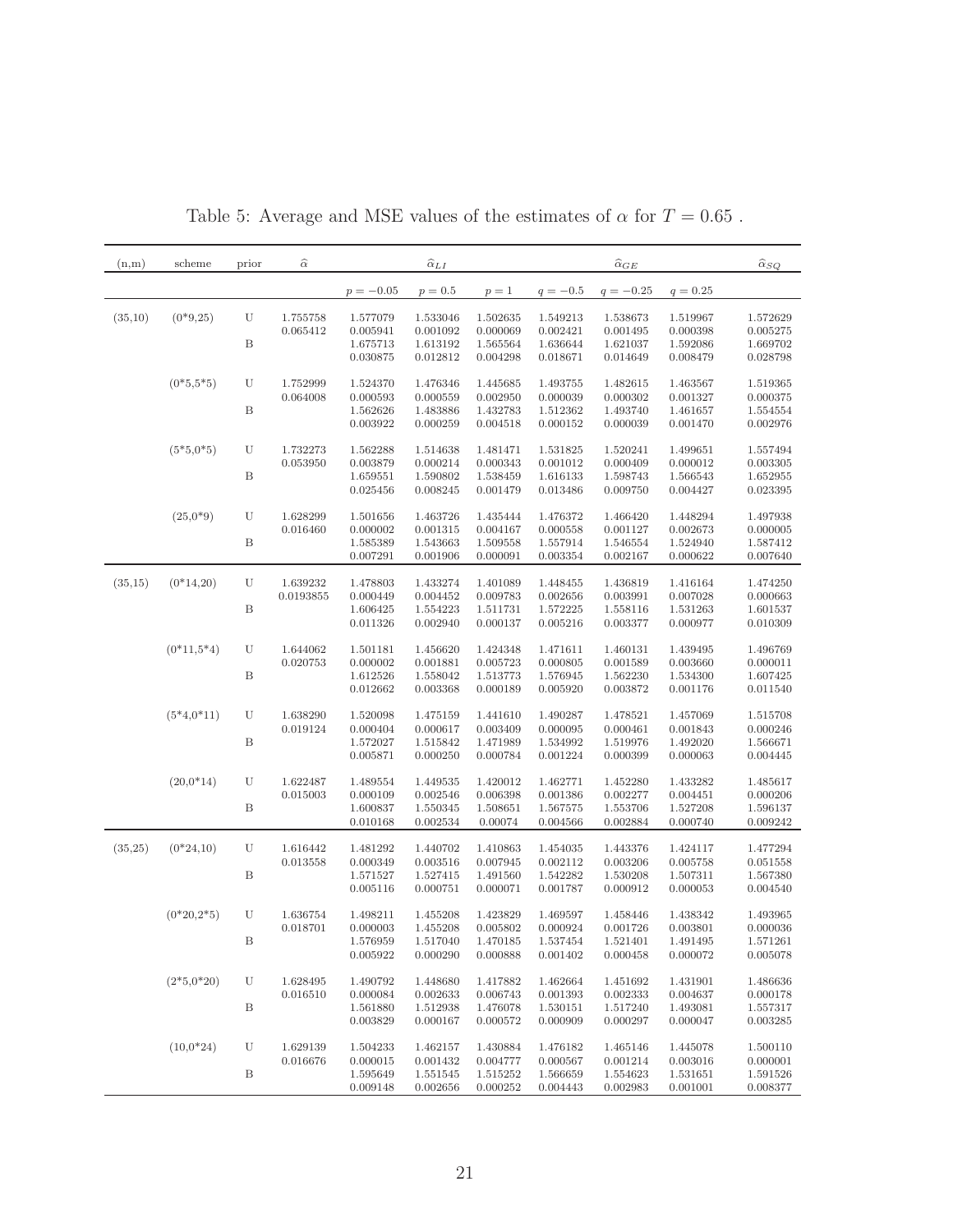Table 5: Average and MSE values of the estimates of $\alpha$ for $T = 0.65$ .

| (n,m) | scheme | prior | $\widehat{\alpha}$ | $\widehat{\alpha}_{LI}$ | | | $\widehat{\alpha}_{GE}$ | | | $\widehat{\alpha}_{SQ}$ |
|---|---|---|---|---|---|---|---|---|---|---|
| | | | | $p=-0.05$ | $p=0.5$ | $p=1$ | $q=-0.5$ | $q=-0.25$ | $q=0.25$ | |
| (35,10) | (0*9,25) | U | 1.755758 | 1.577079 | 1.533046 | 1.502635 | 1.549213 | 1.538673 | 1.519967 | 1.572629 |
| | | | 0.065412 | 0.005941 | 0.001092 | 0.000069 | 0.002421 | 0.001495 | 0.000398 | 0.005275 |
| | | B | | 1.675713 | 1.613192 | 1.565564 | 1.636644 | 1.621037 | 1.592086 | 1.669702 |
| | | | | 0.030875 | 0.012812 | 0.004298 | 0.018671 | 0.014649 | 0.008479 | 0.028798 |
| | (0*5,5*5) | U | 1.752999 | 1.524370 | 1.476346 | 1.445685 | 1.493755 | 1.482615 | 1.463567 | 1.519365 |
| | | | 0.064008 | 0.000593 | 0.000559 | 0.002950 | 0.000039 | 0.000302 | 0.001327 | 0.000375 |
| | | B | | 1.562626 | 1.483886 | 1.432783 | 1.512362 | 1.493740 | 1.461657 | 1.554554 |
| | | | | 0.003922 | 0.000259 | 0.004518 | 0.000152 | 0.000039 | 0.001470 | 0.002976 |
| | (5*5,0*5) | U | 1.732273 | 1.562288 | 1.514638 | 1.481471 | 1.531825 | 1.520241 | 1.499651 | 1.557494 |
| | | | 0.053950 | 0.003879 | 0.000214 | 0.000343 | 0.001012 | 0.000409 | 0.000012 | 0.003305 |
| | | B | | 1.659551 | 1.590802 | 1.538459 | 1.616133 | 1.598743 | 1.566543 | 1.652955 |
| | | | | 0.025456 | 0.008245 | 0.001479 | 0.013486 | 0.009750 | 0.004427 | 0.023395 |
| | (25,0*9) | U | 1.628299 | 1.501656 | 1.463726 | 1.435444 | 1.476372 | 1.466420 | 1.448294 | 1.497938 |
| | | | 0.016460 | 0.000002 | 0.001315 | 0.004167 | 0.000558 | 0.001127 | 0.002673 | 0.000005 |
| | | B | | 1.585389 | 1.543663 | 1.509558 | 1.557914 | 1.546554 | 1.524940 | 1.587412 |
| | | | | 0.007291 | 0.001906 | 0.000091 | 0.003354 | 0.002167 | 0.000622 | 0.007640 |
| (35,15) | (0*14,20) | U | 1.639232 | 1.478803 | 1.433274 | 1.401089 | 1.448455 | 1.436819 | 1.416164 | 1.474250 |
| | | | 0.0193855 | 0.000449 | 0.004452 | 0.009783 | 0.002656 | 0.003991 | 0.007028 | 0.000663 |
| | | B | | 1.606425 | 1.554223 | 1.511731 | 1.572225 | 1.558116 | 1.531263 | 1.601537 |
| | | | | 0.011326 | 0.002940 | 0.000137 | 0.005216 | 0.003377 | 0.000977 | 0.010309 |
| | (0*11,5*4) | U | 1.644062 | 1.501181 | 1.456620 | 1.424348 | 1.471611 | 1.460131 | 1.439495 | 1.496769 |
| | | | 0.020753 | 0.000002 | 0.001881 | 0.005723 | 0.000805 | 0.001589 | 0.003660 | 0.000011 |
| | | B | | 1.612526 | 1.558042 | 1.513773 | 1.576945 | 1.562230 | 1.534300 | 1.607425 |
| | | | | 0.012662 | 0.003368 | 0.000189 | 0.005920 | 0.003872 | 0.001176 | 0.011540 |
| | (5*4,0*11) | U | 1.638290 | 1.520098 | 1.475159 | 1.441610 | 1.490287 | 1.478521 | 1.457069 | 1.515708 |
| | | | 0.019124 | 0.000404 | 0.000617 | 0.003409 | 0.000095 | 0.000461 | 0.001843 | 0.000246 |
| | | B | | 1.572027 | 1.515842 | 1.471989 | 1.534992 | 1.519976 | 1.492020 | 1.566671 |
| | | | | 0.005871 | 0.000250 | 0.000784 | 0.001224 | 0.000399 | 0.000063 | 0.004445 |
| | (20,0*14) | U | 1.622487 | 1.489554 | 1.449535 | 1.420012 | 1.462771 | 1.452280 | 1.433282 | 1.485617 |
| | | | 0.015003 | 0.000109 | 0.002546 | 0.006398 | 0.001386 | 0.002277 | 0.004451 | 0.000206 |
| | | B | | 1.600837 | 1.550345 | 1.508651 | 1.567575 | 1.553706 | 1.527208 | 1.596137 |
| | | | | 0.010168 | 0.002534 | 0.00074 | 0.004566 | 0.002884 | 0.000740 | 0.009242 |
| (35,25) | (0*24,10) | U | 1.616442 | 1.481292 | 1.440702 | 1.410863 | 1.454035 | 1.443376 | 1.424117 | 1.477294 |
| | | | 0.013558 | 0.000349 | 0.003516 | 0.007945 | 0.002112 | 0.003206 | 0.005758 | 0.051558 |
| | | B | | 1.571527 | 1.527415 | 1.491560 | 1.542282 | 1.530208 | 1.507311 | 1.567380 |
| | | | | 0.005116 | 0.000751 | 0.000071 | 0.001787 | 0.000912 | 0.000053 | 0.004540 |
| | (0*20,2*5) | U | 1.636754 | 1.498211 | 1.455208 | 1.423829 | 1.469597 | 1.458446 | 1.438342 | 1.493965 |
| | | | 0.018701 | 0.000003 | 1.455208 | 0.005802 | 0.000924 | 0.001726 | 0.003801 | 0.000036 |
| | | B | | 1.576959 | 1.517040 | 1.470185 | 1.537454 | 1.521401 | 1.491495 | 1.571261 |
| | | | | 0.005922 | 0.000290 | 0.000888 | 0.001402 | 0.000458 | 0.000072 | 0.005078 |
| | (2*5,0*20) | U | 1.628495 | 1.490792 | 1.448680 | 1.417882 | 1.462664 | 1.451692 | 1.431901 | 1.486636 |
| | | | 0.016510 | 0.000084 | 0.002633 | 0.006743 | 0.001393 | 0.002333 | 0.004637 | 0.000178 |
| | | B | | 1.561880 | 1.512938 | 1.476078 | 1.530151 | 1.517240 | 1.493081 | 1.557317 |
| | | | | 0.003829 | 0.000167 | 0.000572 | 0.000909 | 0.000297 | 0.000047 | 0.003285 |
| | (10,0*24) | U | 1.629139 | 1.504233 | 1.462157 | 1.430884 | 1.476182 | 1.465146 | 1.445078 | 1.500110 |
| | | | 0.016676 | 0.000015 | 0.001432 | 0.004777 | 0.000567 | 0.001214 | 0.003016 | 0.000001 |
| | | B | | 1.595649 | 1.551545 | 1.515252 | 1.566659 | 1.554623 | 1.531651 | 1.591526 |
| | | | | 0.009148 | 0.002656 | 0.000252 | 0.004443 | 0.002983 | 0.001001 | 0.008377 |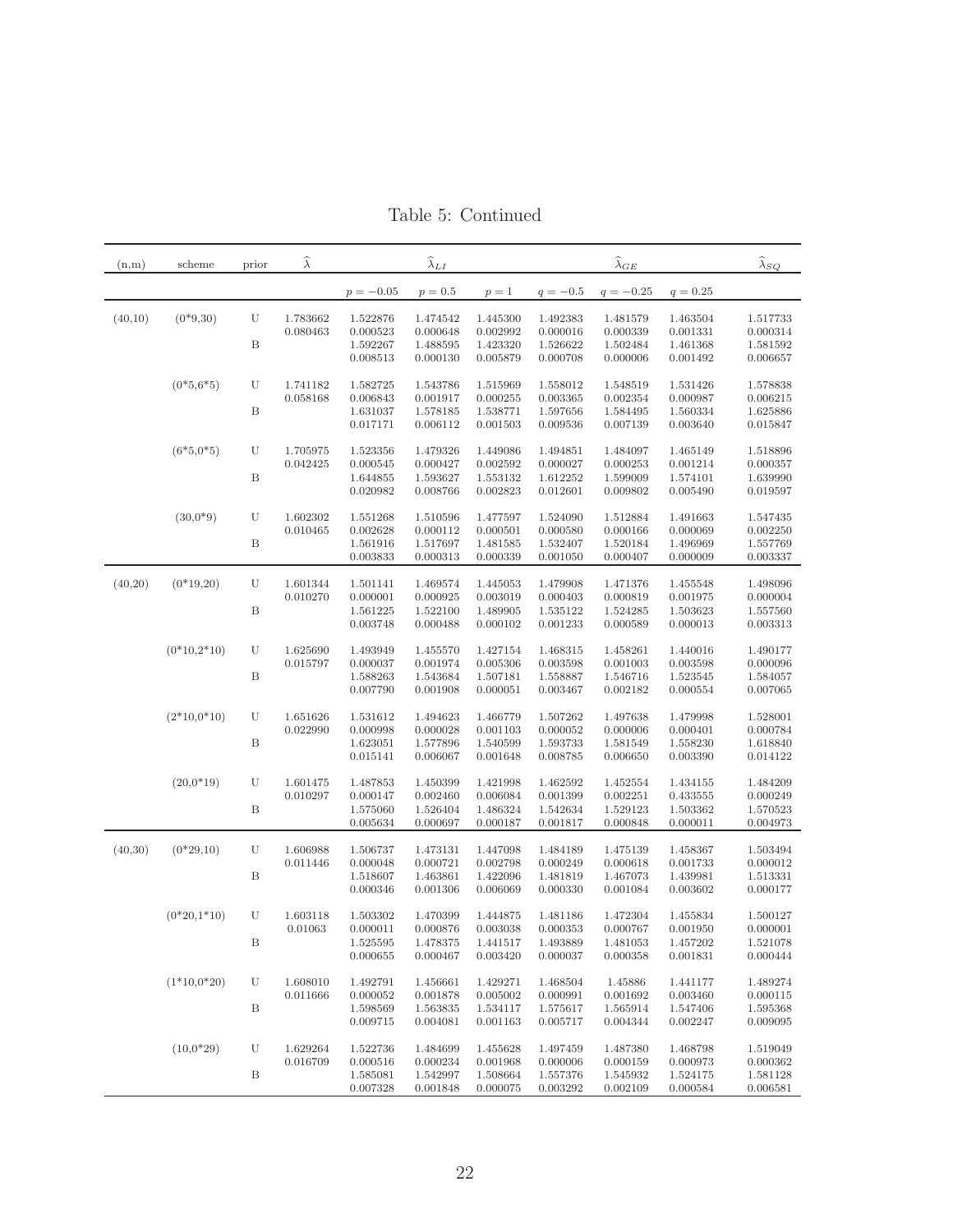Table 5: Continued

| (n,m) | scheme | prior | $\widehat{\lambda}$ | $\widehat{\lambda}_{LI}$ | | | $\widehat{\lambda}_{GE}$ | | | $\widehat{\lambda}_{SQ}$ |
|---|---|---|---|---|---|---|---|---|---|---|
| | | | | $p=-0.05$ | $p=0.5$ | $p=1$ | $q=-0.5$ | $q=-0.25$ | $q=0.25$ | |
| (40,10) | (0*9,30) | U | 1.783662 | 1.522876 | 1.474542 | 1.445300 | 1.492383 | 1.481579 | 1.463504 | 1.517733 |
| | | | 0.080463 | 0.000523 | 0.000648 | 0.002992 | 0.000016 | 0.000339 | 0.001331 | 0.000314 |
| | | B | | 1.592267 | 1.488595 | 1.423320 | 1.526622 | 1.502484 | 1.461368 | 1.581592 |
| | | | | 0.008513 | 0.000130 | 0.005879 | 0.000708 | 0.000006 | 0.001492 | 0.006657 |
| | (0*5,6*5) | U | 1.741182 | 1.582725 | 1.543786 | 1.515969 | 1.558012 | 1.548519 | 1.531426 | 1.578838 |
| | | | 0.058168 | 0.006843 | 0.001917 | 0.000255 | 0.003365 | 0.002354 | 0.000987 | 0.006215 |
| | | B | | 1.631037 | 1.578185 | 1.538771 | 1.597656 | 1.584495 | 1.560334 | 1.625886 |
| | | | | 0.017171 | 0.006112 | 0.001503 | 0.009536 | 0.007139 | 0.003640 | 0.015847 |
| | (6*5,0*5) | U | 1.705975 | 1.523356 | 1.479326 | 1.449086 | 1.494851 | 1.484097 | 1.465149 | 1.518896 |
| | | | 0.042425 | 0.000545 | 0.000427 | 0.002592 | 0.000027 | 0.000253 | 0.001214 | 0.000357 |
| | | B | | 1.644855 | 1.593627 | 1.553132 | 1.612252 | 1.599009 | 1.574101 | 1.639990 |
| | | | | 0.020982 | 0.008766 | 0.002823 | 0.012601 | 0.009802 | 0.005490 | 0.019597 |
| | (30,0*9) | U | 1.602302 | 1.551268 | 1.510596 | 1.477597 | 1.524090 | 1.512884 | 1.491663 | 1.547435 |
| | | | 0.010465 | 0.002628 | 0.000112 | 0.000501 | 0.000580 | 0.000166 | 0.000069 | 0.002250 |
| | | B | | 1.561916 | 1.517697 | 1.481585 | 1.532407 | 1.520184 | 1.496969 | 1.557769 |
| | | | | 0.003833 | 0.000313 | 0.000339 | 0.001050 | 0.000407 | 0.000009 | 0.003337 |
| (40,20) | (0*19,20) | U | 1.601344 | 1.501141 | 1.469574 | 1.445053 | 1.479908 | 1.471376 | 1.455548 | 1.498096 |
| | | | 0.010270 | 0.000001 | 0.000925 | 0.003019 | 0.000403 | 0.000819 | 0.001975 | 0.000004 |
| | | B | | 1.561225 | 1.522100 | 1.489905 | 1.535122 | 1.524285 | 1.503623 | 1.557560 |
| | | | | 0.003748 | 0.000488 | 0.000102 | 0.001233 | 0.000589 | 0.000013 | 0.003313 |
| | (0*10,2*10) | U | 1.625690 | 1.493949 | 1.455570 | 1.427154 | 1.468315 | 1.458261 | 1.440016 | 1.490177 |
| | | | 0.015797 | 0.000037 | 0.001974 | 0.005306 | 0.003598 | 0.001003 | 0.003598 | 0.000096 |
| | | B | | 1.588263 | 1.543684 | 1.507181 | 1.558887 | 1.546716 | 1.523545 | 1.584057 |
| | | | | 0.007790 | 0.001908 | 0.000051 | 0.003467 | 0.002182 | 0.000554 | 0.007065 |
| | (2*10,0*10) | U | 1.651626 | 1.531612 | 1.494623 | 1.466779 | 1.507262 | 1.497638 | 1.479998 | 1.528001 |
| | | | 0.022990 | 0.000998 | 0.000028 | 0.001103 | 0.000052 | 0.000006 | 0.000401 | 0.000784 |
| | | B | | 1.623051 | 1.577896 | 1.540599 | 1.593733 | 1.581549 | 1.558230 | 1.618840 |
| | | | | 0.015141 | 0.006067 | 0.001648 | 0.008785 | 0.006650 | 0.003390 | 0.014122 |
| | (20,0*19) | U | 1.601475 | 1.487853 | 1.450399 | 1.421998 | 1.462592 | 1.452554 | 1.434155 | 1.484209 |
| | | | 0.010297 | 0.000147 | 0.002460 | 0.006084 | 0.001399 | 0.002251 | 0.433555 | 0.000249 |
| | | B | | 1.575060 | 1.526404 | 1.486324 | 1.542634 | 1.529123 | 1.503362 | 1.570523 |
| | | | | 0.005634 | 0.000697 | 0.000187 | 0.001817 | 0.000848 | 0.000011 | 0.004973 |
| (40,30) | (0*29,10) | U | 1.606988 | 1.506737 | 1.473131 | 1.447098 | 1.484189 | 1.475139 | 1.458367 | 1.503494 |
| | | | 0.011446 | 0.000048 | 0.000721 | 0.002798 | 0.000249 | 0.000618 | 0.001733 | 0.000012 |
| | | B | | 1.518607 | 1.463861 | 1.422096 | 1.481819 | 1.467073 | 1.439981 | 1.513331 |
| | | | | 0.000346 | 0.001306 | 0.006069 | 0.000330 | 0.001084 | 0.003602 | 0.000177 |
| | (0*20,1*10) | U | 1.603118 | 1.503302 | 1.470399 | 1.444875 | 1.481186 | 1.472304 | 1.455834 | 1.500127 |
| | | | 0.01063 | 0.000011 | 0.000876 | 0.003038 | 0.000353 | 0.000767 | 0.001950 | 0.000001 |
| | | B | | 1.525595 | 1.478375 | 1.441517 | 1.493889 | 1.481053 | 1.457202 | 1.521078 |
| | | | | 0.000655 | 0.000467 | 0.003420 | 0.000037 | 0.000358 | 0.001831 | 0.000444 |
| | (1*10,0*20) | U | 1.608010 | 1.492791 | 1.456661 | 1.429271 | 1.468504 | 1.45886 | 1.441177 | 1.489274 |
| | | | 0.011666 | 0.000052 | 0.001878 | 0.005002 | 0.000991 | 0.001692 | 0.003460 | 0.000115 |
| | | B | | 1.598569 | 1.563835 | 1.534117 | 1.575617 | 1.565914 | 1.547406 | 1.595368 |
| | | | | 0.009715 | 0.004081 | 0.001163 | 0.005717 | 0.004344 | 0.002247 | 0.009095 |
| | (10,0*29) | U | 1.629264 | 1.522736 | 1.484699 | 1.455628 | 1.497459 | 1.487380 | 1.468798 | 1.519049 |
| | | | 0.016709 | 0.000516 | 0.000234 | 0.001968 | 0.000006 | 0.000159 | 0.000973 | 0.000362 |
| | | B | | 1.585081 | 1.542997 | 1.508664 | 1.557376 | 1.545932 | 1.524175 | 1.581128 |
| | | | | 0.007328 | 0.001848 | 0.000075 | 0.003292 | 0.002109 | 0.000584 | 0.006581 |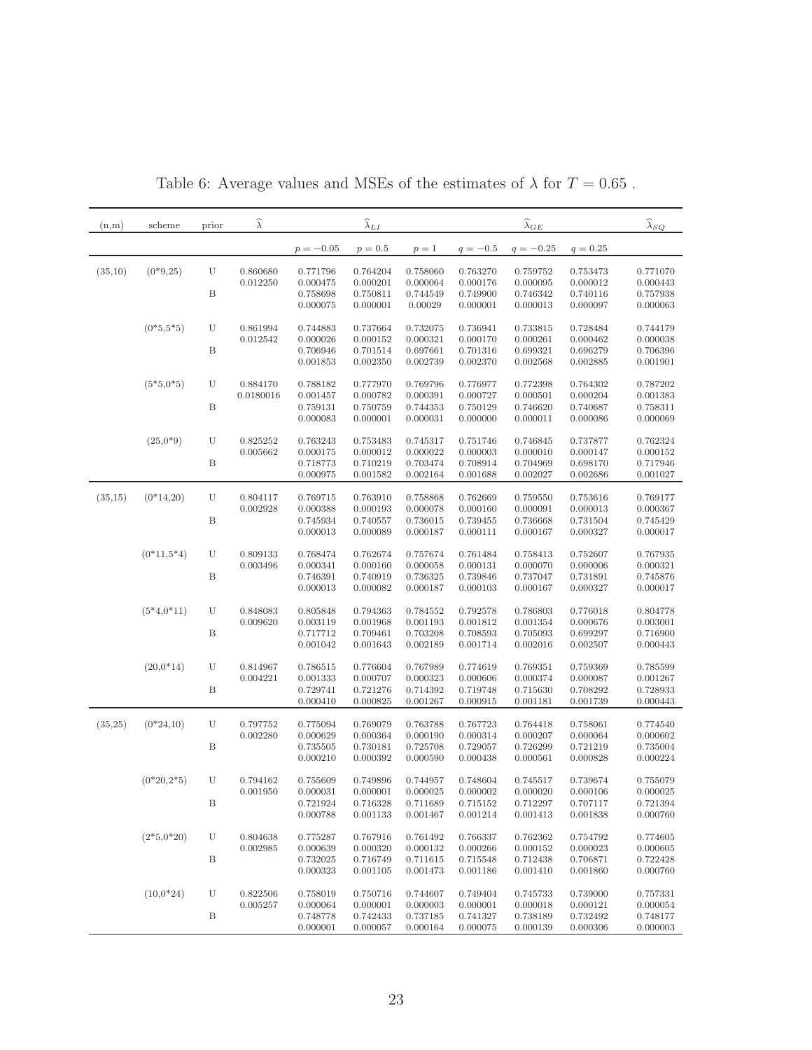Table 6: Average values and MSEs of the estimates of $\lambda$ for $T = 0.65$ .

| (n,m) | scheme | prior | $\widehat{\lambda}$ | $\widehat{\lambda}_{LI}$ | | | $\widehat{\lambda}_{GE}$ | | | $\widehat{\lambda}_{SQ}$ |
|---|---|---|---|---|---|---|---|---|---|---|
| | | | | $p=-0.05$ | $p=0.5$ | $p=1$ | $q=-0.5$ | $q=-0.25$ | $q=0.25$ | |
| (35,10) | (0*9,25) | U | 0.860680 | 0.771796 | 0.764204 | 0.758060 | 0.763270 | 0.759752 | 0.753473 | 0.771070 |
| | | | 0.012250 | 0.000475 | 0.000201 | 0.000064 | 0.000176 | 0.000095 | 0.000012 | 0.000443 |
| | | B | | 0.758698 | 0.750811 | 0.744549 | 0.749900 | 0.746342 | 0.740116 | 0.757938 |
| | | | | 0.000075 | 0.000001 | 0.00029 | 0.000001 | 0.000013 | 0.000097 | 0.000063 |
| | (0*5,5*5) | U | 0.861994 | 0.744883 | 0.737664 | 0.732075 | 0.736941 | 0.733815 | 0.728484 | 0.744179 |
| | | | 0.012542 | 0.000026 | 0.000152 | 0.000321 | 0.000170 | 0.000261 | 0.000462 | 0.000038 |
| | | B | | 0.706946 | 0.701514 | 0.697661 | 0.701316 | 0.699321 | 0.696279 | 0.706396 |
| | | | | 0.001853 | 0.002350 | 0.002739 | 0.002370 | 0.002568 | 0.002885 | 0.001901 |
| | (5*5,0*5) | U | 0.884170 | 0.788182 | 0.777970 | 0.769796 | 0.776977 | 0.772398 | 0.764302 | 0.787202 |
| | | | 0.0180016 | 0.001457 | 0.000782 | 0.000391 | 0.000727 | 0.000501 | 0.000204 | 0.001383 |
| | | B | | 0.759131 | 0.750759 | 0.744353 | 0.750129 | 0.746620 | 0.740687 | 0.758311 |
| | | | | 0.000083 | 0.000001 | 0.000031 | 0.000000 | 0.000011 | 0.000086 | 0.000069 |
| | (25,0*9) | U | 0.825252 | 0.763243 | 0.753483 | 0.745317 | 0.751746 | 0.746845 | 0.737877 | 0.762324 |
| | | | 0.005662 | 0.000175 | 0.000012 | 0.000022 | 0.000003 | 0.000010 | 0.000147 | 0.000152 |
| | | B | | 0.718773 | 0.710219 | 0.703474 | 0.708914 | 0.704969 | 0.698170 | 0.717946 |
| | | | | 0.000975 | 0.001582 | 0.002164 | 0.001688 | 0.002027 | 0.002686 | 0.001027 |
| (35,15) | (0*14,20) | U | 0.804117 | 0.769715 | 0.763910 | 0.758868 | 0.762669 | 0.759550 | 0.753616 | 0.769177 |
| | | | 0.002928 | 0.000388 | 0.000193 | 0.000078 | 0.000160 | 0.000091 | 0.000013 | 0.000367 |
| | | B | | 0.745934 | 0.740557 | 0.736015 | 0.739455 | 0.736668 | 0.731504 | 0.745429 |
| | | | | 0.000013 | 0.000089 | 0.000187 | 0.000111 | 0.000167 | 0.000327 | 0.000017 |
| | (0*11,5*4) | U | 0.809133 | 0.768474 | 0.762674 | 0.757674 | 0.761484 | 0.758413 | 0.752607 | 0.767935 |
| | | | 0.003496 | 0.000341 | 0.000160 | 0.000058 | 0.000131 | 0.000070 | 0.000006 | 0.000321 |
| | | B | | 0.746391 | 0.740919 | 0.736325 | 0.739846 | 0.737047 | 0.731891 | 0.745876 |
| | | | | 0.000013 | 0.000082 | 0.000187 | 0.000103 | 0.000167 | 0.000327 | 0.000017 |
| | (5*4,0*11) | U | 0.848083 | 0.805848 | 0.794363 | 0.784552 | 0.792578 | 0.786803 | 0.776018 | 0.804778 |
| | | | 0.009620 | 0.003119 | 0.001968 | 0.001193 | 0.001812 | 0.001354 | 0.000676 | 0.003001 |
| | | B | | 0.717712 | 0.709461 | 0.703208 | 0.708593 | 0.705093 | 0.699297 | 0.716900 |
| | | | | 0.001042 | 0.001643 | 0.002189 | 0.001714 | 0.002016 | 0.002507 | 0.000443 |
| | (20,0*14) | U | 0.814967 | 0.786515 | 0.776604 | 0.767989 | 0.774619 | 0.769351 | 0.759369 | 0.785599 |
| | | | 0.004221 | 0.001333 | 0.000707 | 0.000323 | 0.000606 | 0.000374 | 0.000087 | 0.001267 |
| | | B | | 0.729741 | 0.721276 | 0.714392 | 0.719748 | 0.715630 | 0.708292 | 0.728933 |
| | | | | 0.000410 | 0.000825 | 0.001267 | 0.000915 | 0.001181 | 0.001739 | 0.000443 |
| (35,25) | (0*24,10) | U | 0.797752 | 0.775094 | 0.769079 | 0.763788 | 0.767723 | 0.764418 | 0.758061 | 0.774540 |
| | | | 0.002280 | 0.000629 | 0.000364 | 0.000190 | 0.000314 | 0.000207 | 0.000064 | 0.000602 |
| | | B | | 0.735505 | 0.730181 | 0.725708 | 0.729057 | 0.726299 | 0.721219 | 0.735004 |
| | | | | 0.000210 | 0.000392 | 0.000590 | 0.000438 | 0.000561 | 0.000828 | 0.000224 |
| | (0*20,2*5) | U | 0.794162 | 0.755609 | 0.749896 | 0.744957 | 0.748604 | 0.745517 | 0.739674 | 0.755079 |
| | | | 0.001950 | 0.000031 | 0.000001 | 0.000025 | 0.000002 | 0.000020 | 0.000106 | 0.000025 |
| | | B | | 0.721924 | 0.716328 | 0.711689 | 0.715152 | 0.712297 | 0.707117 | 0.721394 |
| | | | | 0.000788 | 0.001133 | 0.001467 | 0.001214 | 0.001413 | 0.001838 | 0.000760 |
| | (2*5,0*20) | U | 0.804638 | 0.775287 | 0.767916 | 0.761492 | 0.766337 | 0.762362 | 0.754792 | 0.774605 |
| | | | 0.002985 | 0.000639 | 0.000320 | 0.000132 | 0.000266 | 0.000152 | 0.000023 | 0.000605 |
| | | B | | 0.732025 | 0.716749 | 0.711615 | 0.715548 | 0.712438 | 0.706871 | 0.722428 |
| | | | | 0.000323 | 0.001105 | 0.001473 | 0.001186 | 0.001410 | 0.001860 | 0.000760 |
| | (10,0*24) | U | 0.822506 | 0.758019 | 0.750716 | 0.744607 | 0.749404 | 0.745733 | 0.739000 | 0.757331 |
| | | | 0.005257 | 0.000064 | 0.000001 | 0.000003 | 0.000001 | 0.000018 | 0.000121 | 0.000054 |
| | | B | | 0.748778 | 0.742433 | 0.737185 | 0.741327 | 0.738189 | 0.732492 | 0.748177 |
| | | | | 0.000001 | 0.000057 | 0.000164 | 0.000075 | 0.000139 | 0.000306 | 0.000003 |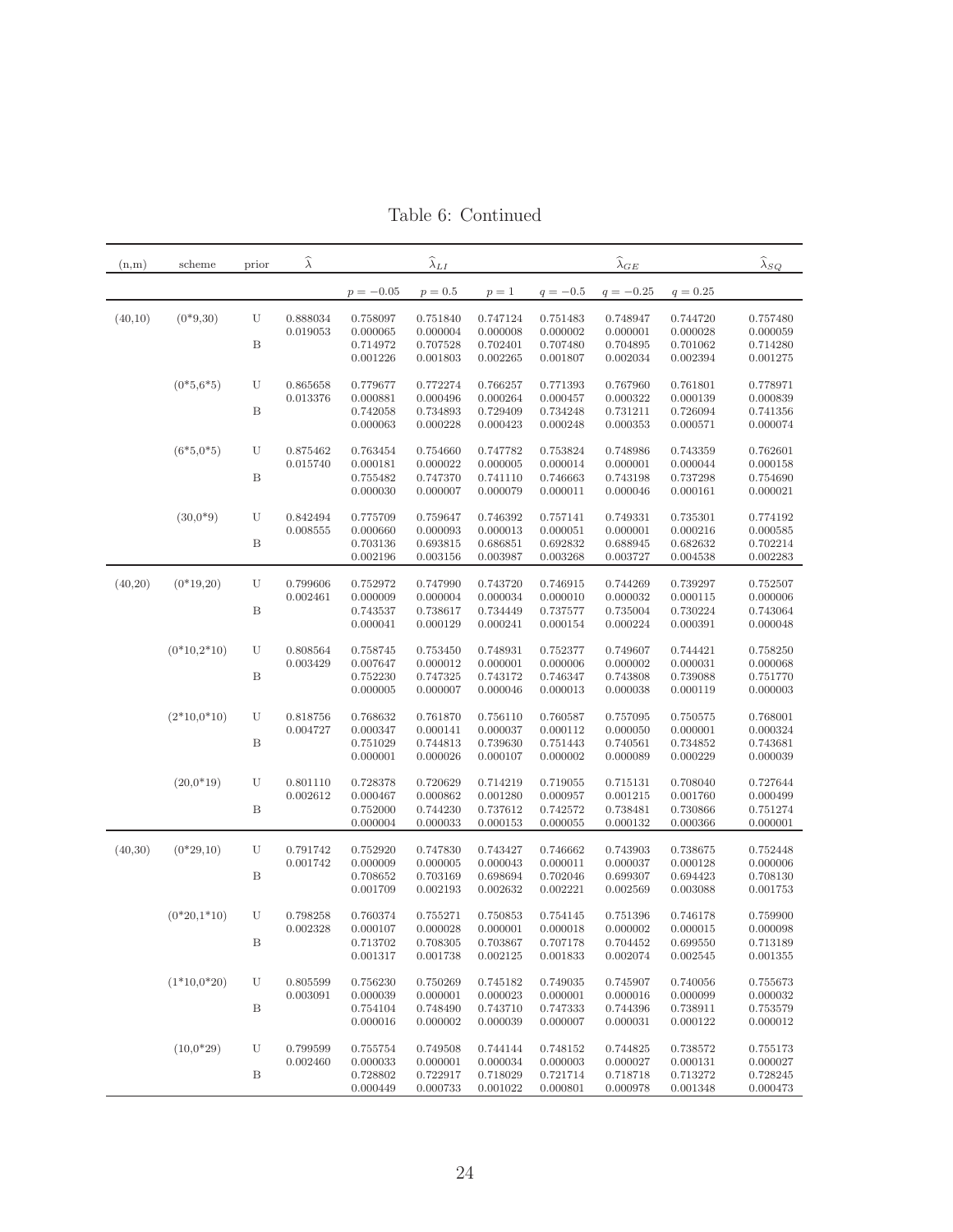Table 6: Continued

| (n,m) | scheme | prior | $\widehat{\lambda}$ | $\widehat{\lambda}_{LI}$ | | | $\widehat{\lambda}_{GE}$ | | | $\widehat{\lambda}_{SQ}$ |
|---|---|---|---|---|---|---|---|---|---|---|
| | | | | $p=-0.05$ | $p=0.5$ | $p=1$ | $q=-0.5$ | $q=-0.25$ | $q=0.25$ | |
| (40,10) | (0*9,30) | U | 0.888034 | 0.758097 | 0.751840 | 0.747124 | 0.751483 | 0.748947 | 0.744720 | 0.757480 |
| | | | 0.019053 | 0.000065 | 0.000004 | 0.000008 | 0.000002 | 0.000001 | 0.000028 | 0.000059 |
| | | B | | 0.714972 | 0.707528 | 0.702401 | 0.707480 | 0.704895 | 0.701062 | 0.714280 |
| | | | | 0.001226 | 0.001803 | 0.002265 | 0.001807 | 0.002034 | 0.002394 | 0.001275 |
| | (0*5,6*5) | U | 0.865658 | 0.779677 | 0.772274 | 0.766257 | 0.771393 | 0.767960 | 0.761801 | 0.778971 |
| | | | 0.013376 | 0.000881 | 0.000496 | 0.000264 | 0.000457 | 0.000322 | 0.000139 | 0.000839 |
| | | B | | 0.742058 | 0.734893 | 0.729409 | 0.734248 | 0.731211 | 0.726094 | 0.741356 |
| | | | | 0.000063 | 0.000228 | 0.000423 | 0.000248 | 0.000353 | 0.000571 | 0.000074 |
| | (6*5,0*5) | U | 0.875462 | 0.763454 | 0.754660 | 0.747782 | 0.753824 | 0.748986 | 0.743359 | 0.762601 |
| | | | 0.015740 | 0.000181 | 0.000022 | 0.000005 | 0.000014 | 0.000001 | 0.000044 | 0.000158 |
| | | B | | 0.755482 | 0.747370 | 0.741110 | 0.746663 | 0.743198 | 0.737298 | 0.754690 |
| | | | | 0.000030 | 0.000007 | 0.000079 | 0.000011 | 0.000046 | 0.000161 | 0.000021 |
| | (30,0*9) | U | 0.842494 | 0.775709 | 0.759647 | 0.746392 | 0.757141 | 0.749331 | 0.735301 | 0.774192 |
| | | | 0.008555 | 0.000660 | 0.000093 | 0.000013 | 0.000051 | 0.000001 | 0.000216 | 0.000585 |
| | | B | | 0.703136 | 0.693815 | 0.686851 | 0.692832 | 0.688945 | 0.682632 | 0.702214 |
| | | | | 0.002196 | 0.003156 | 0.003987 | 0.003268 | 0.003727 | 0.004538 | 0.002283 |
| (40,20) | (0*19,20) | U | 0.799606 | 0.752972 | 0.747990 | 0.743720 | 0.746915 | 0.744269 | 0.739297 | 0.752507 |
| | | | 0.002461 | 0.000009 | 0.000004 | 0.000034 | 0.000010 | 0.000032 | 0.000115 | 0.000006 |
| | | B | | 0.743537 | 0.738617 | 0.734449 | 0.737577 | 0.735004 | 0.730224 | 0.743064 |
| | | | | 0.000041 | 0.000129 | 0.000241 | 0.000154 | 0.000224 | 0.000391 | 0.000048 |
| | (0*10,2*10) | U | 0.808564 | 0.758745 | 0.753450 | 0.748931 | 0.752377 | 0.749607 | 0.744421 | 0.758250 |
| | | | 0.003429 | 0.007647 | 0.000012 | 0.000001 | 0.000006 | 0.000002 | 0.000031 | 0.000068 |
| | | B | | 0.752230 | 0.747325 | 0.743172 | 0.746347 | 0.743808 | 0.739088 | 0.751770 |
| | | | | 0.000005 | 0.000007 | 0.000046 | 0.000013 | 0.000038 | 0.000119 | 0.000003 |
| | (2*10,0*10) | U | 0.818756 | 0.768632 | 0.761870 | 0.756110 | 0.760587 | 0.757095 | 0.750575 | 0.768001 |
| | | | 0.004727 | 0.000347 | 0.000141 | 0.000037 | 0.000112 | 0.000050 | 0.000001 | 0.000324 |
| | | B | | 0.751029 | 0.744813 | 0.739630 | 0.751443 | 0.740561 | 0.734852 | 0.743681 |
| | | | | 0.000001 | 0.000026 | 0.000107 | 0.000002 | 0.000089 | 0.000229 | 0.000039 |
| | (20,0*19) | U | 0.801110 | 0.728378 | 0.720629 | 0.714219 | 0.719055 | 0.715131 | 0.708040 | 0.727644 |
| | | | 0.002612 | 0.000467 | 0.000862 | 0.001280 | 0.000957 | 0.001215 | 0.001760 | 0.000499 |
| | | B | | 0.752000 | 0.744230 | 0.737612 | 0.742572 | 0.738481 | 0.730866 | 0.751274 |
| | | | | 0.000004 | 0.000033 | 0.000153 | 0.000055 | 0.000132 | 0.000366 | 0.000001 |
| (40,30) | (0*29,10) | U | 0.791742 | 0.752920 | 0.747830 | 0.743427 | 0.746662 | 0.743903 | 0.738675 | 0.752448 |
| | | | 0.001742 | 0.000009 | 0.000005 | 0.000043 | 0.000011 | 0.000037 | 0.000128 | 0.000006 |
| | | B | | 0.708652 | 0.703169 | 0.698694 | 0.702046 | 0.699307 | 0.694423 | 0.708130 |
| | | | | 0.001709 | 0.002193 | 0.002632 | 0.002221 | 0.002569 | 0.003088 | 0.001753 |
| | (0*20,1*10) | U | 0.798258 | 0.760374 | 0.755271 | 0.750853 | 0.754145 | 0.751396 | 0.746178 | 0.759900 |
| | | | 0.002328 | 0.000107 | 0.000028 | 0.000001 | 0.000018 | 0.000002 | 0.000015 | 0.000098 |
| | | B | | 0.713702 | 0.708305 | 0.703867 | 0.707178 | 0.704452 | 0.699550 | 0.713189 |
| | | | | 0.001317 | 0.001738 | 0.002125 | 0.001833 | 0.002074 | 0.002545 | 0.001355 |
| | (1*10,0*20) | U | 0.805599 | 0.756230 | 0.750269 | 0.745182 | 0.749035 | 0.745907 | 0.740056 | 0.755673 |
| | | | 0.003091 | 0.000039 | 0.000001 | 0.000023 | 0.000001 | 0.000016 | 0.000099 | 0.000032 |
| | | B | | 0.754104 | 0.748490 | 0.743710 | 0.747333 | 0.744396 | 0.738911 | 0.753579 |
| | | | | 0.000016 | 0.000002 | 0.000039 | 0.000007 | 0.000031 | 0.000122 | 0.000012 |
| | (10,0*29) | U | 0.799599 | 0.755754 | 0.749508 | 0.744144 | 0.748152 | 0.744825 | 0.738572 | 0.755173 |
| | | | 0.002460 | 0.000033 | 0.000001 | 0.000034 | 0.000003 | 0.000027 | 0.000131 | 0.000027 |
| | | B | | 0.728802 | 0.722917 | 0.718029 | 0.721714 | 0.718718 | 0.713272 | 0.728245 |
| | | | | 0.000449 | 0.000733 | 0.001022 | 0.000801 | 0.000978 | 0.001348 | 0.000473 |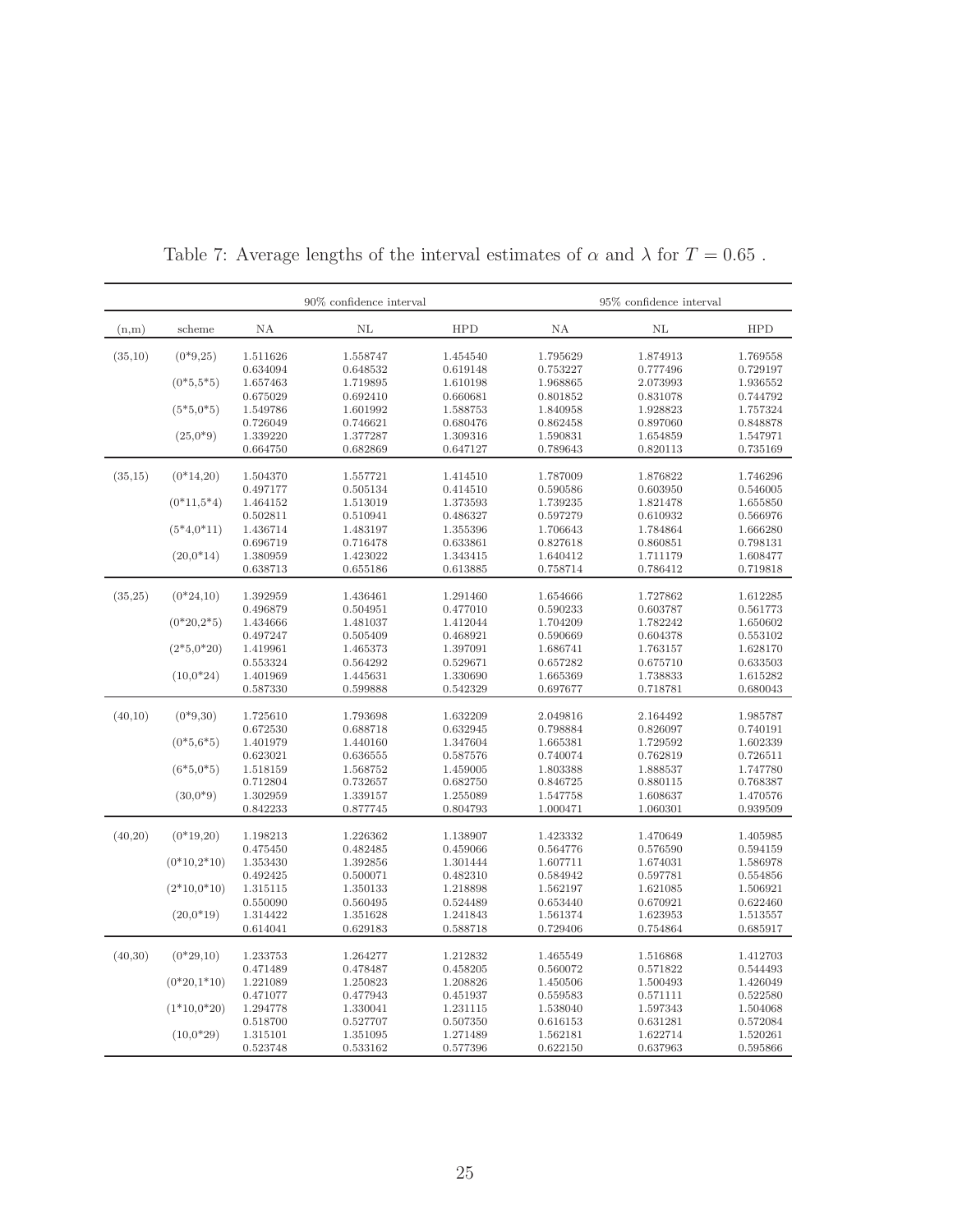Table 7: Average lengths of the interval estimates of $\alpha$ and $\lambda$ for $T = 0.65$ .

| | | 90% confidence interval | | | 95% confidence interval | | |
|---|---|---|---|---|---|---|---|
| (n,m) | scheme | NA | NL | HPD | NA | NL | HPD |
| (35,10) | (0*9,25) | 1.511626 | 1.558747 | 1.454540 | 1.795629 | 1.874913 | 1.769558 |
| | | 0.634094 | 0.648532 | 0.619148 | 0.753227 | 0.777496 | 0.729197 |
| | (0*5,5*5) | 1.657463 | 1.719895 | 1.610198 | 1.968865 | 2.073993 | 1.936552 |
| | | 0.675029 | 0.692410 | 0.660681 | 0.801852 | 0.831078 | 0.744792 |
| | (5*5,0*5) | 1.549786 | 1.601992 | 1.588753 | 1.840958 | 1.928823 | 1.757324 |
| | | 0.726049 | 0.746621 | 0.680476 | 0.862458 | 0.897060 | 0.848878 |
| | (25,0*9) | 1.339220 | 1.377287 | 1.309316 | 1.590831 | 1.654859 | 1.547971 |
| | | 0.664750 | 0.682869 | 0.647127 | 0.789643 | 0.820113 | 0.735169 |
| (35,15) | (0*14,20) | 1.504370 | 1.557721 | 1.414510 | 1.787009 | 1.876822 | 1.746296 |
| | | 0.497177 | 0.505134 | 0.414510 | 0.590586 | 0.603950 | 0.546005 |
| | (0*11,5*4) | 1.464152 | 1.513019 | 1.373593 | 1.739235 | 1.821478 | 1.655850 |
| | | 0.502811 | 0.510941 | 0.486327 | 0.597279 | 0.610932 | 0.566976 |
| | (5*4,0*11) | 1.436714 | 1.483197 | 1.355396 | 1.706643 | 1.784864 | 1.666280 |
| | | 0.696719 | 0.716478 | 0.633861 | 0.827618 | 0.860851 | 0.798131 |
| | (20,0*14) | 1.380959 | 1.423022 | 1.343415 | 1.640412 | 1.711179 | 1.608477 |
| | | 0.638713 | 0.655186 | 0.613885 | 0.758714 | 0.786412 | 0.719818 |
| (35,25) | (0*24,10) | 1.392959 | 1.436461 | 1.291460 | 1.654666 | 1.727862 | 1.612285 |
| | | 0.496879 | 0.504951 | 0.477010 | 0.590233 | 0.603787 | 0.561773 |
| | (0*20,2*5) | 1.434666 | 1.481037 | 1.412044 | 1.704209 | 1.782242 | 1.650602 |
| | | 0.497247 | 0.505409 | 0.468921 | 0.590669 | 0.604378 | 0.553102 |
| | (2*5,0*20) | 1.419961 | 1.465373 | 1.397091 | 1.686741 | 1.763157 | 1.628170 |
| | | 0.553324 | 0.564292 | 0.529671 | 0.657282 | 0.675710 | 0.633503 |
| | (10,0*24) | 1.401969 | 1.445631 | 1.330690 | 1.665369 | 1.738833 | 1.615282 |
| | | 0.587330 | 0.599888 | 0.542329 | 0.697677 | 0.718781 | 0.680043 |
| (40,10) | (0*9,30) | 1.725610 | 1.793698 | 1.632209 | 2.049816 | 2.164492 | 1.985787 |
| | | 0.672530 | 0.688718 | 0.632945 | 0.798884 | 0.826097 | 0.740191 |
| | (0*5,6*5) | 1.401979 | 1.440160 | 1.347604 | 1.665381 | 1.729592 | 1.602339 |
| | | 0.623021 | 0.636555 | 0.587576 | 0.740074 | 0.762819 | 0.726511 |
| | (6*5,0*5) | 1.518159 | 1.568752 | 1.459005 | 1.803388 | 1.888537 | 1.747780 |
| | | 0.712804 | 0.732657 | 0.682750 | 0.846725 | 0.880115 | 0.768387 |
| | (30,0*9) | 1.302959 | 1.339157 | 1.255089 | 1.547758 | 1.608637 | 1.470576 |
| | | 0.842233 | 0.877745 | 0.804793 | 1.000471 | 1.060301 | 0.939509 |
| (40,20) | (0*19,20) | 1.198213 | 1.226362 | 1.138907 | 1.423332 | 1.470649 | 1.405985 |
| | | 0.475450 | 0.482485 | 0.459066 | 0.564776 | 0.576590 | 0.594159 |
| | (0*10,2*10) | 1.353430 | 1.392856 | 1.301444 | 1.607711 | 1.674031 | 1.586978 |
| | | 0.492425 | 0.500071 | 0.482310 | 0.584942 | 0.597781 | 0.554856 |
| | (2*10,0*10) | 1.315115 | 1.350133 | 1.218898 | 1.562197 | 1.621085 | 1.506921 |
| | | 0.550090 | 0.560495 | 0.524489 | 0.653440 | 0.670921 | 0.622460 |
| | (20,0*19) | 1.314422 | 1.351628 | 1.241843 | 1.561374 | 1.623953 | 1.513557 |
| | | 0.614041 | 0.629183 | 0.588718 | 0.729406 | 0.754864 | 0.685917 |
| (40,30) | (0*29,10) | 1.233753 | 1.264277 | 1.212832 | 1.465549 | 1.516868 | 1.412703 |
| | | 0.471489 | 0.478487 | 0.458205 | 0.560072 | 0.571822 | 0.544493 |
| | (0*20,1*10) | 1.221089 | 1.250823 | 1.208826 | 1.450506 | 1.500493 | 1.426049 |
| | | 0.471077 | 0.477943 | 0.451937 | 0.559583 | 0.571111 | 0.522580 |
| | (1*10,0*20) | 1.294778 | 1.330041 | 1.231115 | 1.538040 | 1.597343 | 1.504068 |
| | | 0.518700 | 0.527707 | 0.507350 | 0.616153 | 0.631281 | 0.572084 |
| | (10,0*29) | 1.315101 | 1.351095 | 1.271489 | 1.562181 | 1.622714 | 1.520261 |
| | | 0.523748 | 0.533162 | 0.577396 | 0.622150 | 0.637963 | 0.595866 |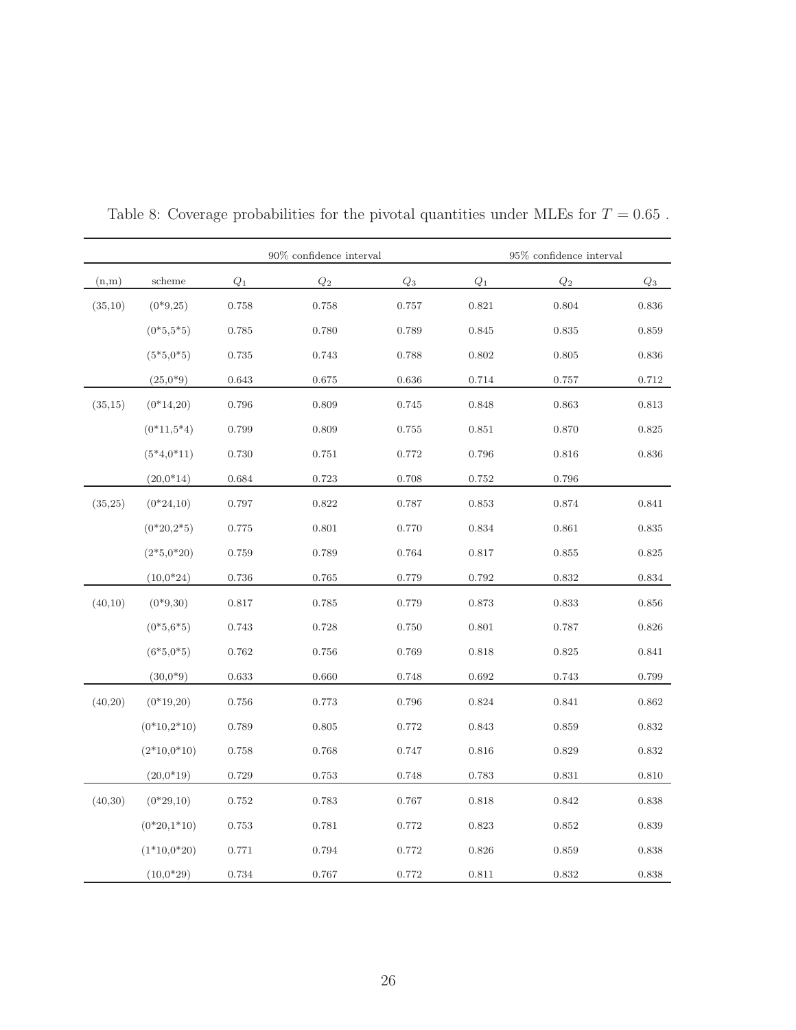Table 8: Coverage probabilities for the pivotal quantities under MLEs for $T = 0.65$ .

| | | 90% confidence interval | | | 95% confidence interval | | |
|---|---|---|---|---|---|---|---|
| (n,m) | scheme | $Q_1$ | $Q_2$ | $Q_3$ | $Q_1$ | $Q_2$ | $Q_3$ |
| (35,10) | (0*9,25) | 0.758 | 0.758 | 0.757 | 0.821 | 0.804 | 0.836 |
| | (0*5,5*5) | 0.785 | 0.780 | 0.789 | 0.845 | 0.835 | 0.859 |
| | (5*5,0*5) | 0.735 | 0.743 | 0.788 | 0.802 | 0.805 | 0.836 |
| | (25,0*9) | 0.643 | 0.675 | 0.636 | 0.714 | 0.757 | 0.712 |
| (35,15) | (0*14,20) | 0.796 | 0.809 | 0.745 | 0.848 | 0.863 | 0.813 |
| | (0*11,5*4) | 0.799 | 0.809 | 0.755 | 0.851 | 0.870 | 0.825 |
| | (5*4,0*11) | 0.730 | 0.751 | 0.772 | 0.796 | 0.816 | 0.836 |
| | (20,0*14) | 0.684 | 0.723 | 0.708 | 0.752 | 0.796 | |
| (35,25) | (0*24,10) | 0.797 | 0.822 | 0.787 | 0.853 | 0.874 | 0.841 |
| | (0*20,2*5) | 0.775 | 0.801 | 0.770 | 0.834 | 0.861 | 0.835 |
| | (2*5,0*20) | 0.759 | 0.789 | 0.764 | 0.817 | 0.855 | 0.825 |
| | (10,0*24) | 0.736 | 0.765 | 0.779 | 0.792 | 0.832 | 0.834 |
| (40,10) | (0*9,30) | 0.817 | 0.785 | 0.779 | 0.873 | 0.833 | 0.856 |
| | (0*5,6*5) | 0.743 | 0.728 | 0.750 | 0.801 | 0.787 | 0.826 |
| | (6*5,0*5) | 0.762 | 0.756 | 0.769 | 0.818 | 0.825 | 0.841 |
| | (30,0*9) | 0.633 | 0.660 | 0.748 | 0.692 | 0.743 | 0.799 |
| (40,20) | (0*19,20) | 0.756 | 0.773 | 0.796 | 0.824 | 0.841 | 0.862 |
| | (0*10,2*10) | 0.789 | 0.805 | 0.772 | 0.843 | 0.859 | 0.832 |
| | (2*10,0*10) | 0.758 | 0.768 | 0.747 | 0.816 | 0.829 | 0.832 |
| | (20,0*19) | 0.729 | 0.753 | 0.748 | 0.783 | 0.831 | 0.810 |
| (40,30) | (0*29,10) | 0.752 | 0.783 | 0.767 | 0.818 | 0.842 | 0.838 |
| | (0*20,1*10) | 0.753 | 0.781 | 0.772 | 0.823 | 0.852 | 0.839 |
| | (1*10,0*20) | 0.771 | 0.794 | 0.772 | 0.826 | 0.859 | 0.838 |
| | (10,0*29) | 0.734 | 0.767 | 0.772 | 0.811 | 0.832 | 0.838 |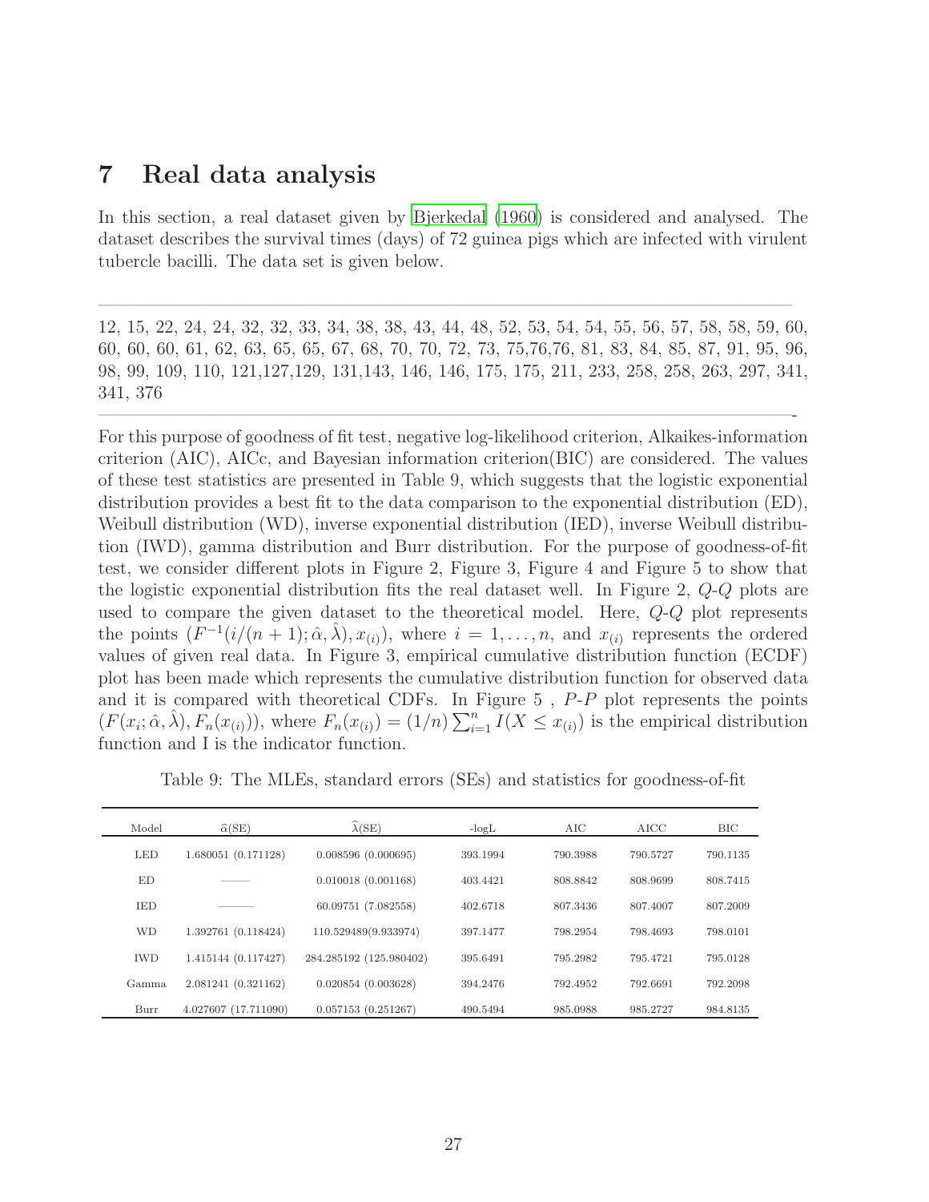## 7 Real data analysis

In this section, a real dataset given by Bjerkedal (1960) is considered and analysed. The dataset describes the survival times (days) of 72 guinea pigs which are infected with virulent tubercle bacilli. The data set is given below.

---

12, 15, 22, 24, 24, 32, 32, 33, 34, 38, 38, 43, 44, 48, 52, 53, 54, 54, 55, 56, 57, 58, 58, 59, 60, 60, 60, 60, 61, 62, 63, 65, 65, 67, 68, 70, 70, 72, 73, 75,76,76, 81, 83, 84, 85, 87, 91, 95, 96, 98, 99, 109, 110, 121,127,129, 131,143, 146, 146, 175, 175, 211, 233, 258, 258, 263, 297, 341, 341, 376

---

For this purpose of goodness of fit test, negative log-likelihood criterion, Alkaikes-information criterion (AIC), AICc, and Bayesian information criterion(BIC) are considered. The values of these test statistics are presented in Table 9, which suggests that the logistic exponential distribution provides a best fit to the data comparison to the exponential distribution (ED), Weibull distribution (WD), inverse exponential distribution (IED), inverse Weibull distribution (IWD), gamma distribution and Burr distribution. For the purpose of goodness-of-fit test, we consider different plots in Figure 2, Figure 3, Figure 4 and Figure 5 to show that the logistic exponential distribution fits the real dataset well. In Figure 2, *Q*-*Q* plots are used to compare the given dataset to the theoretical model. Here, *Q*-*Q* plot represents the points $(F^{-1}(i/(n+1);\hat{\alpha},\hat{\lambda}), x_{(i)})$, where $i = 1, \ldots, n$, and $x_{(i)}$ represents the ordered values of given real data. In Figure 3, empirical cumulative distribution function (ECDF) plot has been made which represents the cumulative distribution function for observed data and it is compared with theoretical CDFs. In Figure 5 , *P*-*P* plot represents the points $(F(x_i;\hat{\alpha},\hat{\lambda}), F_n(x_{(i)}))$, where $F_n(x_{(i)}) = (1/n)\sum_{i=1}^{n} I(X \leq x_{(i)})$ is the empirical distribution function and I is the indicator function.

Table 9: The MLEs, standard errors (SEs) and statistics for goodness-of-fit

| Model | $\widehat{\alpha}$(SE) | $\widehat{\lambda}$(SE) | -logL | AIC | AICC | BIC |
|---|---|---|---|---|---|---|
| LED | 1.680051 (0.171128) | 0.008596 (0.000695) | 393.1994 | 790.3988 | 790.5727 | 790.1135 |
| ED | —— | 0.010018 (0.001168) | 403.4421 | 808.8842 | 808.9699 | 808.7415 |
| IED | ——— | 60.09751 (7.082558) | 402.6718 | 807.3436 | 807.4007 | 807.2009 |
| WD | 1.392761 (0.118424) | 110.529489(9.933974) | 397.1477 | 798.2954 | 798.4693 | 798.0101 |
| IWD | 1.415144 (0.117427) | 284.285192 (125.980402) | 395.6491 | 795.2982 | 795.4721 | 795.0128 |
| Gamma | 2.081241 (0.321162) | 0.020854 (0.003628) | 394.2476 | 792.4952 | 792.6691 | 792.2098 |
| Burr | 4.027607 (17.711090) | 0.057153 (0.251267) | 490.5494 | 985.0988 | 985.2727 | 984.8135 |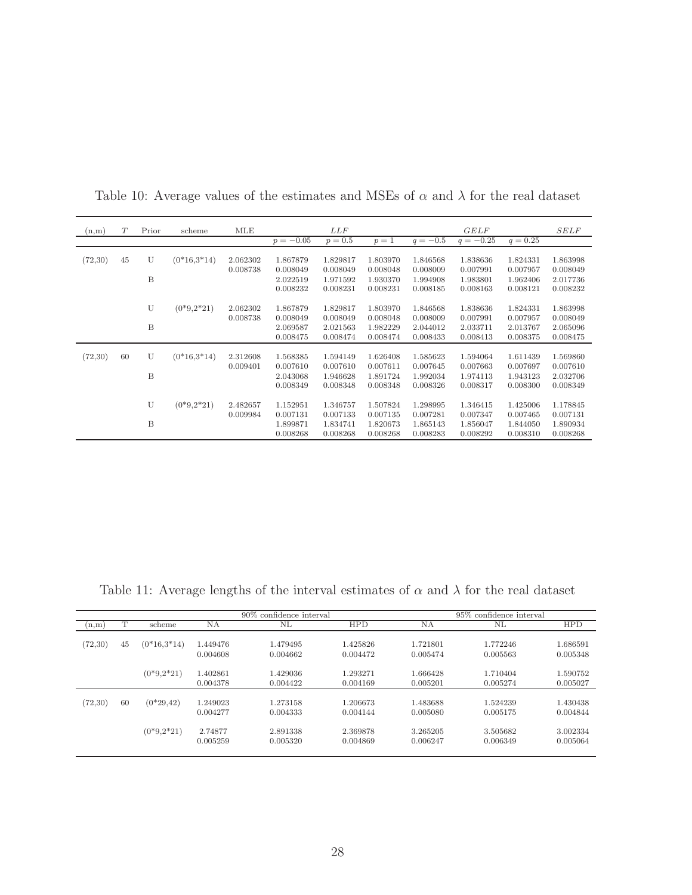Table 10: Average values of the estimates and MSEs of $\alpha$ and $\lambda$ for the real dataset

| (n,m) | $T$ | Prior | scheme | MLE | $LLF$ | | | $GELF$ | | | $SELF$ |
|---|---|---|---|---|---|---|---|---|---|---|---|
| | | | | | $p=-0.05$ | $p=0.5$ | $p=1$ | $q=-0.5$ | $q=-0.25$ | $q=0.25$ | |
| (72,30) | 45 | U | (0*16,3*14) | 2.062302 | 1.867879 | 1.829817 | 1.803970 | 1.846568 | 1.838636 | 1.824331 | 1.863998 |
| | | | | 0.008738 | 0.008049 | 0.008049 | 0.008048 | 0.008009 | 0.007991 | 0.007957 | 0.008049 |
| | | B | | | 2.022519 | 1.971592 | 1.930370 | 1.994908 | 1.983801 | 1.962406 | 2.017736 |
| | | | | | 0.008232 | 0.008231 | 0.008231 | 0.008185 | 0.008163 | 0.008121 | 0.008232 |
| | | U | (0*9,2*21) | 2.062302 | 1.867879 | 1.829817 | 1.803970 | 1.846568 | 1.838636 | 1.824331 | 1.863998 |
| | | | | 0.008738 | 0.008049 | 0.008049 | 0.008048 | 0.008009 | 0.007991 | 0.007957 | 0.008049 |
| | | B | | | 2.069587 | 2.021563 | 1.982229 | 2.044012 | 2.033711 | 2.013767 | 2.065096 |
| | | | | | 0.008475 | 0.008474 | 0.008474 | 0.008433 | 0.008413 | 0.008375 | 0.008475 |
| (72,30) | 60 | U | (0*16,3*14) | 2.312608 | 1.568385 | 1.594149 | 1.626408 | 1.585623 | 1.594064 | 1.611439 | 1.569860 |
| | | | | 0.009401 | 0.007610 | 0.007610 | 0.007611 | 0.007645 | 0.007663 | 0.007697 | 0.007610 |
| | | B | | | 2.043068 | 1.946628 | 1.891724 | 1.992034 | 1.974113 | 1.943123 | 2.032706 |
| | | | | | 0.008349 | 0.008348 | 0.008348 | 0.008326 | 0.008317 | 0.008300 | 0.008349 |
| | | U | (0*9,2*21) | 2.482657 | 1.152951 | 1.346757 | 1.507824 | 1.298995 | 1.346415 | 1.425006 | 1.178845 |
| | | | | 0.009984 | 0.007131 | 0.007133 | 0.007135 | 0.007281 | 0.007347 | 0.007465 | 0.007131 |
| | | B | | | 1.899871 | 1.834741 | 1.820673 | 1.865143 | 1.856047 | 1.844050 | 1.890934 |
| | | | | | 0.008268 | 0.008268 | 0.008268 | 0.008283 | 0.008292 | 0.008310 | 0.008268 |

Table 11: Average lengths of the interval estimates of $\alpha$ and $\lambda$ for the real dataset

| | | | 90% confidence interval | | | 95% confidence interval | | |
|---|---|---|---|---|---|---|---|---|
| (n,m) | T | scheme | NA | NL | HPD | NA | NL | HPD |
| (72,30) | 45 | (0*16,3*14) | 1.449476 | 1.479495 | 1.425826 | 1.721801 | 1.772246 | 1.686591 |
| | | | 0.004608 | 0.004662 | 0.004472 | 0.005474 | 0.005563 | 0.005348 |
| | | (0*9,2*21) | 1.402861 | 1.429036 | 1.293271 | 1.666428 | 1.710404 | 1.590752 |
| | | | 0.004378 | 0.004422 | 0.004169 | 0.005201 | 0.005274 | 0.005027 |
| (72,30) | 60 | (0*29,42) | 1.249023 | 1.273158 | 1.206673 | 1.483688 | 1.524239 | 1.430438 |
| | | | 0.004277 | 0.004333 | 0.004144 | 0.005080 | 0.005175 | 0.004844 |
| | | (0*9,2*21) | 2.74877 | 2.891338 | 2.369878 | 3.265205 | 3.505682 | 3.002334 |
| | | | 0.005259 | 0.005320 | 0.004869 | 0.006247 | 0.006349 | 0.005064 |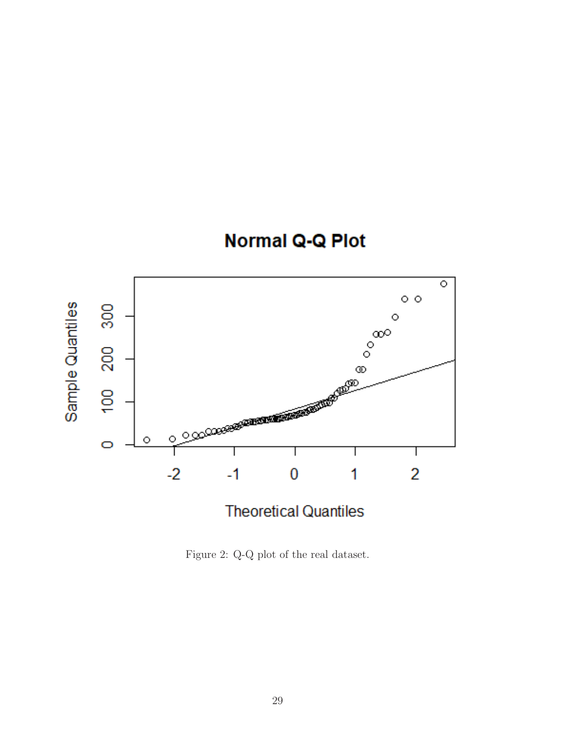Figure 2: Q-Q plot of the real dataset.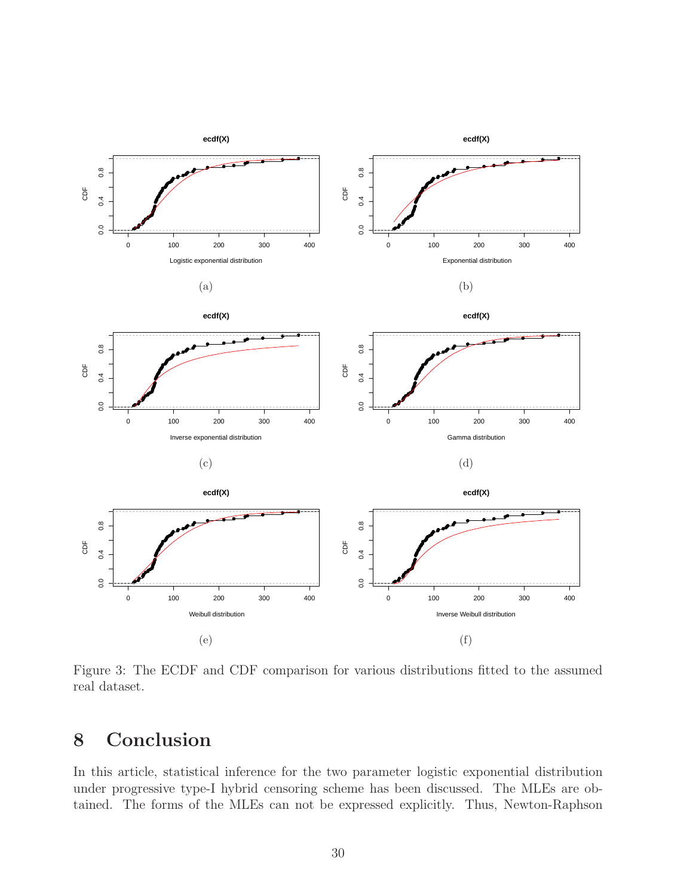Figure 3: The ECDF and CDF comparison for various distributions fitted to the assumed real dataset.

## 8 Conclusion

In this article, statistical inference for the two parameter logistic exponential distribution under progressive type-I hybrid censoring scheme has been discussed. The MLEs are obtained. The forms of the MLEs can not be expressed explicitly. Thus, Newton-Raphson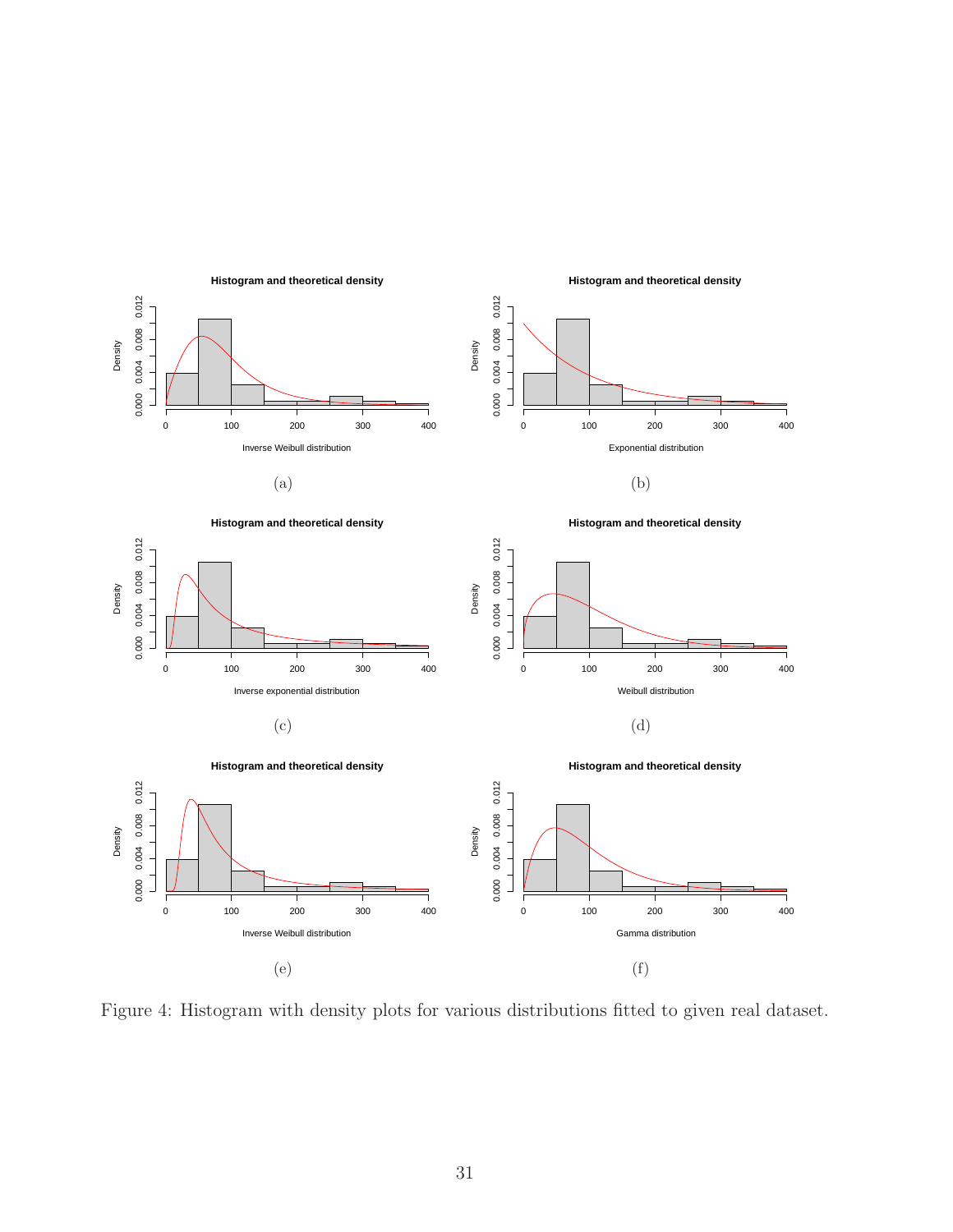Figure 4: Histogram with density plots for various distributions fitted to given real dataset.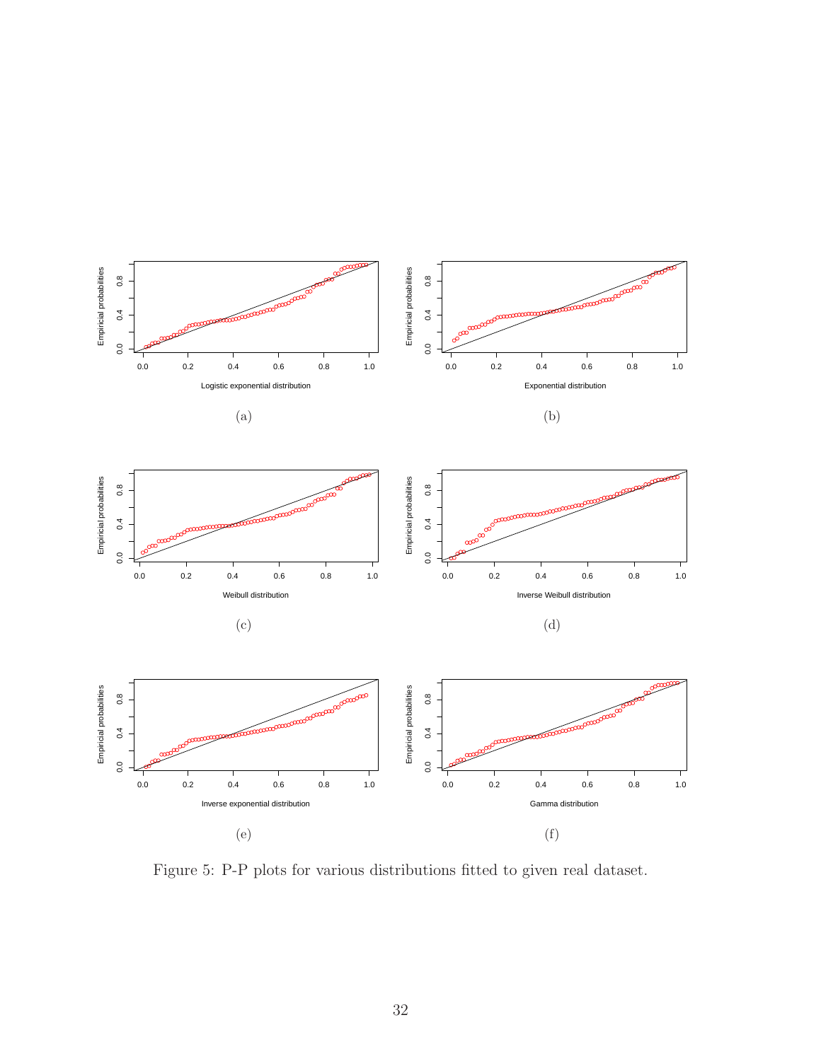Figure 5: P-P plots for various distributions fitted to given real dataset.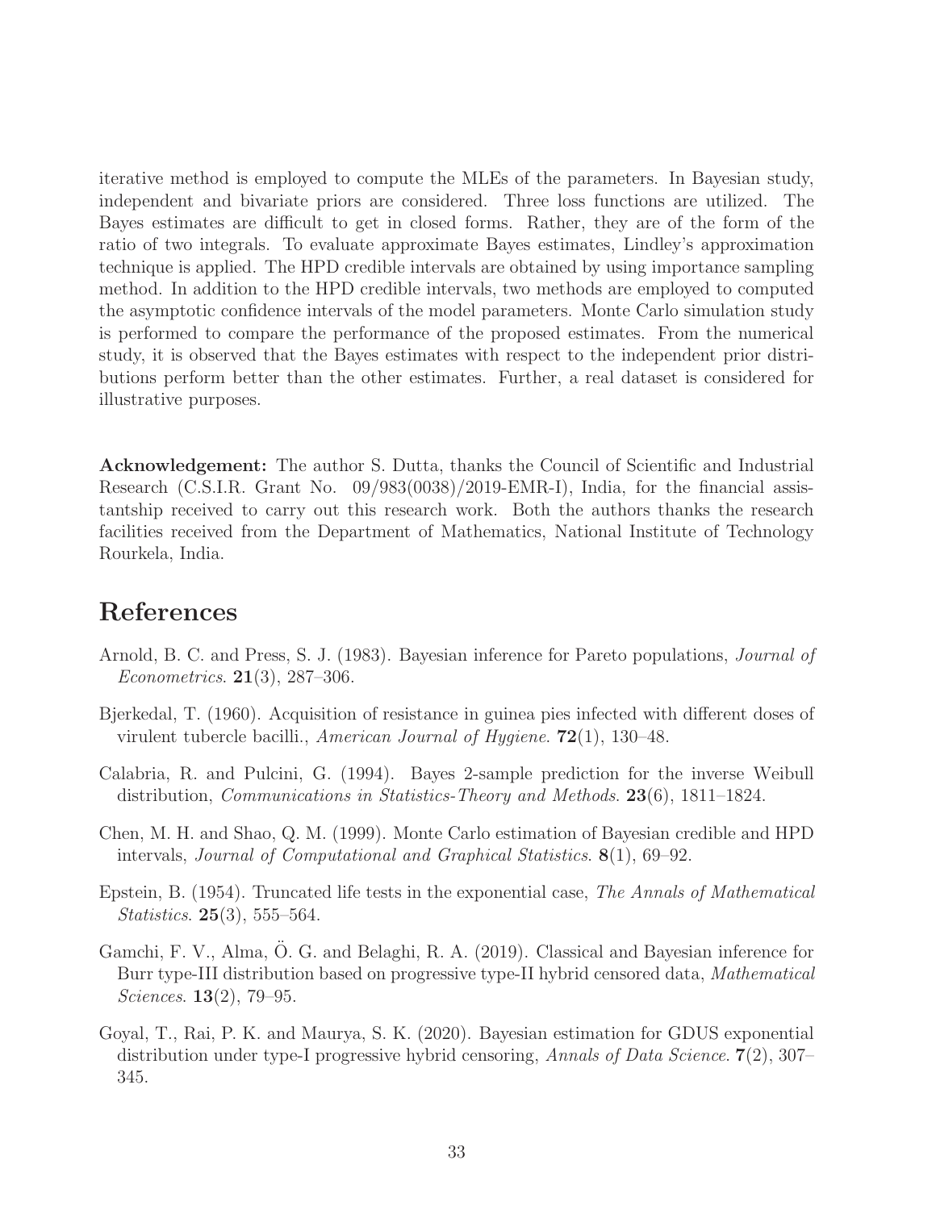iterative method is employed to compute the MLEs of the parameters. In Bayesian study, independent and bivariate priors are considered. Three loss functions are utilized. The Bayes estimates are difficult to get in closed forms. Rather, they are of the form of the ratio of two integrals. To evaluate approximate Bayes estimates, Lindley's approximation technique is applied. The HPD credible intervals are obtained by using importance sampling method. In addition to the HPD credible intervals, two methods are employed to computed the asymptotic confidence intervals of the model parameters. Monte Carlo simulation study is performed to compare the performance of the proposed estimates. From the numerical study, it is observed that the Bayes estimates with respect to the independent prior distributions perform better than the other estimates. Further, a real dataset is considered for illustrative purposes.

**Acknowledgement:** The author S. Dutta, thanks the Council of Scientific and Industrial Research (C.S.I.R. Grant No. 09/983(0038)/2019-EMR-I), India, for the financial assistantship received to carry out this research work. Both the authors thanks the research facilities received from the Department of Mathematics, National Institute of Technology Rourkela, India.

# References

Arnold, B. C. and Press, S. J. (1983). Bayesian inference for Pareto populations, *Journal of Econometrics*. **21**(3), 287–306.

Bjerkedal, T. (1960). Acquisition of resistance in guinea pies infected with different doses of virulent tubercle bacilli., *American Journal of Hygiene*. **72**(1), 130–48.

Calabria, R. and Pulcini, G. (1994). Bayes 2-sample prediction for the inverse Weibull distribution, *Communications in Statistics-Theory and Methods*. **23**(6), 1811–1824.

Chen, M. H. and Shao, Q. M. (1999). Monte Carlo estimation of Bayesian credible and HPD intervals, *Journal of Computational and Graphical Statistics*. **8**(1), 69–92.

Epstein, B. (1954). Truncated life tests in the exponential case, *The Annals of Mathematical Statistics*. **25**(3), 555–564.

Gamchi, F. V., Alma, Ö. G. and Belaghi, R. A. (2019). Classical and Bayesian inference for Burr type-III distribution based on progressive type-II hybrid censored data, *Mathematical Sciences*. **13**(2), 79–95.

Goyal, T., Rai, P. K. and Maurya, S. K. (2020). Bayesian estimation for GDUS exponential distribution under type-I progressive hybrid censoring, *Annals of Data Science*. **7**(2), 307–345.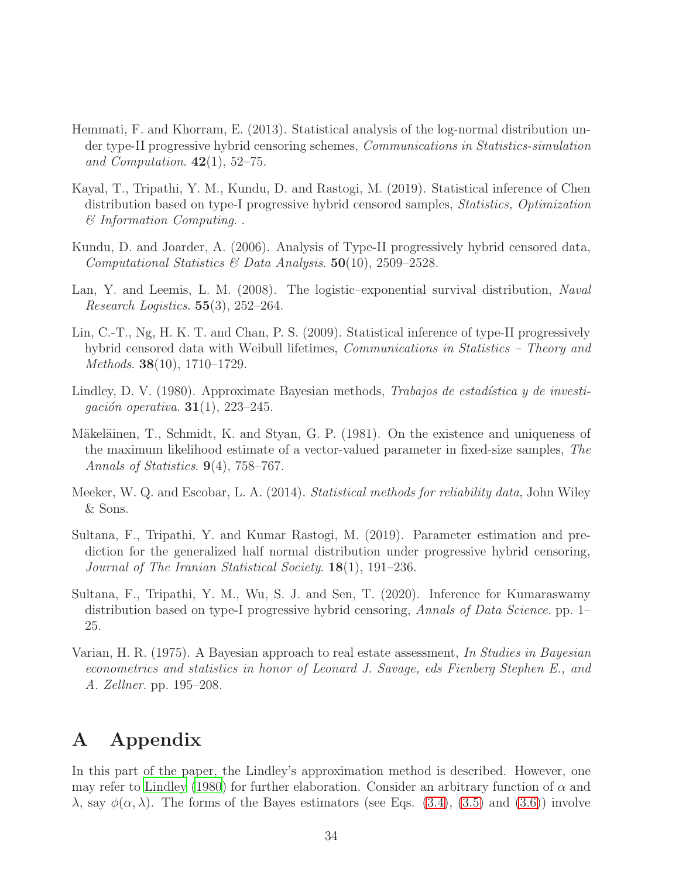Hemmati, F. and Khorram, E. (2013). Statistical analysis of the log-normal distribution under type-II progressive hybrid censoring schemes, *Communications in Statistics-simulation and Computation*. **42**(1), 52–75.

Kayal, T., Tripathi, Y. M., Kundu, D. and Rastogi, M. (2019). Statistical inference of Chen distribution based on type-I progressive hybrid censored samples, *Statistics, Optimization & Information Computing*. .

Kundu, D. and Joarder, A. (2006). Analysis of Type-II progressively hybrid censored data, *Computational Statistics & Data Analysis*. **50**(10), 2509–2528.

Lan, Y. and Leemis, L. M. (2008). The logistic–exponential survival distribution, *Naval Research Logistics*. **55**(3), 252–264.

Lin, C.-T., Ng, H. K. T. and Chan, P. S. (2009). Statistical inference of type-II progressively hybrid censored data with Weibull lifetimes, *Communications in Statistics – Theory and Methods*. **38**(10), 1710–1729.

Lindley, D. V. (1980). Approximate Bayesian methods, *Trabajos de estadística y de investigación operativa*. **31**(1), 223–245.

Mäkeläinen, T., Schmidt, K. and Styan, G. P. (1981). On the existence and uniqueness of the maximum likelihood estimate of a vector-valued parameter in fixed-size samples, *The Annals of Statistics*. **9**(4), 758–767.

Meeker, W. Q. and Escobar, L. A. (2014). *Statistical methods for reliability data*, John Wiley & Sons.

Sultana, F., Tripathi, Y. and Kumar Rastogi, M. (2019). Parameter estimation and prediction for the generalized half normal distribution under progressive hybrid censoring, *Journal of The Iranian Statistical Society*. **18**(1), 191–236.

Sultana, F., Tripathi, Y. M., Wu, S. J. and Sen, T. (2020). Inference for Kumaraswamy distribution based on type-I progressive hybrid censoring, *Annals of Data Science*. pp. 1–25.

Varian, H. R. (1975). A Bayesian approach to real estate assessment, *In Studies in Bayesian econometrics and statistics in honor of Leonard J. Savage, eds Fienberg Stephen E., and A. Zellner*. pp. 195–208.

# A Appendix

In this part of the paper, the Lindley's approximation method is described. However, one may refer to Lindley (1980) for further elaboration. Consider an arbitrary function of $\alpha$ and $\lambda$, say $\phi(\alpha, \lambda)$. The forms of the Bayes estimators (see Eqs. (3.4), (3.5) and (3.6)) involve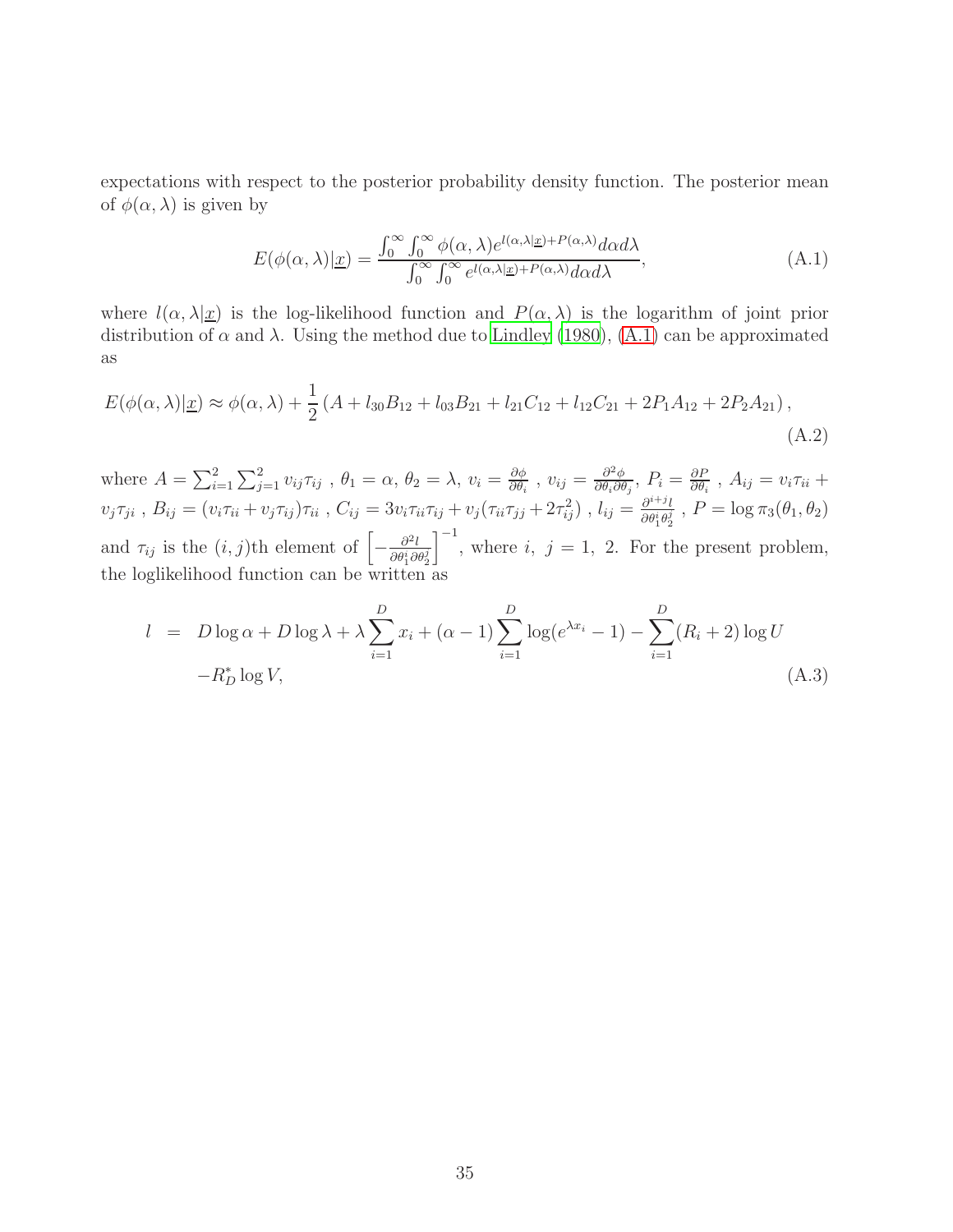expectations with respect to the posterior probability density function. The posterior mean of $\phi(\alpha, \lambda)$ is given by

$$E(\phi(\alpha,\lambda)|\underline{x}) = \frac{\int_0^\infty \int_0^\infty \phi(\alpha,\lambda) e^{l(\alpha,\lambda|\underline{x})+P(\alpha,\lambda)} d\alpha d\lambda}{\int_0^\infty \int_0^\infty e^{l(\alpha,\lambda|\underline{x})+P(\alpha,\lambda)} d\alpha d\lambda}, \tag{A.1}$$

where $l(\alpha, \lambda|\underline{x})$ is the log-likelihood function and $P(\alpha, \lambda)$ is the logarithm of joint prior distribution of $\alpha$ and $\lambda$. Using the method due to Lindley (1980), (A.1) can be approximated as

$$E(\phi(\alpha,\lambda)|\underline{x}) \approx \phi(\alpha,\lambda) + \frac{1}{2}\left(A + l_{30}B_{12} + l_{03}B_{21} + l_{21}C_{12} + l_{12}C_{21} + 2P_1A_{12} + 2P_2A_{21}\right), \tag{A.2}$$

where $A = \sum_{i=1}^{2}\sum_{j=1}^{2} v_{ij}\tau_{ij}$ , $\theta_1 = \alpha$, $\theta_2 = \lambda$, $v_i = \frac{\partial \phi}{\partial \theta_i}$ , $v_{ij} = \frac{\partial^2 \phi}{\partial \theta_i \partial \theta_j}$, $P_i = \frac{\partial P}{\partial \theta_i}$ , $A_{ij} = v_i\tau_{ii} + v_j\tau_{ji}$ , $B_{ij} = (v_i\tau_{ii} + v_j\tau_{ij})\tau_{ii}$ , $C_{ij} = 3v_i\tau_{ii}\tau_{ij} + v_j(\tau_{ii}\tau_{jj} + 2\tau_{ij}^2)$ , $l_{ij} = \frac{\partial^{i+j} l}{\partial \theta_1^i \theta_2^j}$ , $P = \log \pi_3(\theta_1, \theta_2)$ and $\tau_{ij}$ is the $(i, j)$th element of $\left[-\frac{\partial^2 l}{\partial \theta_1^i \partial \theta_2^j}\right]^{-1}$, where $i,\ j = 1,\ 2$. For the present problem, the loglikelihood function can be written as

$$\begin{aligned} l \;&=\; D\log\alpha + D\log\lambda + \lambda\sum_{i=1}^{D} x_i + (\alpha-1)\sum_{i=1}^{D}\log(e^{\lambda x_i}-1) - \sum_{i=1}^{D}(R_i+2)\log U \\ &\quad - R_D^*\log V, \end{aligned} \tag{A.3}$$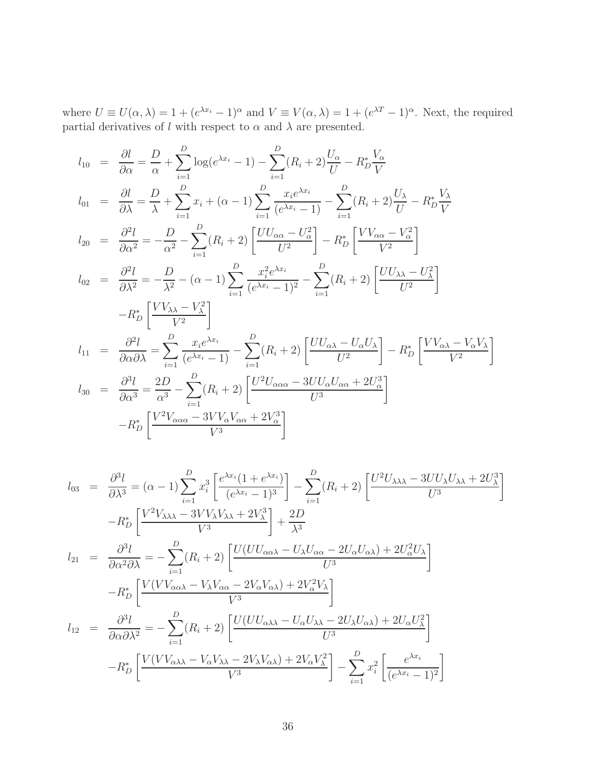where $U \equiv U(\alpha, \lambda) = 1 + (e^{\lambda x_i} - 1)^\alpha$ and $V \equiv V(\alpha, \lambda) = 1 + (e^{\lambda T} - 1)^\alpha$. Next, the required partial derivatives of $l$ with respect to $\alpha$ and $\lambda$ are presented.

$$l_{10} = \frac{\partial l}{\partial \alpha} = \frac{D}{\alpha} + \sum_{i=1}^{D} \log(e^{\lambda x_i} - 1) - \sum_{i=1}^{D} (R_i + 2)\frac{U_\alpha}{U} - R_D^* \frac{V_\alpha}{V}$$

$$l_{01} = \frac{\partial l}{\partial \lambda} = \frac{D}{\lambda} + \sum_{i=1}^{D} x_i + (\alpha - 1)\sum_{i=1}^{D} \frac{x_i e^{\lambda x_i}}{(e^{\lambda x_i} - 1)} - \sum_{i=1}^{D} (R_i + 2)\frac{U_\lambda}{U} - R_D^* \frac{V_\lambda}{V}$$

$$l_{20} = \frac{\partial^2 l}{\partial \alpha^2} = -\frac{D}{\alpha^2} - \sum_{i=1}^{D} (R_i + 2)\left[\frac{UU_{\alpha\alpha} - U_\alpha^2}{U^2}\right] - R_D^* \left[\frac{VV_{\alpha\alpha} - V_\alpha^2}{V^2}\right]$$

$$l_{02} = \frac{\partial^2 l}{\partial \lambda^2} = -\frac{D}{\lambda^2} - (\alpha - 1)\sum_{i=1}^{D} \frac{x_i^2 e^{\lambda x_i}}{(e^{\lambda x_i} - 1)^2} - \sum_{i=1}^{D} (R_i + 2)\left[\frac{UU_{\lambda\lambda} - U_\lambda^2}{U^2}\right] - R_D^* \left[\frac{VV_{\lambda\lambda} - V_\lambda^2}{V^2}\right]$$

$$l_{11} = \frac{\partial^2 l}{\partial \alpha \partial \lambda} = \sum_{i=1}^{D} \frac{x_i e^{\lambda x_i}}{(e^{\lambda x_i} - 1)} - \sum_{i=1}^{D} (R_i + 2)\left[\frac{UU_{\alpha\lambda} - U_\alpha U_\lambda}{U^2}\right] - R_D^* \left[\frac{VV_{\alpha\lambda} - V_\alpha V_\lambda}{V^2}\right]$$

$$l_{30} = \frac{\partial^3 l}{\partial \alpha^3} = \frac{2D}{\alpha^3} - \sum_{i=1}^{D} (R_i + 2)\left[\frac{U^2 U_{\alpha\alpha\alpha} - 3UU_\alpha U_{\alpha\alpha} + 2U_\alpha^3}{U^3}\right] - R_D^* \left[\frac{V^2 V_{\alpha\alpha\alpha} - 3VV_\alpha V_{\alpha\alpha} + 2V_\alpha^3}{V^3}\right]$$

$$l_{03} = \frac{\partial^3 l}{\partial \lambda^3} = (\alpha - 1)\sum_{i=1}^{D} x_i^3 \left[\frac{e^{\lambda x_i}(1 + e^{\lambda x_i})}{(e^{\lambda x_i} - 1)^3}\right] - \sum_{i=1}^{D} (R_i + 2)\left[\frac{U^2 U_{\lambda\lambda\lambda} - 3UU_\lambda U_{\lambda\lambda} + 2U_\lambda^3}{U^3}\right] - R_D^* \left[\frac{V^2 V_{\lambda\lambda\lambda} - 3VV_\lambda V_{\lambda\lambda} + 2V_\lambda^3}{V^3}\right] + \frac{2D}{\lambda^3}$$

$$l_{21} = \frac{\partial^3 l}{\partial \alpha^2 \partial \lambda} = -\sum_{i=1}^{D} (R_i + 2)\left[\frac{U(UU_{\alpha\alpha\lambda} - U_\lambda U_{\alpha\alpha} - 2U_\alpha U_{\alpha\lambda}) + 2U_\alpha^2 U_\lambda}{U^3}\right] - R_D^* \left[\frac{V(VV_{\alpha\alpha\lambda} - V_\lambda V_{\alpha\alpha} - 2V_\alpha V_{\alpha\lambda}) + 2V_\alpha^2 V_\lambda}{V^3}\right]$$

$$l_{12} = \frac{\partial^3 l}{\partial \alpha \partial \lambda^2} = -\sum_{i=1}^{D} (R_i + 2)\left[\frac{U(UU_{\alpha\lambda\lambda} - U_\alpha U_{\lambda\lambda} - 2U_\lambda U_{\alpha\lambda}) + 2U_\alpha U_\lambda^2}{U^3}\right] - R_D^* \left[\frac{V(VV_{\alpha\lambda\lambda} - V_\alpha V_{\lambda\lambda} - 2V_\lambda V_{\alpha\lambda}) + 2V_\alpha V_\lambda^2}{V^3}\right] - \sum_{i=1}^{D} x_i^2 \left[\frac{e^{\lambda x_i}}{(e^{\lambda x_i} - 1)^2}\right]$$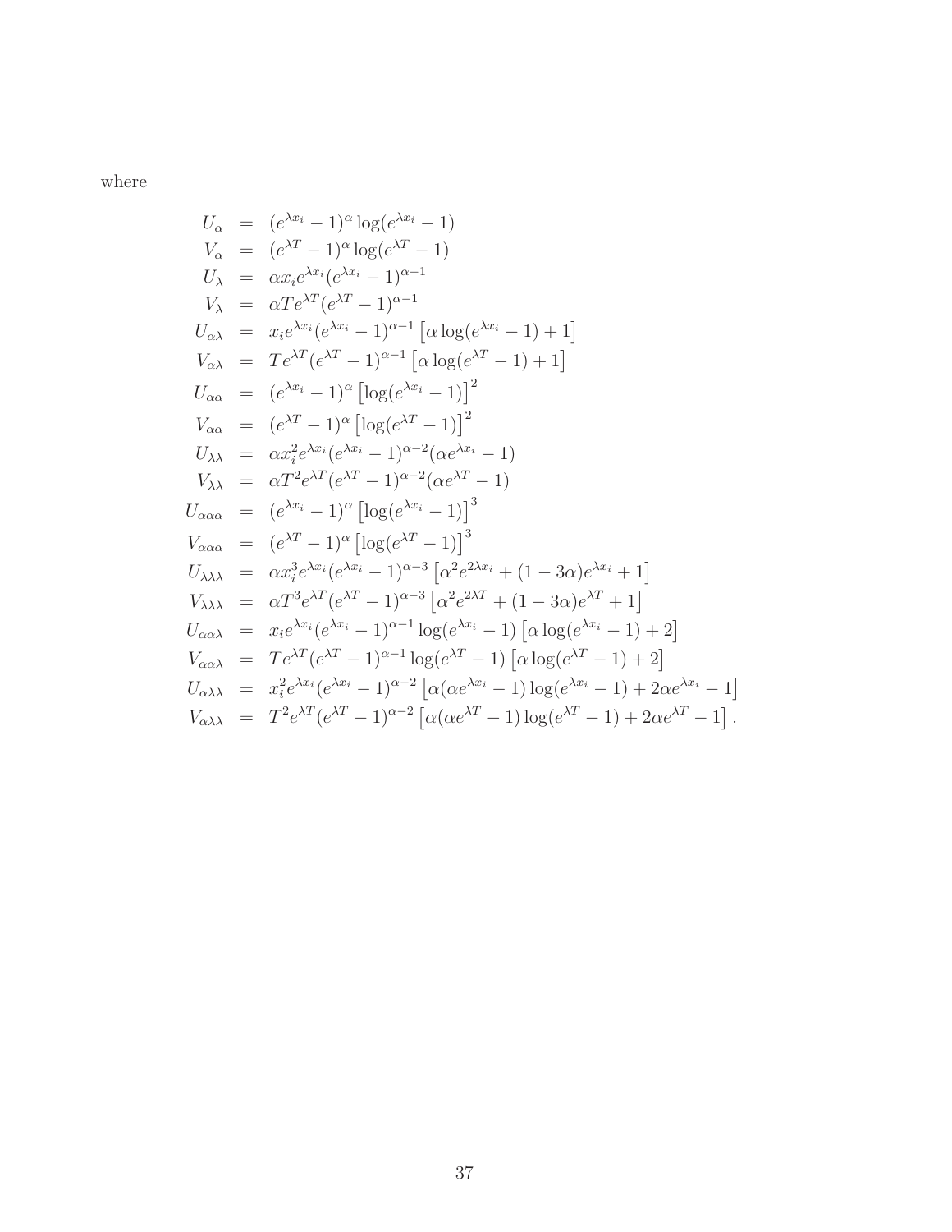where

$$
\begin{aligned}
U_{\alpha} &= (e^{\lambda x_i}-1)^{\alpha}\log(e^{\lambda x_i}-1) \\
V_{\alpha} &= (e^{\lambda T}-1)^{\alpha}\log(e^{\lambda T}-1) \\
U_{\lambda} &= \alpha x_i e^{\lambda x_i}(e^{\lambda x_i}-1)^{\alpha-1} \\
V_{\lambda} &= \alpha T e^{\lambda T}(e^{\lambda T}-1)^{\alpha-1} \\
U_{\alpha\lambda} &= x_i e^{\lambda x_i}(e^{\lambda x_i}-1)^{\alpha-1}\left[\alpha\log(e^{\lambda x_i}-1)+1\right] \\
V_{\alpha\lambda} &= T e^{\lambda T}(e^{\lambda T}-1)^{\alpha-1}\left[\alpha\log(e^{\lambda T}-1)+1\right] \\
U_{\alpha\alpha} &= (e^{\lambda x_i}-1)^{\alpha}\left[\log(e^{\lambda x_i}-1)\right]^2 \\
V_{\alpha\alpha} &= (e^{\lambda T}-1)^{\alpha}\left[\log(e^{\lambda T}-1)\right]^2 \\
U_{\lambda\lambda} &= \alpha x_i^2 e^{\lambda x_i}(e^{\lambda x_i}-1)^{\alpha-2}(\alpha e^{\lambda x_i}-1) \\
V_{\lambda\lambda} &= \alpha T^2 e^{\lambda T}(e^{\lambda T}-1)^{\alpha-2}(\alpha e^{\lambda T}-1) \\
U_{\alpha\alpha\alpha} &= (e^{\lambda x_i}-1)^{\alpha}\left[\log(e^{\lambda x_i}-1)\right]^3 \\
V_{\alpha\alpha\alpha} &= (e^{\lambda T}-1)^{\alpha}\left[\log(e^{\lambda T}-1)\right]^3 \\
U_{\lambda\lambda\lambda} &= \alpha x_i^3 e^{\lambda x_i}(e^{\lambda x_i}-1)^{\alpha-3}\left[\alpha^2 e^{2\lambda x_i}+(1-3\alpha)e^{\lambda x_i}+1\right] \\
V_{\lambda\lambda\lambda} &= \alpha T^3 e^{\lambda T}(e^{\lambda T}-1)^{\alpha-3}\left[\alpha^2 e^{2\lambda T}+(1-3\alpha)e^{\lambda T}+1\right] \\
U_{\alpha\alpha\lambda} &= x_i e^{\lambda x_i}(e^{\lambda x_i}-1)^{\alpha-1}\log(e^{\lambda x_i}-1)\left[\alpha\log(e^{\lambda x_i}-1)+2\right] \\
V_{\alpha\alpha\lambda} &= T e^{\lambda T}(e^{\lambda T}-1)^{\alpha-1}\log(e^{\lambda T}-1)\left[\alpha\log(e^{\lambda T}-1)+2\right] \\
U_{\alpha\lambda\lambda} &= x_i^2 e^{\lambda x_i}(e^{\lambda x_i}-1)^{\alpha-2}\left[\alpha(\alpha e^{\lambda x_i}-1)\log(e^{\lambda x_i}-1)+2\alpha e^{\lambda x_i}-1\right] \\
V_{\alpha\lambda\lambda} &= T^2 e^{\lambda T}(e^{\lambda T}-1)^{\alpha-2}\left[\alpha(\alpha e^{\lambda T}-1)\log(e^{\lambda T}-1)+2\alpha e^{\lambda T}-1\right].
\end{aligned}
$$